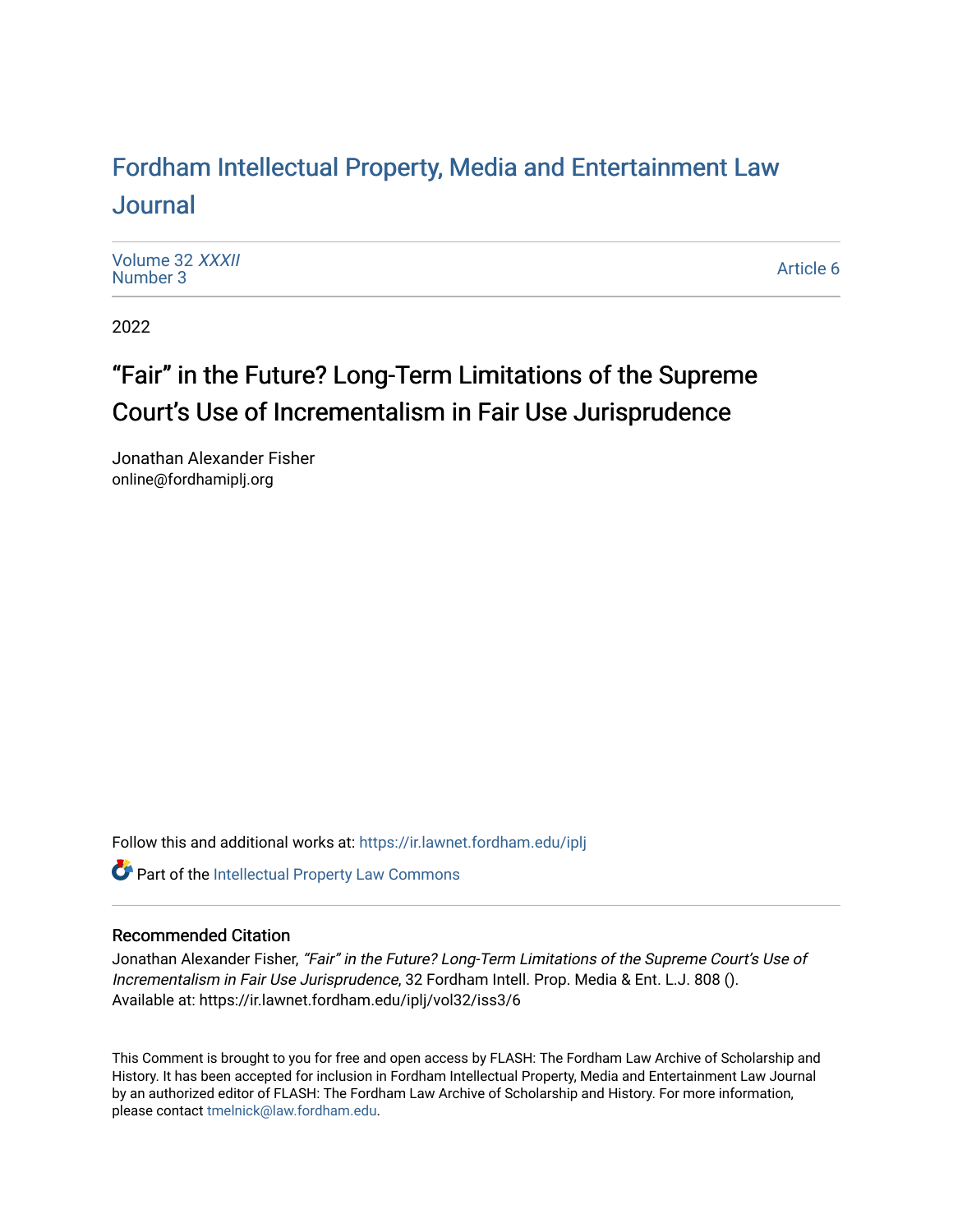# Fordham Intellectual Property, Media and Entertainment Law Journal

Volume 32 *XXXII*
Number 3

Article 6

2022

## "Fair" in the Future? Long-Term Limitations of the Supreme Court's Use of Incrementalism in Fair Use Jurisprudence

Jonathan Alexander Fisher
online@fordhamiplj.org

Follow this and additional works at: https://ir.lawnet.fordham.edu/iplj

Part of the Intellectual Property Law Commons

### Recommended Citation

Jonathan Alexander Fisher, *"Fair" in the Future? Long-Term Limitations of the Supreme Court's Use of Incrementalism in Fair Use Jurisprudence*, 32 Fordham Intell. Prop. Media & Ent. L.J. 808 ().
Available at: https://ir.lawnet.fordham.edu/iplj/vol32/iss3/6

This Comment is brought to you for free and open access by FLASH: The Fordham Law Archive of Scholarship and History. It has been accepted for inclusion in Fordham Intellectual Property, Media and Entertainment Law Journal by an authorized editor of FLASH: The Fordham Law Archive of Scholarship and History. For more information, please contact tmelnick@law.fordham.edu.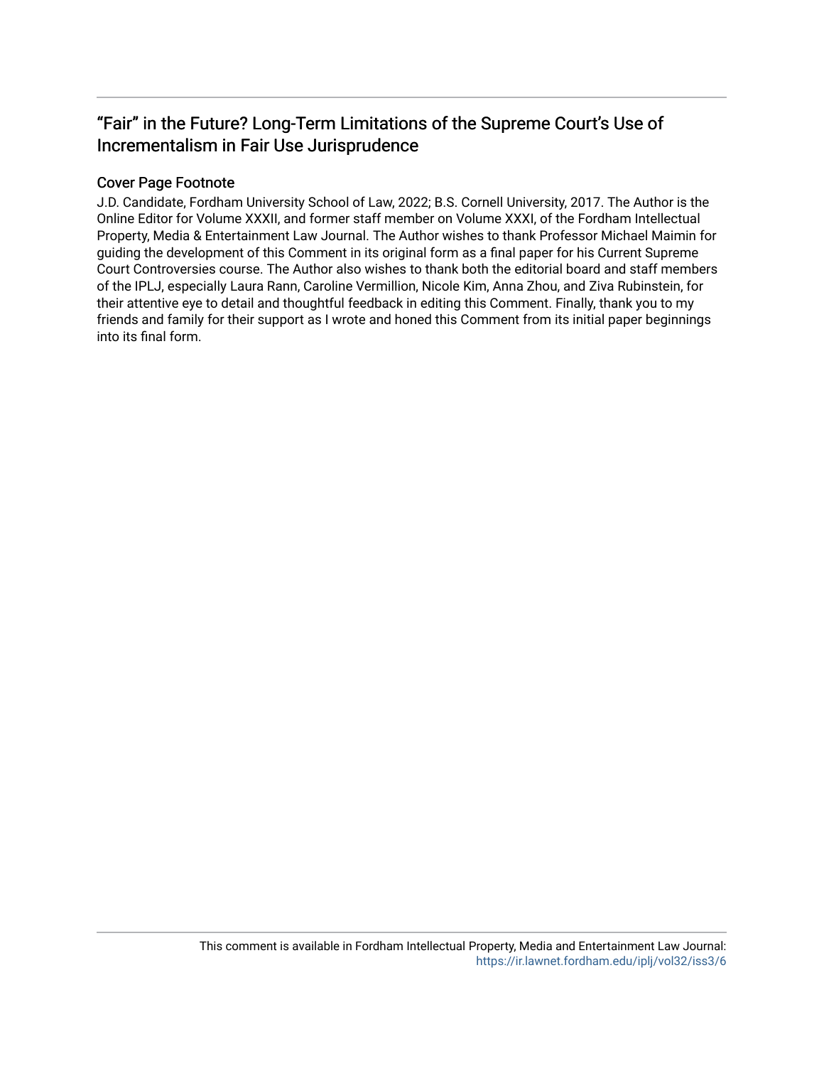## "Fair" in the Future? Long-Term Limitations of the Supreme Court's Use of Incrementalism in Fair Use Jurisprudence

### Cover Page Footnote

J.D. Candidate, Fordham University School of Law, 2022; B.S. Cornell University, 2017. The Author is the Online Editor for Volume XXXII, and former staff member on Volume XXXI, of the Fordham Intellectual Property, Media & Entertainment Law Journal. The Author wishes to thank Professor Michael Maimin for guiding the development of this Comment in its original form as a final paper for his Current Supreme Court Controversies course. The Author also wishes to thank both the editorial board and staff members of the IPLJ, especially Laura Rann, Caroline Vermillion, Nicole Kim, Anna Zhou, and Ziva Rubinstein, for their attentive eye to detail and thoughtful feedback in editing this Comment. Finally, thank you to my friends and family for their support as I wrote and honed this Comment from its initial paper beginnings into its final form.

This comment is available in Fordham Intellectual Property, Media and Entertainment Law Journal: https://ir.lawnet.fordham.edu/iplj/vol32/iss3/6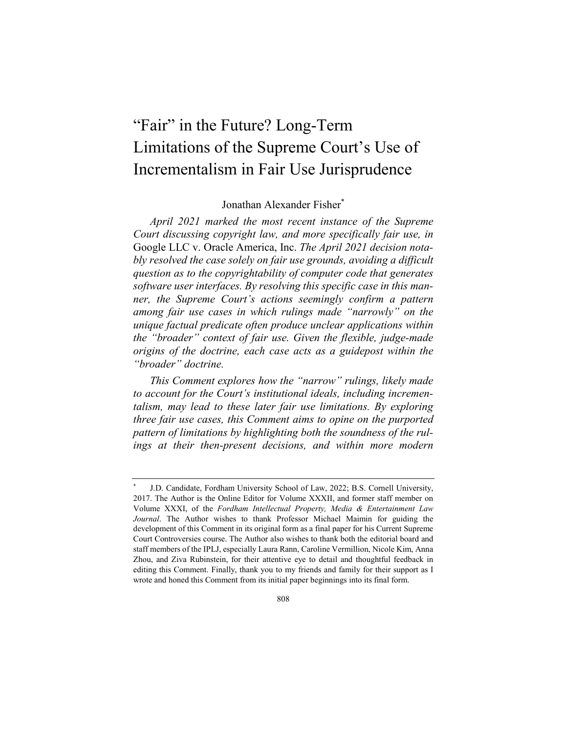# "Fair" in the Future? Long-Term Limitations of the Supreme Court's Use of Incrementalism in Fair Use Jurisprudence

Jonathan Alexander Fisher*

*April 2021 marked the most recent instance of the Supreme Court discussing copyright law, and more specifically fair use, in* Google LLC v. Oracle America, Inc. *The April 2021 decision notably resolved the case solely on fair use grounds, avoiding a difficult question as to the copyrightability of computer code that generates software user interfaces. By resolving this specific case in this manner, the Supreme Court's actions seemingly confirm a pattern among fair use cases in which rulings made "narrowly" on the unique factual predicate often produce unclear applications within the "broader" context of fair use. Given the flexible, judge-made origins of the doctrine, each case acts as a guidepost within the "broader" doctrine.*

*This Comment explores how the "narrow" rulings, likely made to account for the Court's institutional ideals, including incrementalism, may lead to these later fair use limitations. By exploring three fair use cases, this Comment aims to opine on the purported pattern of limitations by highlighting both the soundness of the rulings at their then-present decisions, and within more modern*

---

\* J.D. Candidate, Fordham University School of Law, 2022; B.S. Cornell University, 2017. The Author is the Online Editor for Volume XXXII, and former staff member on Volume XXXI, of the *Fordham Intellectual Property, Media & Entertainment Law Journal*. The Author wishes to thank Professor Michael Maimin for guiding the development of this Comment in its original form as a final paper for his Current Supreme Court Controversies course. The Author also wishes to thank both the editorial board and staff members of the IPLJ, especially Laura Rann, Caroline Vermillion, Nicole Kim, Anna Zhou, and Ziva Rubinstein, for their attentive eye to detail and thoughtful feedback in editing this Comment. Finally, thank you to my friends and family for their support as I wrote and honed this Comment from its initial paper beginnings into its final form.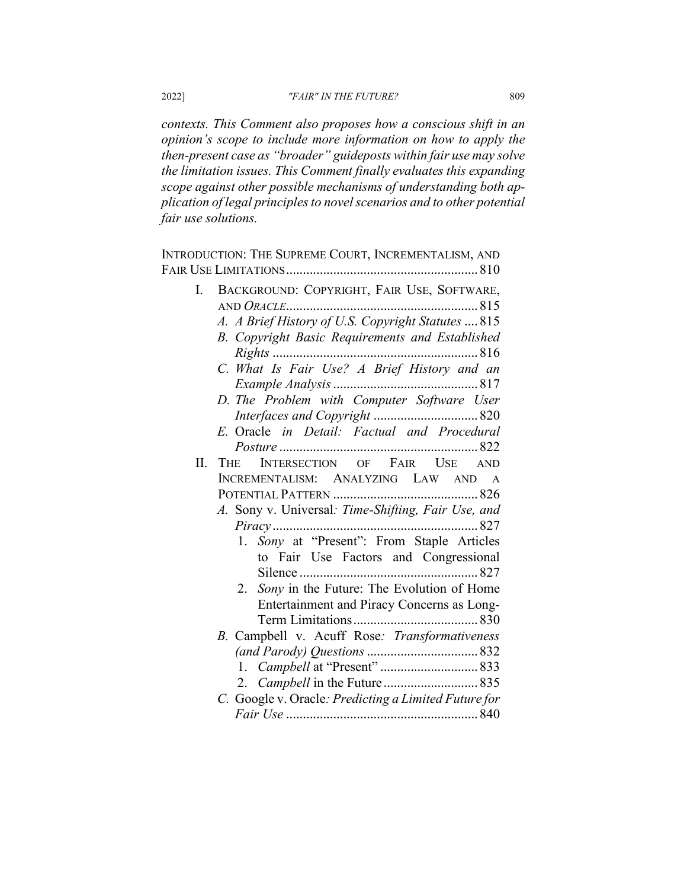*contexts. This Comment also proposes how a conscious shift in an opinion's scope to include more information on how to apply the then-present case as "broader" guideposts within fair use may solve the limitation issues. This Comment finally evaluates this expanding scope against other possible mechanisms of understanding both application of legal principles to novel scenarios and to other potential fair use solutions.*

INTRODUCTION: THE SUPREME COURT, INCREMENTALISM, AND FAIR USE LIMITATIONS ........ 810

- I. BACKGROUND: COPYRIGHT, FAIR USE, SOFTWARE, AND *ORACLE* ........ 815
  - *A. A Brief History of U.S. Copyright Statutes* .... 815
  - *B. Copyright Basic Requirements and Established Rights* ........ 816
  - *C. What Is Fair Use? A Brief History and an Example Analysis* ........ 817
  - *D. The Problem with Computer Software User Interfaces and Copyright* ........ 820
  - *E.* Oracle *in Detail: Factual and Procedural Posture* ........ 822
- II. THE INTERSECTION OF FAIR USE AND INCREMENTALISM: ANALYZING LAW AND A POTENTIAL PATTERN ........ 826
  - *A.* Sony v. Universal*: Time-Shifting, Fair Use, and Piracy* ........ 827
    1. *Sony* at "Present": From Staple Articles to Fair Use Factors and Congressional Silence ........ 827
    2. *Sony* in the Future: The Evolution of Home Entertainment and Piracy Concerns as Long-Term Limitations ........ 830
  - *B.* Campbell v. Acuff Rose*: Transformativeness (and Parody) Questions* ........ 832
    1. *Campbell* at "Present" ........ 833
    2. *Campbell* in the Future ........ 835
  - *C.* Google v. Oracle*: Predicting a Limited Future for Fair Use* ........ 840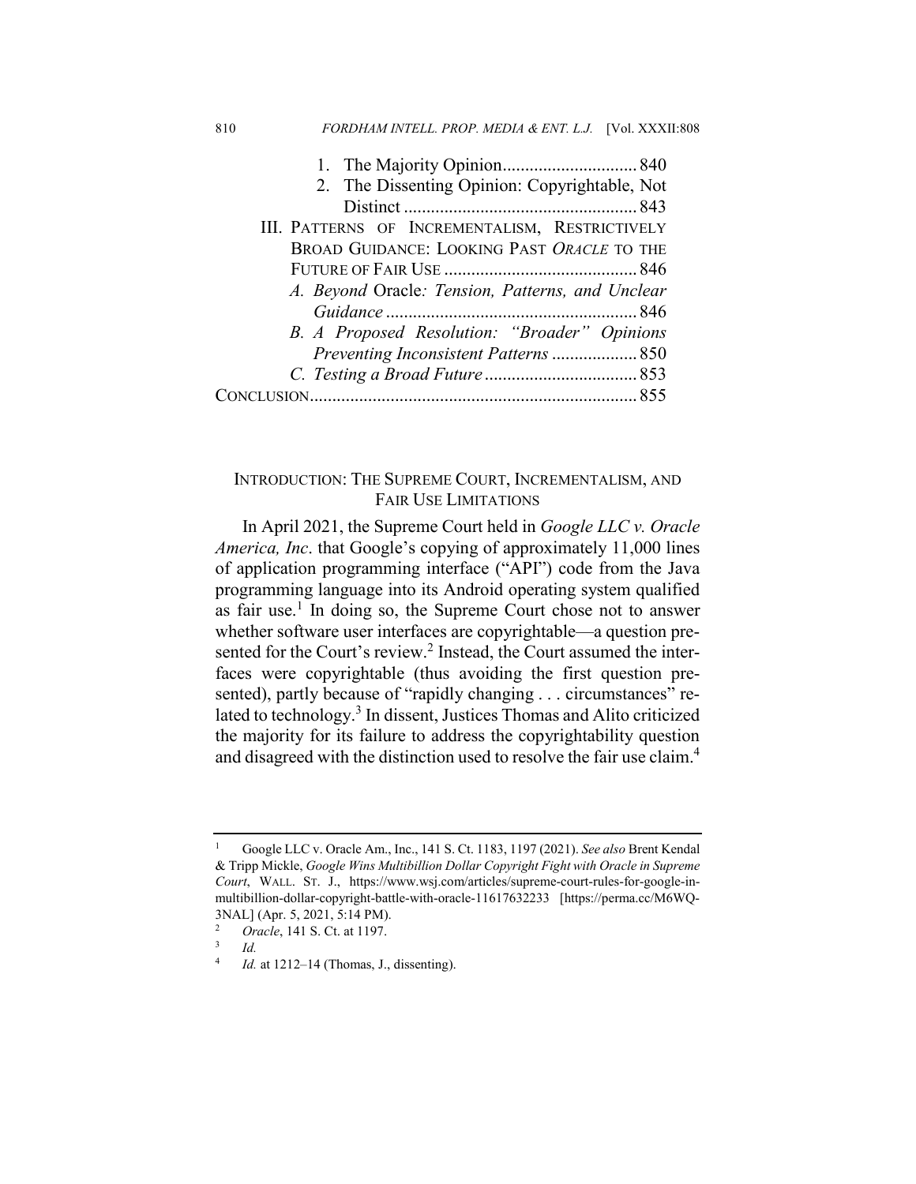1. The Majority Opinion ............................ 840
2. The Dissenting Opinion: Copyrightable, Not Distinct ................................................... 843

III. PATTERNS OF INCREMENTALISM, RESTRICTIVELY BROAD GUIDANCE: LOOKING PAST *ORACLE* TO THE FUTURE OF FAIR USE ........................................... 846

*A. Beyond* Oracle*: Tension, Patterns, and Unclear Guidance* ....................................................... 846

*B. A Proposed Resolution: "Broader" Opinions Preventing Inconsistent Patterns* .................. 850

*C. Testing a Broad Future* .................................. 853

CONCLUSION ........................................................................ 855

## INTRODUCTION: THE SUPREME COURT, INCREMENTALISM, AND FAIR USE LIMITATIONS

In April 2021, the Supreme Court held in *Google LLC v. Oracle America, Inc*. that Google's copying of approximately 11,000 lines of application programming interface ("API") code from the Java programming language into its Android operating system qualified as fair use.[1] In doing so, the Supreme Court chose not to answer whether software user interfaces are copyrightable—a question presented for the Court's review.[2] Instead, the Court assumed the interfaces were copyrightable (thus avoiding the first question presented), partly because of "rapidly changing . . . circumstances" related to technology.[3] In dissent, Justices Thomas and Alito criticized the majority for its failure to address the copyrightability question and disagreed with the distinction used to resolve the fair use claim.[4]

---

[1] Google LLC v. Oracle Am., Inc., 141 S. Ct. 1183, 1197 (2021). *See also* Brent Kendal & Tripp Mickle, *Google Wins Multibillion Dollar Copyright Fight with Oracle in Supreme Court*, WALL. ST. J., https://www.wsj.com/articles/supreme-court-rules-for-google-in-multibillion-dollar-copyright-battle-with-oracle-11617632233 [https://perma.cc/M6WQ-3NAL] (Apr. 5, 2021, 5:14 PM).

[2] *Oracle*, 141 S. Ct. at 1197.

[3] *Id.*

[4] *Id.* at 1212–14 (Thomas, J., dissenting).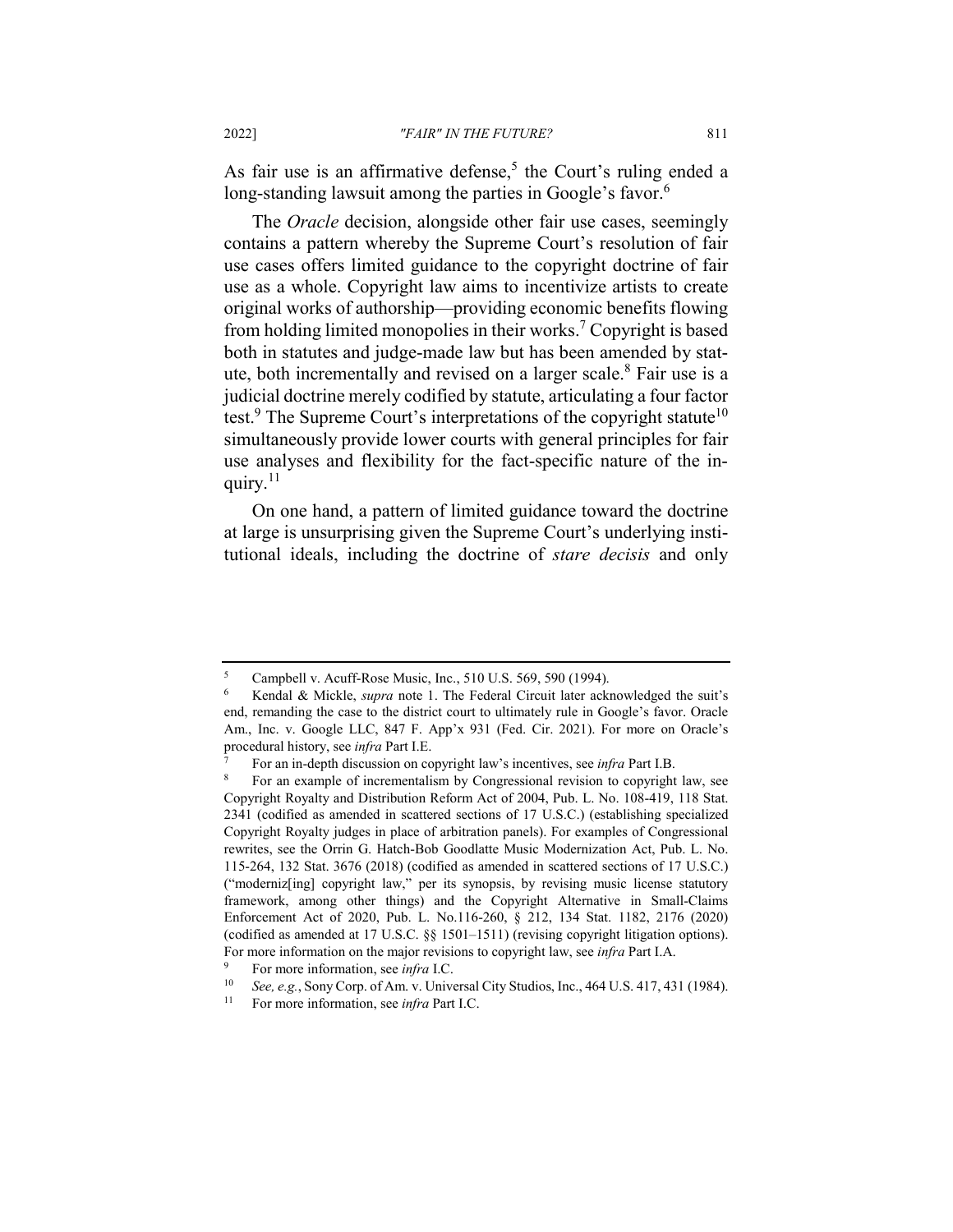As fair use is an affirmative defense,[5] the Court's ruling ended a long-standing lawsuit among the parties in Google's favor.[6]

The *Oracle* decision, alongside other fair use cases, seemingly contains a pattern whereby the Supreme Court's resolution of fair use cases offers limited guidance to the copyright doctrine of fair use as a whole. Copyright law aims to incentivize artists to create original works of authorship—providing economic benefits flowing from holding limited monopolies in their works.[7] Copyright is based both in statutes and judge-made law but has been amended by statute, both incrementally and revised on a larger scale.[8] Fair use is a judicial doctrine merely codified by statute, articulating a four factor test.[9] The Supreme Court's interpretations of the copyright statute[10] simultaneously provide lower courts with general principles for fair use analyses and flexibility for the fact-specific nature of the inquiry.[11]

On one hand, a pattern of limited guidance toward the doctrine at large is unsurprising given the Supreme Court's underlying institutional ideals, including the doctrine of *stare decisis* and only

---

[5] Campbell v. Acuff-Rose Music, Inc., 510 U.S. 569, 590 (1994).

[6] Kendal & Mickle, *supra* note 1. The Federal Circuit later acknowledged the suit's end, remanding the case to the district court to ultimately rule in Google's favor. Oracle Am., Inc. v. Google LLC, 847 F. App'x 931 (Fed. Cir. 2021). For more on Oracle's procedural history, see *infra* Part I.E.

[7] For an in-depth discussion on copyright law's incentives, see *infra* Part I.B.

[8] For an example of incrementalism by Congressional revision to copyright law, see Copyright Royalty and Distribution Reform Act of 2004, Pub. L. No. 108-419, 118 Stat. 2341 (codified as amended in scattered sections of 17 U.S.C.) (establishing specialized Copyright Royalty judges in place of arbitration panels). For examples of Congressional rewrites, see the Orrin G. Hatch-Bob Goodlatte Music Modernization Act, Pub. L. No. 115-264, 132 Stat. 3676 (2018) (codified as amended in scattered sections of 17 U.S.C.) ("moderniz[ing] copyright law," per its synopsis, by revising music license statutory framework, among other things) and the Copyright Alternative in Small-Claims Enforcement Act of 2020, Pub. L. No.116-260, § 212, 134 Stat. 1182, 2176 (2020) (codified as amended at 17 U.S.C. §§ 1501–1511) (revising copyright litigation options). For more information on the major revisions to copyright law, see *infra* Part I.A.

[9] For more information, see *infra* I.C.

[10] *See, e.g.*, Sony Corp. of Am. v. Universal City Studios, Inc., 464 U.S. 417, 431 (1984).

[11] For more information, see *infra* Part I.C.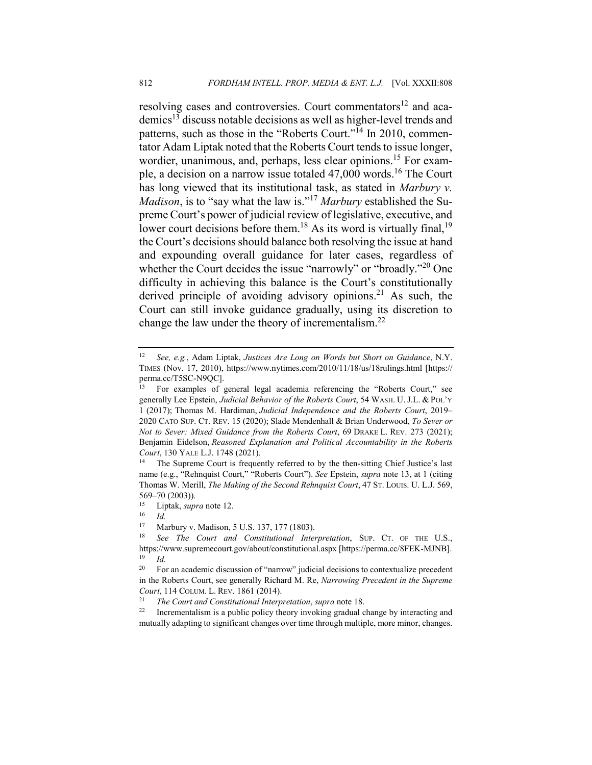resolving cases and controversies. Court commentators[12] and academics[13] discuss notable decisions as well as higher-level trends and patterns, such as those in the "Roberts Court."[14] In 2010, commentator Adam Liptak noted that the Roberts Court tends to issue longer, wordier, unanimous, and, perhaps, less clear opinions.[15] For example, a decision on a narrow issue totaled 47,000 words.[16] The Court has long viewed that its institutional task, as stated in *Marbury v. Madison*, is to "say what the law is."[17] *Marbury* established the Supreme Court's power of judicial review of legislative, executive, and lower court decisions before them.[18] As its word is virtually final,[19] the Court's decisions should balance both resolving the issue at hand and expounding overall guidance for later cases, regardless of whether the Court decides the issue "narrowly" or "broadly."[20] One difficulty in achieving this balance is the Court's constitutionally derived principle of avoiding advisory opinions.[21] As such, the Court can still invoke guidance gradually, using its discretion to change the law under the theory of incrementalism.[22]

---

[12] *See, e.g.*, Adam Liptak, *Justices Are Long on Words but Short on Guidance*, N.Y. TIMES (Nov. 17, 2010), https://www.nytimes.com/2010/11/18/us/18rulings.html [https://perma.cc/T5SC-N9QC].

[13] For examples of general legal academia referencing the "Roberts Court," see generally Lee Epstein, *Judicial Behavior of the Roberts Court*, 54 WASH. U. J.L. & POL'Y 1 (2017); Thomas M. Hardiman, *Judicial Independence and the Roberts Court*, 2019–2020 CATO SUP. CT. REV. 15 (2020); Slade Mendenhall & Brian Underwood, *To Sever or Not to Sever: Mixed Guidance from the Roberts Court*, 69 DRAKE L. REV. 273 (2021); Benjamin Eidelson, *Reasoned Explanation and Political Accountability in the Roberts Court*, 130 YALE L.J. 1748 (2021).

[14] The Supreme Court is frequently referred to by the then-sitting Chief Justice's last name (e.g., "Rehnquist Court," "Roberts Court"). *See* Epstein, *supra* note 13, at 1 (citing Thomas W. Merill, *The Making of the Second Rehnquist Court*, 47 ST. LOUIS. U. L.J. 569, 569–70 (2003)).

[15] Liptak, *supra* note 12.

[16] *Id.*

[17] Marbury v. Madison, 5 U.S. 137, 177 (1803).

[18] *See The Court and Constitutional Interpretation*, SUP. CT. OF THE U.S., https://www.supremecourt.gov/about/constitutional.aspx [https://perma.cc/8FEK-MJNB].

[19] *Id.*

[20] For an academic discussion of "narrow" judicial decisions to contextualize precedent in the Roberts Court, see generally Richard M. Re, *Narrowing Precedent in the Supreme Court*, 114 COLUM. L. REV. 1861 (2014).

[21] *The Court and Constitutional Interpretation*, *supra* note 18.

[22] Incrementalism is a public policy theory invoking gradual change by interacting and mutually adapting to significant changes over time through multiple, more minor, changes.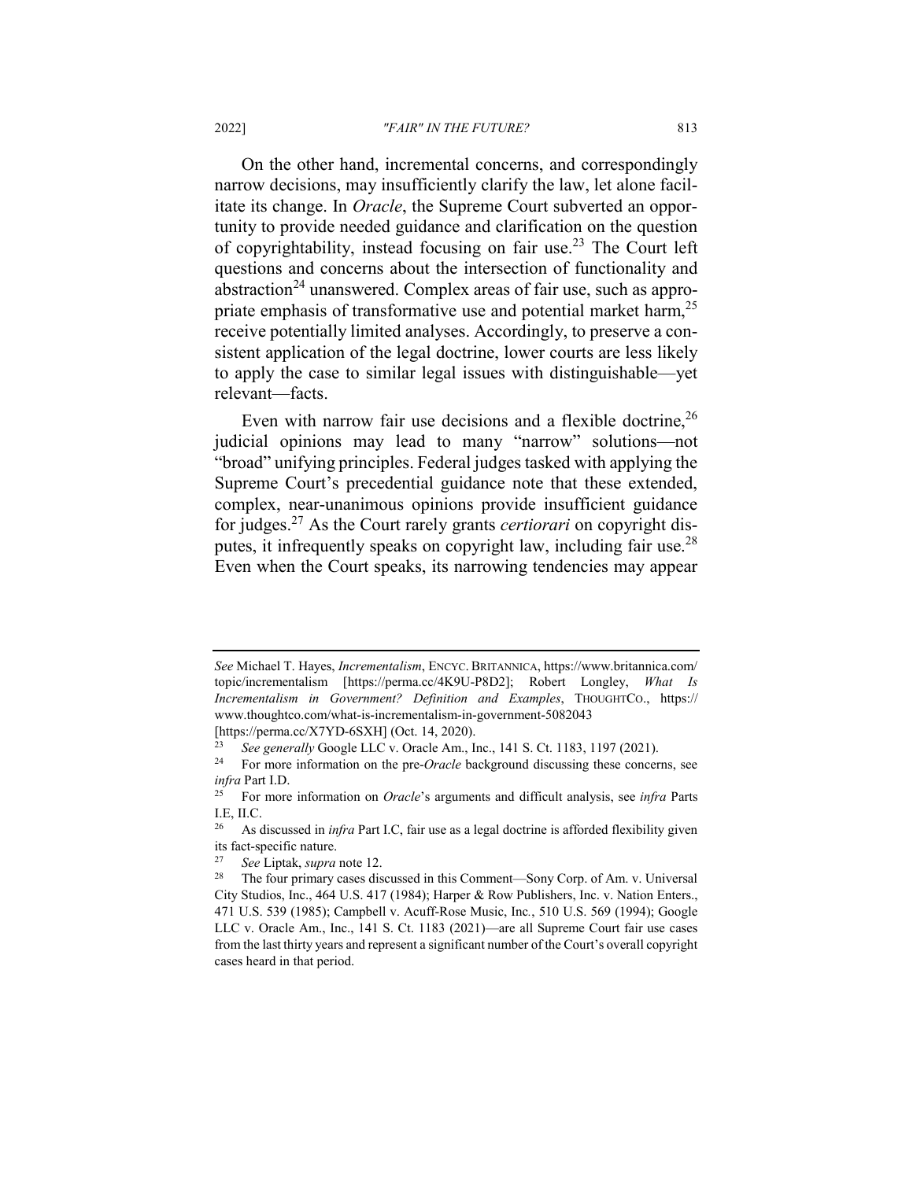On the other hand, incremental concerns, and correspondingly narrow decisions, may insufficiently clarify the law, let alone facilitate its change. In *Oracle*, the Supreme Court subverted an opportunity to provide needed guidance and clarification on the question of copyrightability, instead focusing on fair use.[23] The Court left questions and concerns about the intersection of functionality and abstraction[24] unanswered. Complex areas of fair use, such as appropriate emphasis of transformative use and potential market harm,[25] receive potentially limited analyses. Accordingly, to preserve a consistent application of the legal doctrine, lower courts are less likely to apply the case to similar legal issues with distinguishable—yet relevant—facts.

Even with narrow fair use decisions and a flexible doctrine,[26] judicial opinions may lead to many "narrow" solutions—not "broad" unifying principles. Federal judges tasked with applying the Supreme Court's precedential guidance note that these extended, complex, near-unanimous opinions provide insufficient guidance for judges.[27] As the Court rarely grants *certiorari* on copyright disputes, it infrequently speaks on copyright law, including fair use.[28] Even when the Court speaks, its narrowing tendencies may appear

---

*See* Michael T. Hayes, *Incrementalism*, ENCYC. BRITANNICA, https://www.britannica.com/topic/incrementalism [https://perma.cc/4K9U-P8D2]; Robert Longley, *What Is Incrementalism in Government? Definition and Examples*, THOUGHTCO., https://www.thoughtco.com/what-is-incrementalism-in-government-5082043 [https://perma.cc/X7YD-6SXH] (Oct. 14, 2020).

[23] *See generally* Google LLC v. Oracle Am., Inc., 141 S. Ct. 1183, 1197 (2021).

[24] For more information on the pre-*Oracle* background discussing these concerns, see *infra* Part I.D.

[25] For more information on *Oracle*'s arguments and difficult analysis, see *infra* Parts I.E, II.C.

[26] As discussed in *infra* Part I.C, fair use as a legal doctrine is afforded flexibility given its fact-specific nature.

[27] *See* Liptak, *supra* note 12.

[28] The four primary cases discussed in this Comment—Sony Corp. of Am. v. Universal City Studios, Inc., 464 U.S. 417 (1984); Harper & Row Publishers, Inc. v. Nation Enters., 471 U.S. 539 (1985); Campbell v. Acuff-Rose Music, Inc., 510 U.S. 569 (1994); Google LLC v. Oracle Am., Inc., 141 S. Ct. 1183 (2021)—are all Supreme Court fair use cases from the last thirty years and represent a significant number of the Court's overall copyright cases heard in that period.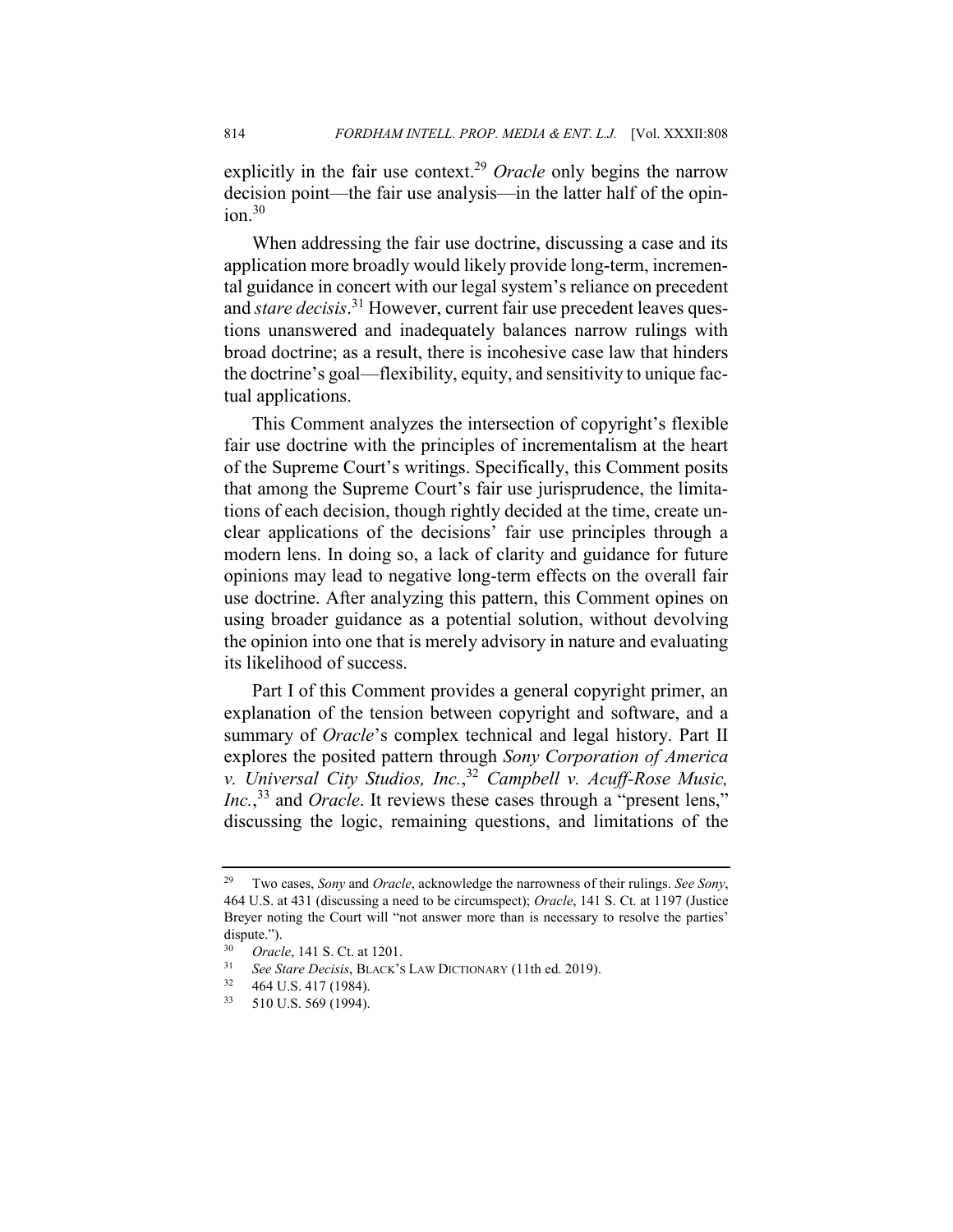explicitly in the fair use context.[29] *Oracle* only begins the narrow decision point—the fair use analysis—in the latter half of the opinion.[30]

When addressing the fair use doctrine, discussing a case and its application more broadly would likely provide long-term, incremental guidance in concert with our legal system's reliance on precedent and *stare decisis*.[31] However, current fair use precedent leaves questions unanswered and inadequately balances narrow rulings with broad doctrine; as a result, there is incohesive case law that hinders the doctrine's goal—flexibility, equity, and sensitivity to unique factual applications.

This Comment analyzes the intersection of copyright's flexible fair use doctrine with the principles of incrementalism at the heart of the Supreme Court's writings. Specifically, this Comment posits that among the Supreme Court's fair use jurisprudence, the limitations of each decision, though rightly decided at the time, create unclear applications of the decisions' fair use principles through a modern lens. In doing so, a lack of clarity and guidance for future opinions may lead to negative long-term effects on the overall fair use doctrine. After analyzing this pattern, this Comment opines on using broader guidance as a potential solution, without devolving the opinion into one that is merely advisory in nature and evaluating its likelihood of success.

Part I of this Comment provides a general copyright primer, an explanation of the tension between copyright and software, and a summary of *Oracle*'s complex technical and legal history. Part II explores the posited pattern through *Sony Corporation of America v. Universal City Studios, Inc.*,[32] *Campbell v. Acuff-Rose Music, Inc.*,[33] and *Oracle*. It reviews these cases through a "present lens," discussing the logic, remaining questions, and limitations of the

---

[29] Two cases, *Sony* and *Oracle*, acknowledge the narrowness of their rulings. *See Sony*, 464 U.S. at 431 (discussing a need to be circumspect); *Oracle*, 141 S. Ct. at 1197 (Justice Breyer noting the Court will "not answer more than is necessary to resolve the parties' dispute.").

[30] *Oracle*, 141 S. Ct. at 1201.

[31] *See Stare Decisis*, BLACK'S LAW DICTIONARY (11th ed. 2019).

[32] 464 U.S. 417 (1984).

[33] 510 U.S. 569 (1994).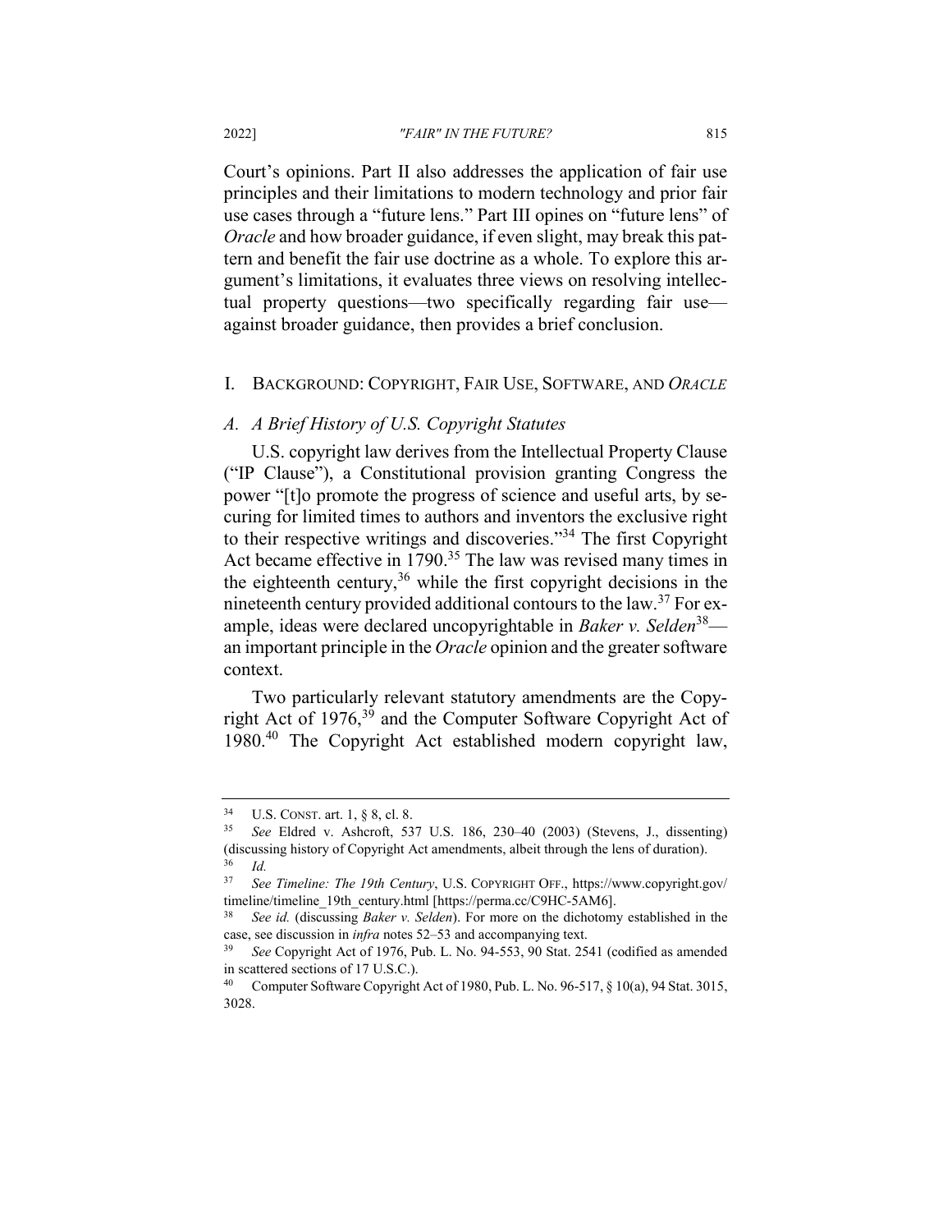Court's opinions. Part II also addresses the application of fair use principles and their limitations to modern technology and prior fair use cases through a "future lens." Part III opines on "future lens" of *Oracle* and how broader guidance, if even slight, may break this pattern and benefit the fair use doctrine as a whole. To explore this argument's limitations, it evaluates three views on resolving intellectual property questions—two specifically regarding fair use—against broader guidance, then provides a brief conclusion.

## I. BACKGROUND: COPYRIGHT, FAIR USE, SOFTWARE, AND *ORACLE*

### *A. A Brief History of U.S. Copyright Statutes*

U.S. copyright law derives from the Intellectual Property Clause ("IP Clause"), a Constitutional provision granting Congress the power "[t]o promote the progress of science and useful arts, by securing for limited times to authors and inventors the exclusive right to their respective writings and discoveries."[34] The first Copyright Act became effective in 1790.[35] The law was revised many times in the eighteenth century,[36] while the first copyright decisions in the nineteenth century provided additional contours to the law.[37] For example, ideas were declared uncopyrightable in *Baker v. Selden*[38]—an important principle in the *Oracle* opinion and the greater software context.

Two particularly relevant statutory amendments are the Copyright Act of 1976,[39] and the Computer Software Copyright Act of 1980.[40] The Copyright Act established modern copyright law,

---

[34] U.S. CONST. art. 1, § 8, cl. 8.

[35] *See* Eldred v. Ashcroft, 537 U.S. 186, 230–40 (2003) (Stevens, J., dissenting) (discussing history of Copyright Act amendments, albeit through the lens of duration).

[36] *Id.*

[37] *See Timeline: The 19th Century*, U.S. COPYRIGHT OFF., https://www.copyright.gov/timeline/timeline_19th_century.html [https://perma.cc/C9HC-5AM6].

[38] *See id.* (discussing *Baker v. Selden*). For more on the dichotomy established in the case, see discussion in *infra* notes 52–53 and accompanying text.

[39] *See* Copyright Act of 1976, Pub. L. No. 94-553, 90 Stat. 2541 (codified as amended in scattered sections of 17 U.S.C.).

[40] Computer Software Copyright Act of 1980, Pub. L. No. 96-517, § 10(a), 94 Stat. 3015, 3028.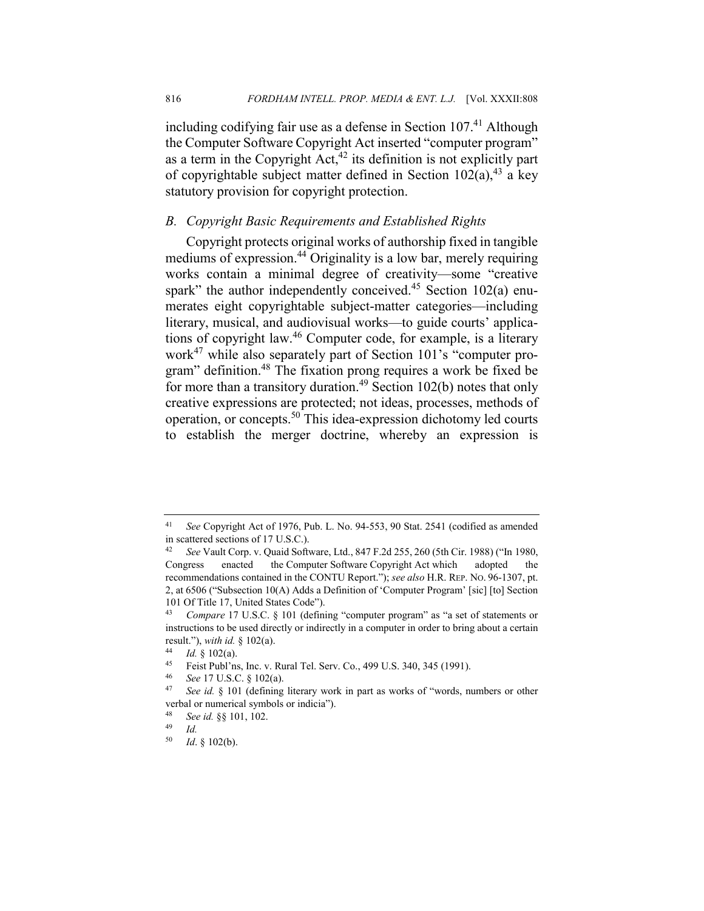including codifying fair use as a defense in Section 107.[41] Although the Computer Software Copyright Act inserted "computer program" as a term in the Copyright Act,[42] its definition is not explicitly part of copyrightable subject matter defined in Section 102(a),[43] a key statutory provision for copyright protection.

### *B. Copyright Basic Requirements and Established Rights*

Copyright protects original works of authorship fixed in tangible mediums of expression.[44] Originality is a low bar, merely requiring works contain a minimal degree of creativity—some "creative spark" the author independently conceived.[45] Section 102(a) enumerates eight copyrightable subject-matter categories—including literary, musical, and audiovisual works—to guide courts' applications of copyright law.[46] Computer code, for example, is a literary work[47] while also separately part of Section 101's "computer program" definition.[48] The fixation prong requires a work be fixed be for more than a transitory duration.[49] Section 102(b) notes that only creative expressions are protected; not ideas, processes, methods of operation, or concepts.[50] This idea-expression dichotomy led courts to establish the merger doctrine, whereby an expression is

---

[41] *See* Copyright Act of 1976, Pub. L. No. 94-553, 90 Stat. 2541 (codified as amended in scattered sections of 17 U.S.C.).

[42] *See* Vault Corp. v. Quaid Software, Ltd., 847 F.2d 255, 260 (5th Cir. 1988) ("In 1980, Congress enacted the Computer Software Copyright Act which adopted the recommendations contained in the CONTU Report."); *see also* H.R. REP. NO. 96-1307, pt. 2, at 6506 ("Subsection 10(A) Adds a Definition of 'Computer Program' [sic] [to] Section 101 Of Title 17, United States Code").

[43] *Compare* 17 U.S.C. § 101 (defining "computer program" as "a set of statements or instructions to be used directly or indirectly in a computer in order to bring about a certain result."), *with id.* § 102(a).

[44] *Id.* § 102(a).

[45] Feist Publ'ns, Inc. v. Rural Tel. Serv. Co., 499 U.S. 340, 345 (1991).

[46] *See* 17 U.S.C. § 102(a).

[47] *See id.* § 101 (defining literary work in part as works of "words, numbers or other verbal or numerical symbols or indicia").

[48] *See id.* §§ 101, 102.

[49] *Id.*

[50] *Id*. § 102(b).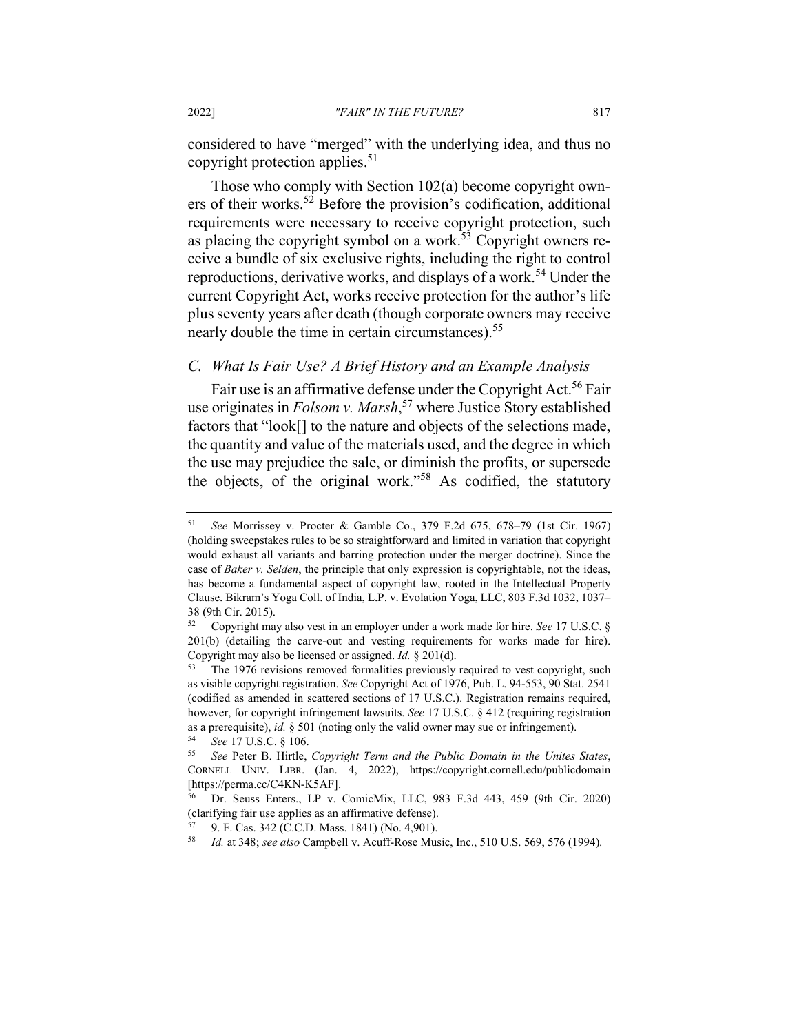considered to have "merged" with the underlying idea, and thus no copyright protection applies.[51]

Those who comply with Section 102(a) become copyright owners of their works.[52] Before the provision's codification, additional requirements were necessary to receive copyright protection, such as placing the copyright symbol on a work.[53] Copyright owners receive a bundle of six exclusive rights, including the right to control reproductions, derivative works, and displays of a work.[54] Under the current Copyright Act, works receive protection for the author's life plus seventy years after death (though corporate owners may receive nearly double the time in certain circumstances).[55]

### *C. What Is Fair Use? A Brief History and an Example Analysis*

Fair use is an affirmative defense under the Copyright Act.[56] Fair use originates in *Folsom v. Marsh*,[57] where Justice Story established factors that "look[] to the nature and objects of the selections made, the quantity and value of the materials used, and the degree in which the use may prejudice the sale, or diminish the profits, or supersede the objects, of the original work."[58] As codified, the statutory

---

[51] *See* Morrissey v. Procter & Gamble Co., 379 F.2d 675, 678–79 (1st Cir. 1967) (holding sweepstakes rules to be so straightforward and limited in variation that copyright would exhaust all variants and barring protection under the merger doctrine). Since the case of *Baker v. Selden*, the principle that only expression is copyrightable, not the ideas, has become a fundamental aspect of copyright law, rooted in the Intellectual Property Clause. Bikram's Yoga Coll. of India, L.P. v. Evolation Yoga, LLC, 803 F.3d 1032, 1037–38 (9th Cir. 2015).

[52] Copyright may also vest in an employer under a work made for hire. *See* 17 U.S.C. § 201(b) (detailing the carve-out and vesting requirements for works made for hire). Copyright may also be licensed or assigned. *Id.* § 201(d).

[53] The 1976 revisions removed formalities previously required to vest copyright, such as visible copyright registration. *See* Copyright Act of 1976, Pub. L. 94-553, 90 Stat. 2541 (codified as amended in scattered sections of 17 U.S.C.). Registration remains required, however, for copyright infringement lawsuits. *See* 17 U.S.C. § 412 (requiring registration as a prerequisite), *id.* § 501 (noting only the valid owner may sue or infringement).

[54] *See* 17 U.S.C. § 106.

[55] *See* Peter B. Hirtle, *Copyright Term and the Public Domain in the Unites States*, CORNELL UNIV. LIBR. (Jan. 4, 2022), https://copyright.cornell.edu/publicdomain [https://perma.cc/C4KN-K5AF].

[56] Dr. Seuss Enters., LP v. ComicMix, LLC, 983 F.3d 443, 459 (9th Cir. 2020) (clarifying fair use applies as an affirmative defense).

[57] 9. F. Cas. 342 (C.C.D. Mass. 1841) (No. 4,901).

[58] *Id.* at 348; *see also* Campbell v. Acuff-Rose Music, Inc., 510 U.S. 569, 576 (1994).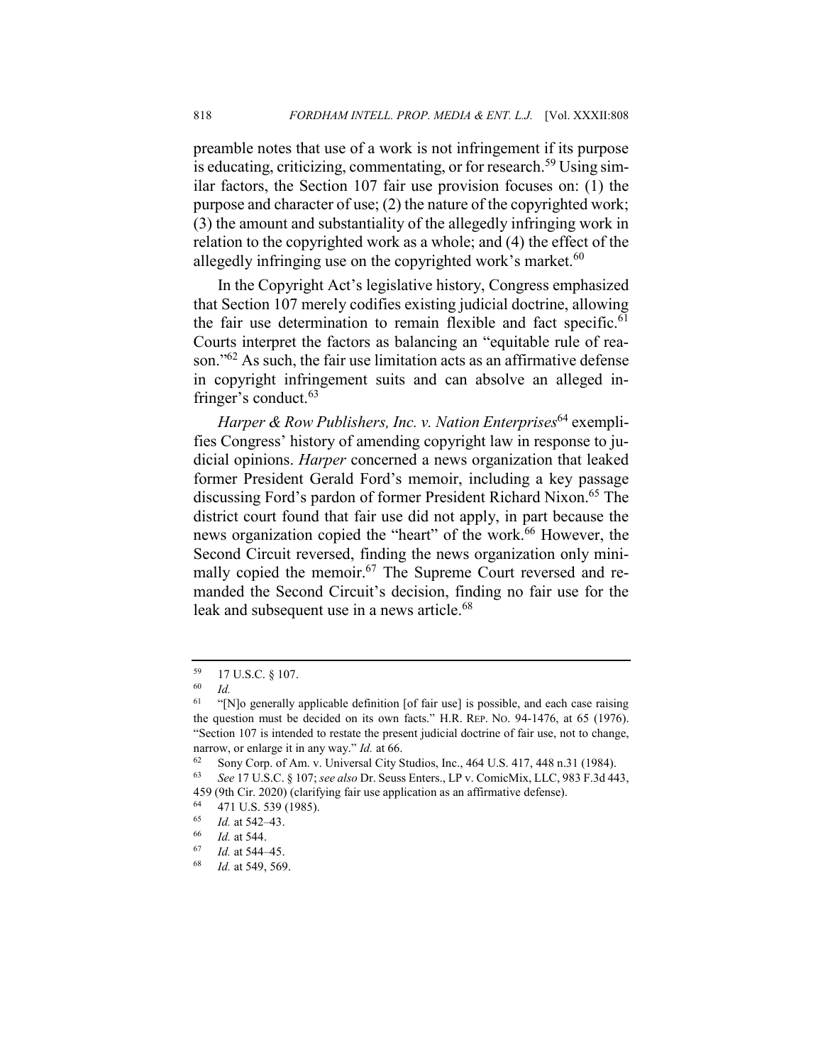preamble notes that use of a work is not infringement if its purpose is educating, criticizing, commentating, or for research.[59] Using similar factors, the Section 107 fair use provision focuses on: (1) the purpose and character of use; (2) the nature of the copyrighted work; (3) the amount and substantiality of the allegedly infringing work in relation to the copyrighted work as a whole; and (4) the effect of the allegedly infringing use on the copyrighted work's market.[60]

In the Copyright Act's legislative history, Congress emphasized that Section 107 merely codifies existing judicial doctrine, allowing the fair use determination to remain flexible and fact specific.[61] Courts interpret the factors as balancing an "equitable rule of reason."[62] As such, the fair use limitation acts as an affirmative defense in copyright infringement suits and can absolve an alleged infringer's conduct.[63]

*Harper & Row Publishers, Inc. v. Nation Enterprises*[64] exemplifies Congress' history of amending copyright law in response to judicial opinions. *Harper* concerned a news organization that leaked former President Gerald Ford's memoir, including a key passage discussing Ford's pardon of former President Richard Nixon.[65] The district court found that fair use did not apply, in part because the news organization copied the "heart" of the work.[66] However, the Second Circuit reversed, finding the news organization only minimally copied the memoir.[67] The Supreme Court reversed and remanded the Second Circuit's decision, finding no fair use for the leak and subsequent use in a news article.[68]

---

[59] 17 U.S.C. § 107.

[60] *Id.*

[61] "[N]o generally applicable definition [of fair use] is possible, and each case raising the question must be decided on its own facts." H.R. REP. NO. 94-1476, at 65 (1976). "Section 107 is intended to restate the present judicial doctrine of fair use, not to change, narrow, or enlarge it in any way." *Id.* at 66.

[62] Sony Corp. of Am. v. Universal City Studios, Inc., 464 U.S. 417, 448 n.31 (1984).

[63] *See* 17 U.S.C. § 107; *see also* Dr. Seuss Enters., LP v. ComicMix, LLC, 983 F.3d 443, 459 (9th Cir. 2020) (clarifying fair use application as an affirmative defense).

[64] 471 U.S. 539 (1985).

[65] *Id.* at 542–43.

[66] *Id.* at 544.

[67] *Id.* at 544–45.

[68] *Id.* at 549, 569.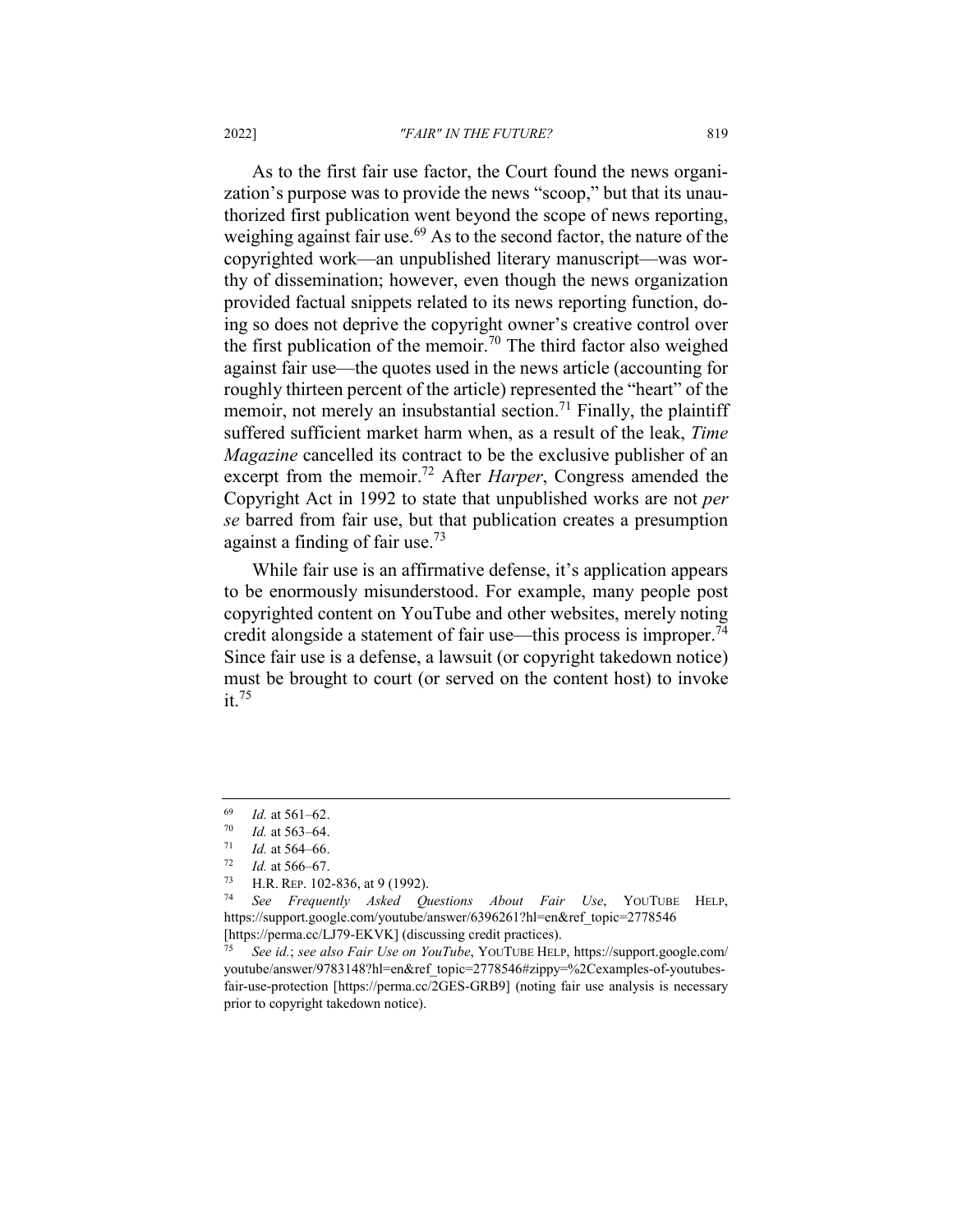As to the first fair use factor, the Court found the news organization's purpose was to provide the news "scoop," but that its unauthorized first publication went beyond the scope of news reporting, weighing against fair use.[69] As to the second factor, the nature of the copyrighted work—an unpublished literary manuscript—was worthy of dissemination; however, even though the news organization provided factual snippets related to its news reporting function, doing so does not deprive the copyright owner's creative control over the first publication of the memoir.[70] The third factor also weighed against fair use—the quotes used in the news article (accounting for roughly thirteen percent of the article) represented the "heart" of the memoir, not merely an insubstantial section.[71] Finally, the plaintiff suffered sufficient market harm when, as a result of the leak, *Time Magazine* cancelled its contract to be the exclusive publisher of an excerpt from the memoir.[72] After *Harper*, Congress amended the Copyright Act in 1992 to state that unpublished works are not *per se* barred from fair use, but that publication creates a presumption against a finding of fair use.[73]

While fair use is an affirmative defense, it's application appears to be enormously misunderstood. For example, many people post copyrighted content on YouTube and other websites, merely noting credit alongside a statement of fair use—this process is improper.[74] Since fair use is a defense, a lawsuit (or copyright takedown notice) must be brought to court (or served on the content host) to invoke it.[75]

---

[69] *Id.* at 561–62.

[70] *Id.* at 563–64.

[71] *Id.* at 564–66.

[72] *Id.* at 566–67.

[73] H.R. REP. 102-836, at 9 (1992).

[74] *See Frequently Asked Questions About Fair Use*, YOUTUBE HELP, https://support.google.com/youtube/answer/6396261?hl=en&ref_topic=2778546 [https://perma.cc/LJ79-EKVK] (discussing credit practices).

[75] *See id.*; *see also Fair Use on YouTube*, YOUTUBE HELP, https://support.google.com/youtube/answer/9783148?hl=en&ref_topic=2778546#zippy=%2Cexamples-of-youtubes-fair-use-protection [https://perma.cc/2GES-GRB9] (noting fair use analysis is necessary prior to copyright takedown notice).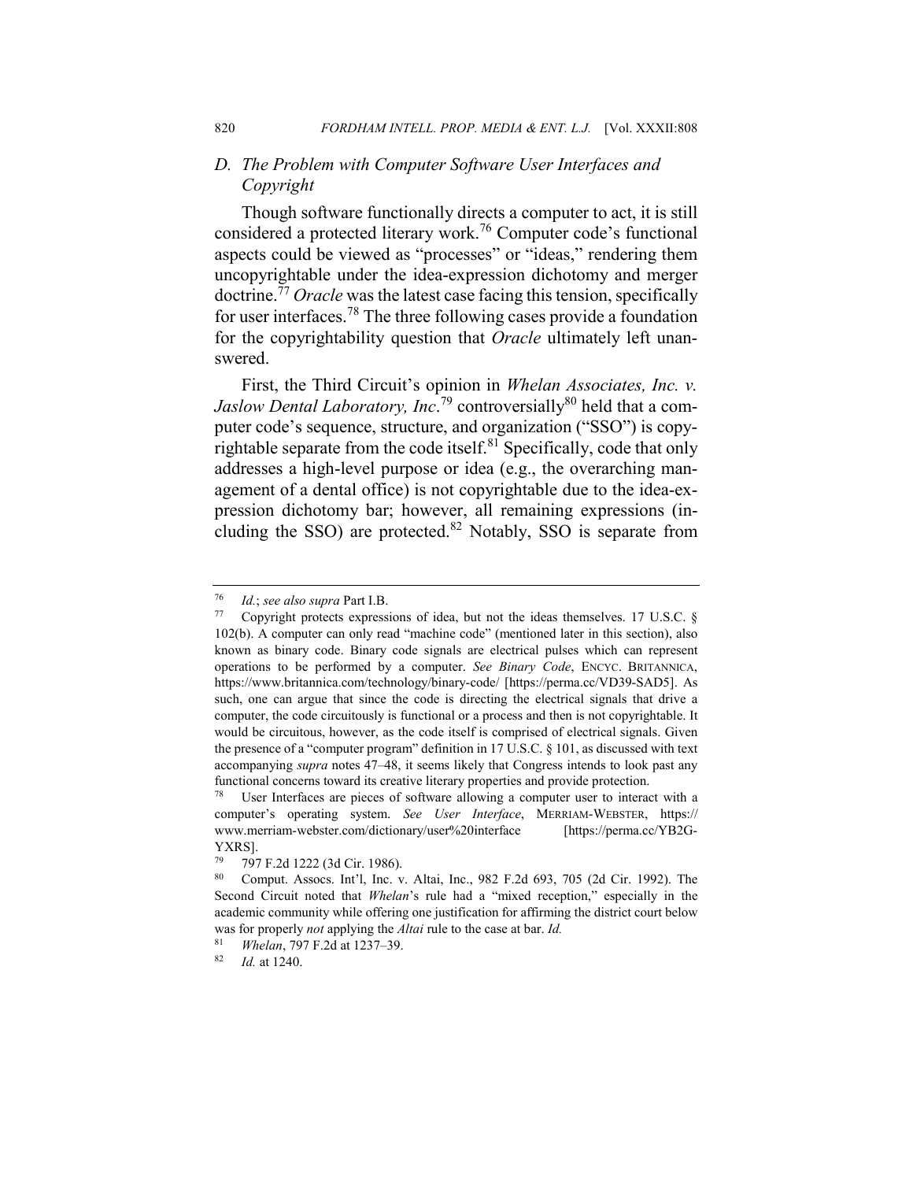### D. *The Problem with Computer Software User Interfaces and Copyright*

Though software functionally directs a computer to act, it is still considered a protected literary work.[76] Computer code's functional aspects could be viewed as "processes" or "ideas," rendering them uncopyrightable under the idea-expression dichotomy and merger doctrine.[77] *Oracle* was the latest case facing this tension, specifically for user interfaces.[78] The three following cases provide a foundation for the copyrightability question that *Oracle* ultimately left unanswered.

First, the Third Circuit's opinion in *Whelan Associates, Inc. v. Jaslow Dental Laboratory, Inc*.[79] controversially[80] held that a computer code's sequence, structure, and organization ("SSO") is copyrightable separate from the code itself.[81] Specifically, code that only addresses a high-level purpose or idea (e.g., the overarching management of a dental office) is not copyrightable due to the idea-expression dichotomy bar; however, all remaining expressions (including the SSO) are protected.[82] Notably, SSO is separate from

---

[76] *Id.*; *see also supra* Part I.B.

[77] Copyright protects expressions of idea, but not the ideas themselves. 17 U.S.C. § 102(b). A computer can only read "machine code" (mentioned later in this section), also known as binary code. Binary code signals are electrical pulses which can represent operations to be performed by a computer. *See Binary Code*, ENCYC. BRITANNICA, https://www.britannica.com/technology/binary-code/ [https://perma.cc/VD39-SAD5]. As such, one can argue that since the code is directing the electrical signals that drive a computer, the code circuitously is functional or a process and then is not copyrightable. It would be circuitous, however, as the code itself is comprised of electrical signals. Given the presence of a "computer program" definition in 17 U.S.C. § 101, as discussed with text accompanying *supra* notes 47–48, it seems likely that Congress intends to look past any functional concerns toward its creative literary properties and provide protection.

[78] User Interfaces are pieces of software allowing a computer user to interact with a computer's operating system. *See User Interface*, MERRIAM-WEBSTER, https://www.merriam-webster.com/dictionary/user%20interface [https://perma.cc/YB2G-YXRS].

[79] 797 F.2d 1222 (3d Cir. 1986).

[80] Comput. Assocs. Int'l, Inc. v. Altai, Inc., 982 F.2d 693, 705 (2d Cir. 1992). The Second Circuit noted that *Whelan*'s rule had a "mixed reception," especially in the academic community while offering one justification for affirming the district court below was for properly *not* applying the *Altai* rule to the case at bar. *Id.*

[81] *Whelan*, 797 F.2d at 1237–39.

[82] *Id.* at 1240.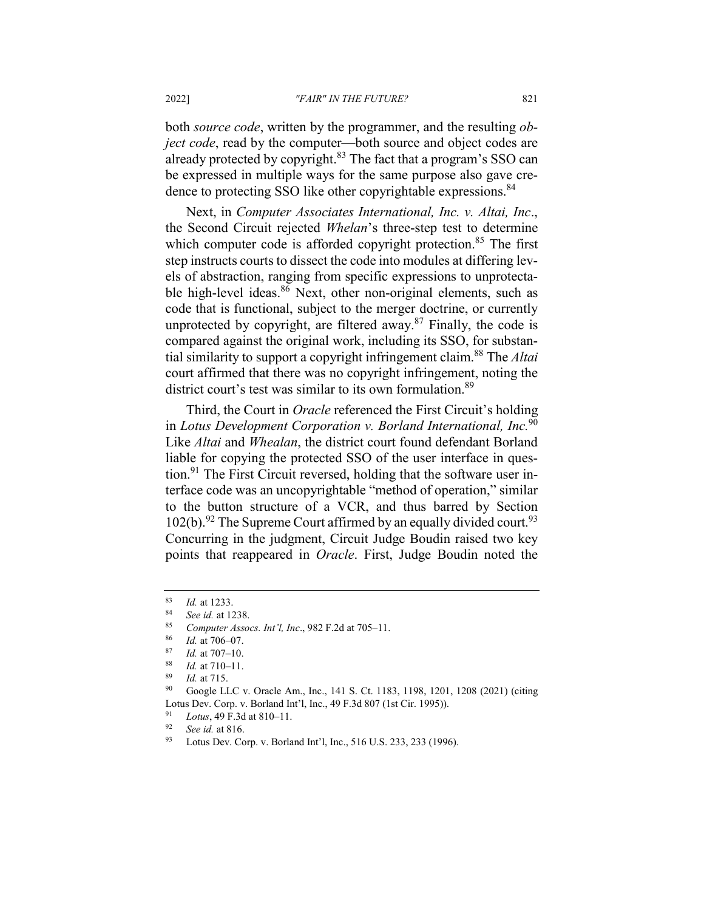both *source code*, written by the programmer, and the resulting *object code*, read by the computer—both source and object codes are already protected by copyright.[83] The fact that a program's SSO can be expressed in multiple ways for the same purpose also gave credence to protecting SSO like other copyrightable expressions.[84]

Next, in *Computer Associates International, Inc. v. Altai, Inc*., the Second Circuit rejected *Whelan*'s three-step test to determine which computer code is afforded copyright protection.[85] The first step instructs courts to dissect the code into modules at differing levels of abstraction, ranging from specific expressions to unprotectable high-level ideas.[86] Next, other non-original elements, such as code that is functional, subject to the merger doctrine, or currently unprotected by copyright, are filtered away.[87] Finally, the code is compared against the original work, including its SSO, for substantial similarity to support a copyright infringement claim.[88] The *Altai* court affirmed that there was no copyright infringement, noting the district court's test was similar to its own formulation.[89]

Third, the Court in *Oracle* referenced the First Circuit's holding in *Lotus Development Corporation v. Borland International, Inc.*[90] Like *Altai* and *Whealan*, the district court found defendant Borland liable for copying the protected SSO of the user interface in question.[91] The First Circuit reversed, holding that the software user interface code was an uncopyrightable "method of operation," similar to the button structure of a VCR, and thus barred by Section 102(b).[92] The Supreme Court affirmed by an equally divided court.[93] Concurring in the judgment, Circuit Judge Boudin raised two key points that reappeared in *Oracle*. First, Judge Boudin noted the

---

[83] *Id.* at 1233.

[84] *See id.* at 1238.

[85] *Computer Assocs. Int'l, Inc*., 982 F.2d at 705–11.

[86] *Id.* at 706–07.

[87] *Id.* at 707–10.

[88] *Id.* at 710–11.

[89] *Id.* at 715.

[90] Google LLC v. Oracle Am., Inc., 141 S. Ct. 1183, 1198, 1201, 1208 (2021) (citing Lotus Dev. Corp. v. Borland Int'l, Inc., 49 F.3d 807 (1st Cir. 1995)).

[91] *Lotus*, 49 F.3d at 810–11.

[92] *See id.* at 816.

[93] Lotus Dev. Corp. v. Borland Int'l, Inc., 516 U.S. 233, 233 (1996).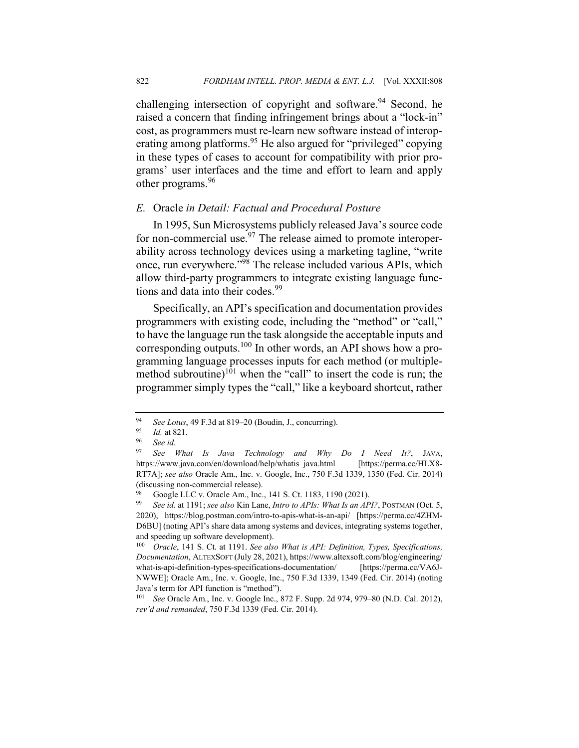challenging intersection of copyright and software.[94] Second, he raised a concern that finding infringement brings about a "lock-in" cost, as programmers must re-learn new software instead of interoperating among platforms.[95] He also argued for "privileged" copying in these types of cases to account for compatibility with prior programs' user interfaces and the time and effort to learn and apply other programs.[96]

### *E.* Oracle *in Detail: Factual and Procedural Posture*

In 1995, Sun Microsystems publicly released Java's source code for non-commercial use.[97] The release aimed to promote interoperability across technology devices using a marketing tagline, "write once, run everywhere."[98] The release included various APIs, which allow third-party programmers to integrate existing language functions and data into their codes.[99]

Specifically, an API's specification and documentation provides programmers with existing code, including the "method" or "call," to have the language run the task alongside the acceptable inputs and corresponding outputs.[100] In other words, an API shows how a programming language processes inputs for each method (or multiple-method subroutine)[101] when the "call" to insert the code is run; the programmer simply types the "call," like a keyboard shortcut, rather

---

[94] *See Lotus*, 49 F.3d at 819–20 (Boudin, J., concurring).

[95] *Id.* at 821.

[96] *See id.*

[97] *See What Is Java Technology and Why Do I Need It?*, JAVA, https://www.java.com/en/download/help/whatis_java.html [https://perma.cc/HLX8-RT7A]; *see also* Oracle Am., Inc. v. Google, Inc., 750 F.3d 1339, 1350 (Fed. Cir. 2014) (discussing non-commercial release).

[98] Google LLC v. Oracle Am., Inc., 141 S. Ct. 1183, 1190 (2021).

[99] *See id.* at 1191; *see also* Kin Lane, *Intro to APIs: What Is an API?*, POSTMAN (Oct. 5, 2020), https://blog.postman.com/intro-to-apis-what-is-an-api/ [https://perma.cc/4ZHM-D6BU] (noting API's share data among systems and devices, integrating systems together, and speeding up software development).

[100] *Oracle*, 141 S. Ct. at 1191. *See also What is API: Definition, Types, Specifications, Documentation*, ALTEXSOFT (July 28, 2021), https://www.altexsoft.com/blog/engineering/what-is-api-definition-types-specifications-documentation/ [https://perma.cc/VA6J-NWWE]; Oracle Am., Inc. v. Google, Inc., 750 F.3d 1339, 1349 (Fed. Cir. 2014) (noting Java's term for API function is "method").

[101] *See* Oracle Am., Inc. v. Google Inc., 872 F. Supp. 2d 974, 979–80 (N.D. Cal. 2012), *rev'd and remanded*, 750 F.3d 1339 (Fed. Cir. 2014).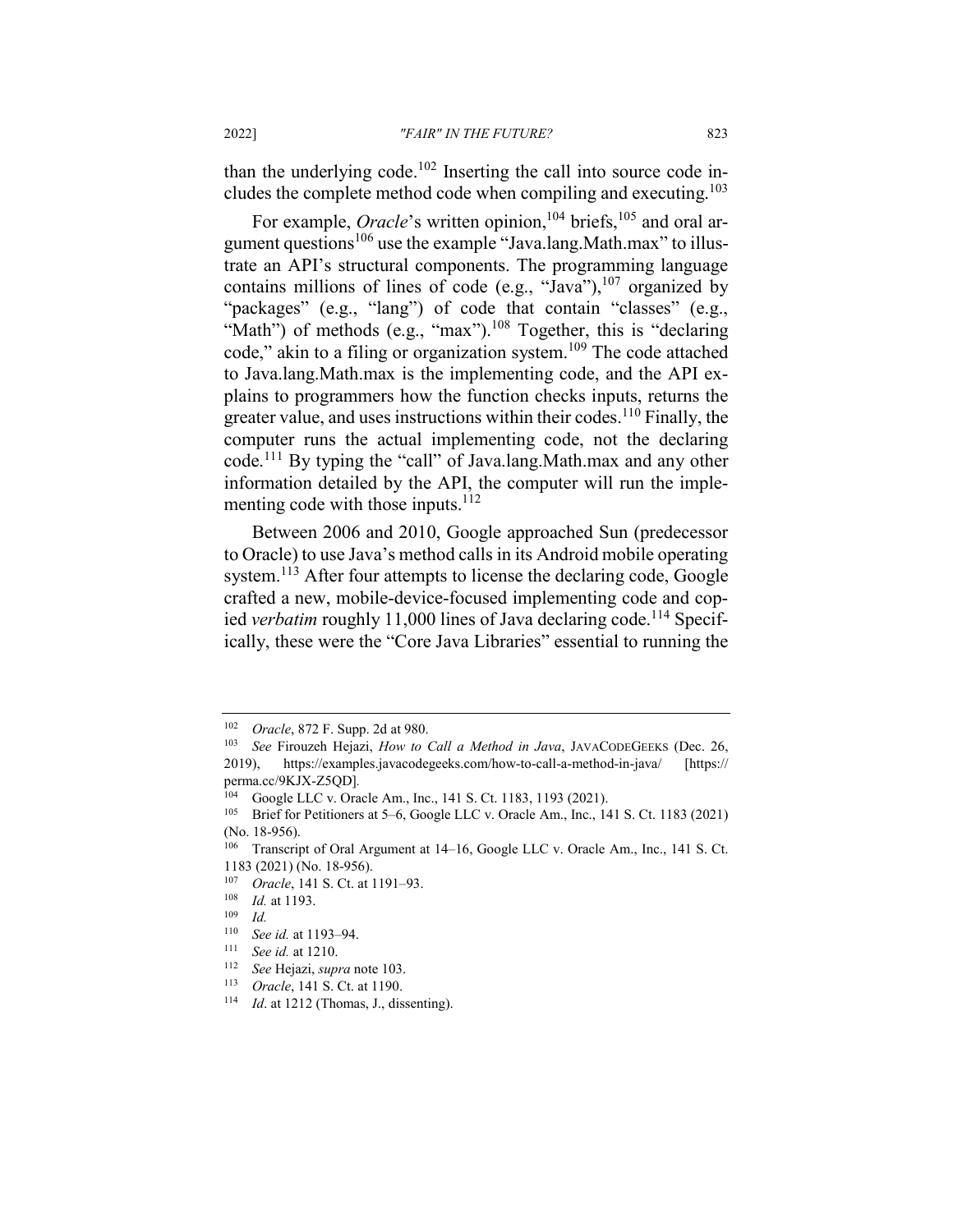than the underlying code.[102] Inserting the call into source code includes the complete method code when compiling and executing.[103]

For example, *Oracle*'s written opinion,[104] briefs,[105] and oral argument questions[106] use the example "Java.lang.Math.max" to illustrate an API's structural components. The programming language contains millions of lines of code (e.g., "Java"),[107] organized by "packages" (e.g., "lang") of code that contain "classes" (e.g., "Math") of methods (e.g., "max").[108] Together, this is "declaring code," akin to a filing or organization system.[109] The code attached to Java.lang.Math.max is the implementing code, and the API explains to programmers how the function checks inputs, returns the greater value, and uses instructions within their codes.[110] Finally, the computer runs the actual implementing code, not the declaring code.[111] By typing the "call" of Java.lang.Math.max and any other information detailed by the API, the computer will run the implementing code with those inputs.[112]

Between 2006 and 2010, Google approached Sun (predecessor to Oracle) to use Java's method calls in its Android mobile operating system.[113] After four attempts to license the declaring code, Google crafted a new, mobile-device-focused implementing code and copied *verbatim* roughly 11,000 lines of Java declaring code.[114] Specifically, these were the "Core Java Libraries" essential to running the

---

[102] *Oracle*, 872 F. Supp. 2d at 980.

[103] *See* Firouzeh Hejazi, *How to Call a Method in Java*, JAVACODEGEEKS (Dec. 26, 2019), https://examples.javacodegeeks.com/how-to-call-a-method-in-java/ [https://perma.cc/9KJX-Z5QD].

[104] Google LLC v. Oracle Am., Inc., 141 S. Ct. 1183, 1193 (2021).

[105] Brief for Petitioners at 5–6, Google LLC v. Oracle Am., Inc., 141 S. Ct. 1183 (2021) (No. 18-956).

[106] Transcript of Oral Argument at 14–16, Google LLC v. Oracle Am., Inc., 141 S. Ct. 1183 (2021) (No. 18-956).

[107] *Oracle*, 141 S. Ct. at 1191–93.

[108] *Id.* at 1193.

[109] *Id.*

[110] *See id.* at 1193–94.

[111] *See id.* at 1210.

[112] *See* Hejazi, *supra* note 103.

[113] *Oracle*, 141 S. Ct. at 1190.

[114] *Id*. at 1212 (Thomas, J., dissenting).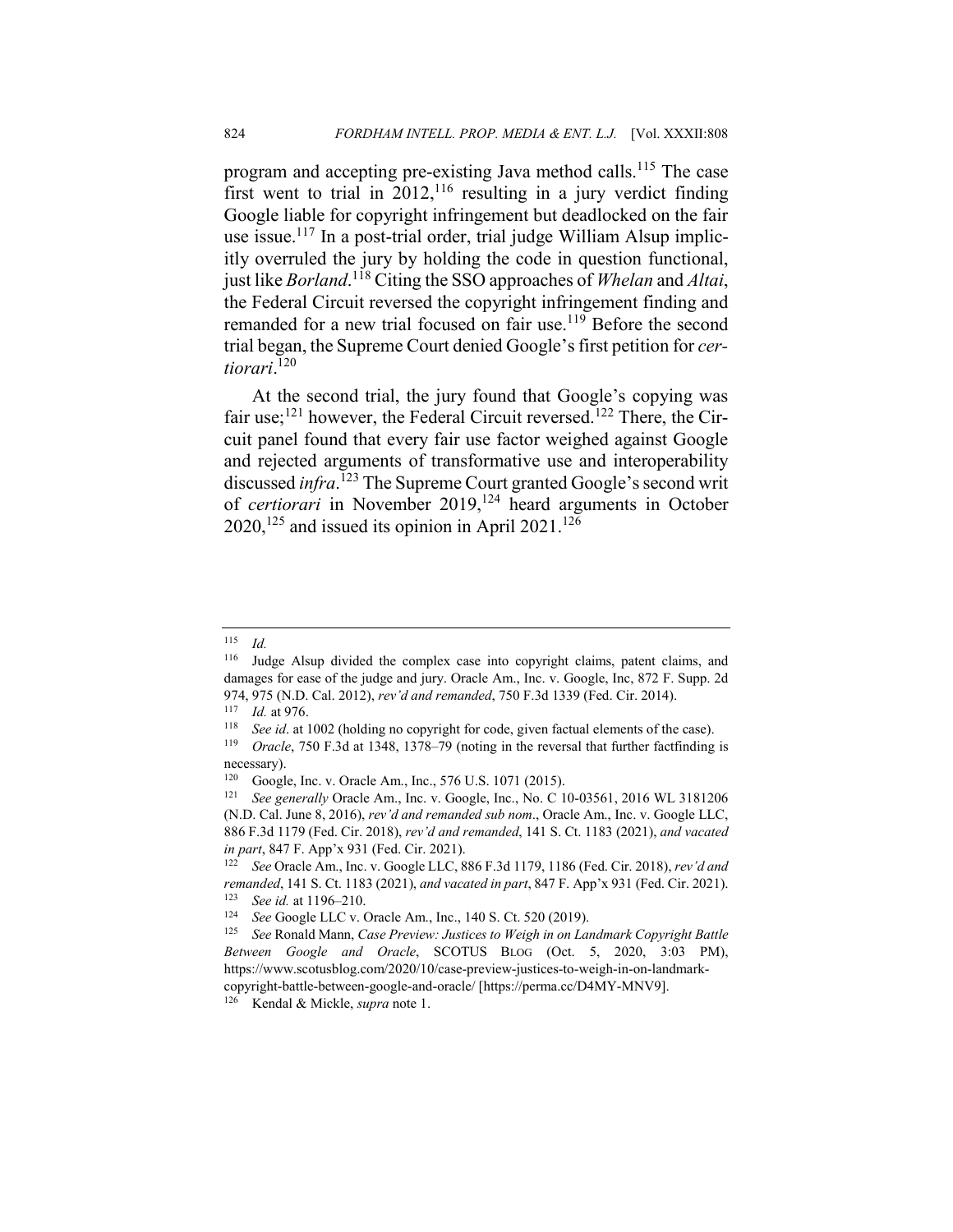program and accepting pre-existing Java method calls.[115] The case first went to trial in 2012,[116] resulting in a jury verdict finding Google liable for copyright infringement but deadlocked on the fair use issue.[117] In a post-trial order, trial judge William Alsup implicitly overruled the jury by holding the code in question functional, just like *Borland*.[118] Citing the SSO approaches of *Whelan* and *Altai*, the Federal Circuit reversed the copyright infringement finding and remanded for a new trial focused on fair use.[119] Before the second trial began, the Supreme Court denied Google's first petition for *certiorari*.[120]

At the second trial, the jury found that Google's copying was fair use;[121] however, the Federal Circuit reversed.[122] There, the Circuit panel found that every fair use factor weighed against Google and rejected arguments of transformative use and interoperability discussed *infra*.[123] The Supreme Court granted Google's second writ of *certiorari* in November 2019,[124] heard arguments in October 2020,[125] and issued its opinion in April 2021.[126]

---

[115] *Id.*

[116] Judge Alsup divided the complex case into copyright claims, patent claims, and damages for ease of the judge and jury. Oracle Am., Inc. v. Google, Inc, 872 F. Supp. 2d 974, 975 (N.D. Cal. 2012), *rev'd and remanded*, 750 F.3d 1339 (Fed. Cir. 2014).

[117] *Id.* at 976.

[118] *See id*. at 1002 (holding no copyright for code, given factual elements of the case).

[119] *Oracle*, 750 F.3d at 1348, 1378–79 (noting in the reversal that further factfinding is necessary).

[120] Google, Inc. v. Oracle Am., Inc., 576 U.S. 1071 (2015).

[121] *See generally* Oracle Am., Inc. v. Google, Inc., No. C 10-03561, 2016 WL 3181206 (N.D. Cal. June 8, 2016), *rev'd and remanded sub nom*., Oracle Am., Inc. v. Google LLC, 886 F.3d 1179 (Fed. Cir. 2018), *rev'd and remanded*, 141 S. Ct. 1183 (2021), *and vacated in part*, 847 F. App'x 931 (Fed. Cir. 2021).

[122] *See* Oracle Am., Inc. v. Google LLC, 886 F.3d 1179, 1186 (Fed. Cir. 2018), *rev'd and remanded*, 141 S. Ct. 1183 (2021), *and vacated in part*, 847 F. App'x 931 (Fed. Cir. 2021).

[123] *See id.* at 1196–210.

[124] *See* Google LLC v. Oracle Am., Inc., 140 S. Ct. 520 (2019).

[125] *See* Ronald Mann, *Case Preview: Justices to Weigh in on Landmark Copyright Battle Between Google and Oracle*, SCOTUS BLOG (Oct. 5, 2020, 3:03 PM), https://www.scotusblog.com/2020/10/case-preview-justices-to-weigh-in-on-landmark-copyright-battle-between-google-and-oracle/ [https://perma.cc/D4MY-MNV9].

[126] Kendal & Mickle, *supra* note 1.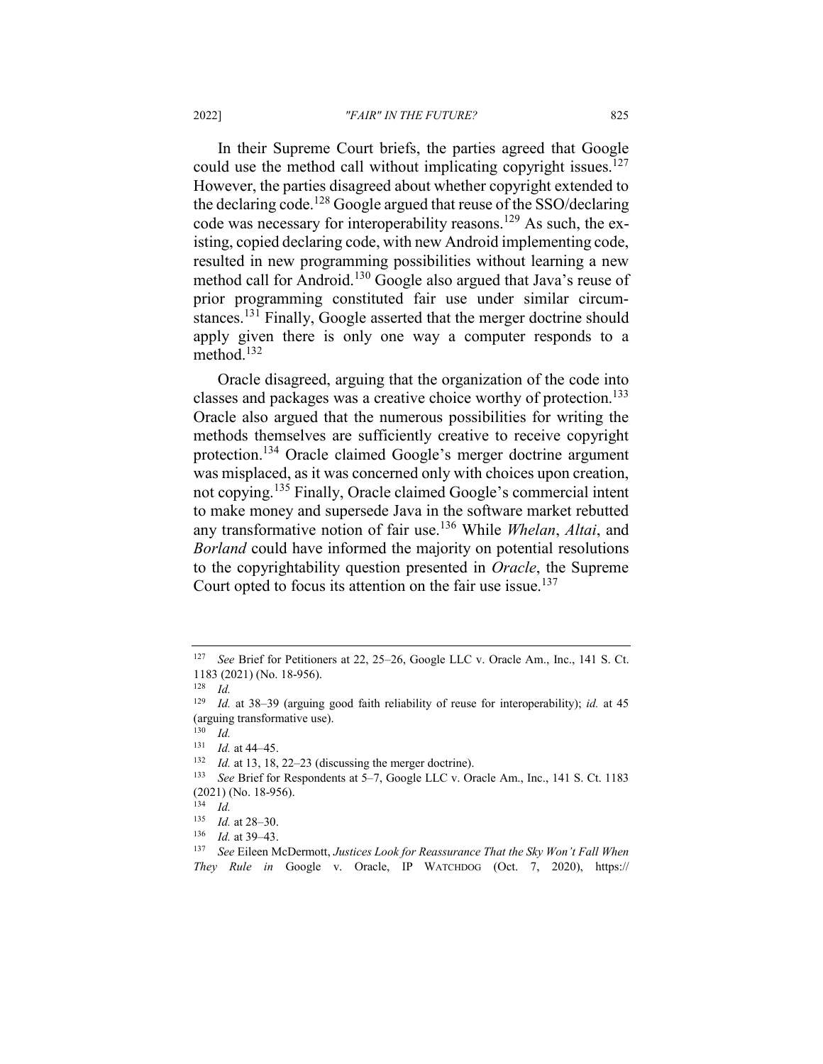In their Supreme Court briefs, the parties agreed that Google could use the method call without implicating copyright issues.[127] However, the parties disagreed about whether copyright extended to the declaring code.[128] Google argued that reuse of the SSO/declaring code was necessary for interoperability reasons.[129] As such, the existing, copied declaring code, with new Android implementing code, resulted in new programming possibilities without learning a new method call for Android.[130] Google also argued that Java's reuse of prior programming constituted fair use under similar circumstances.[131] Finally, Google asserted that the merger doctrine should apply given there is only one way a computer responds to a method.[132]

Oracle disagreed, arguing that the organization of the code into classes and packages was a creative choice worthy of protection.[133] Oracle also argued that the numerous possibilities for writing the methods themselves are sufficiently creative to receive copyright protection.[134] Oracle claimed Google's merger doctrine argument was misplaced, as it was concerned only with choices upon creation, not copying.[135] Finally, Oracle claimed Google's commercial intent to make money and supersede Java in the software market rebutted any transformative notion of fair use.[136] While *Whelan*, *Altai*, and *Borland* could have informed the majority on potential resolutions to the copyrightability question presented in *Oracle*, the Supreme Court opted to focus its attention on the fair use issue.[137]

---

[127] *See* Brief for Petitioners at 22, 25–26, Google LLC v. Oracle Am., Inc., 141 S. Ct. 1183 (2021) (No. 18-956).

[128] *Id.*

[129] *Id.* at 38–39 (arguing good faith reliability of reuse for interoperability); *id.* at 45 (arguing transformative use).

[130] *Id.*

[131] *Id.* at 44–45.

[132] *Id.* at 13, 18, 22–23 (discussing the merger doctrine).

[133] *See* Brief for Respondents at 5–7, Google LLC v. Oracle Am., Inc., 141 S. Ct. 1183 (2021) (No. 18-956).

[134] *Id.*

[135] *Id.* at 28–30.

[136] *Id.* at 39–43.

[137] *See* Eileen McDermott, *Justices Look for Reassurance That the Sky Won't Fall When They Rule in* Google v. Oracle, IP WATCHDOG (Oct. 7, 2020), https://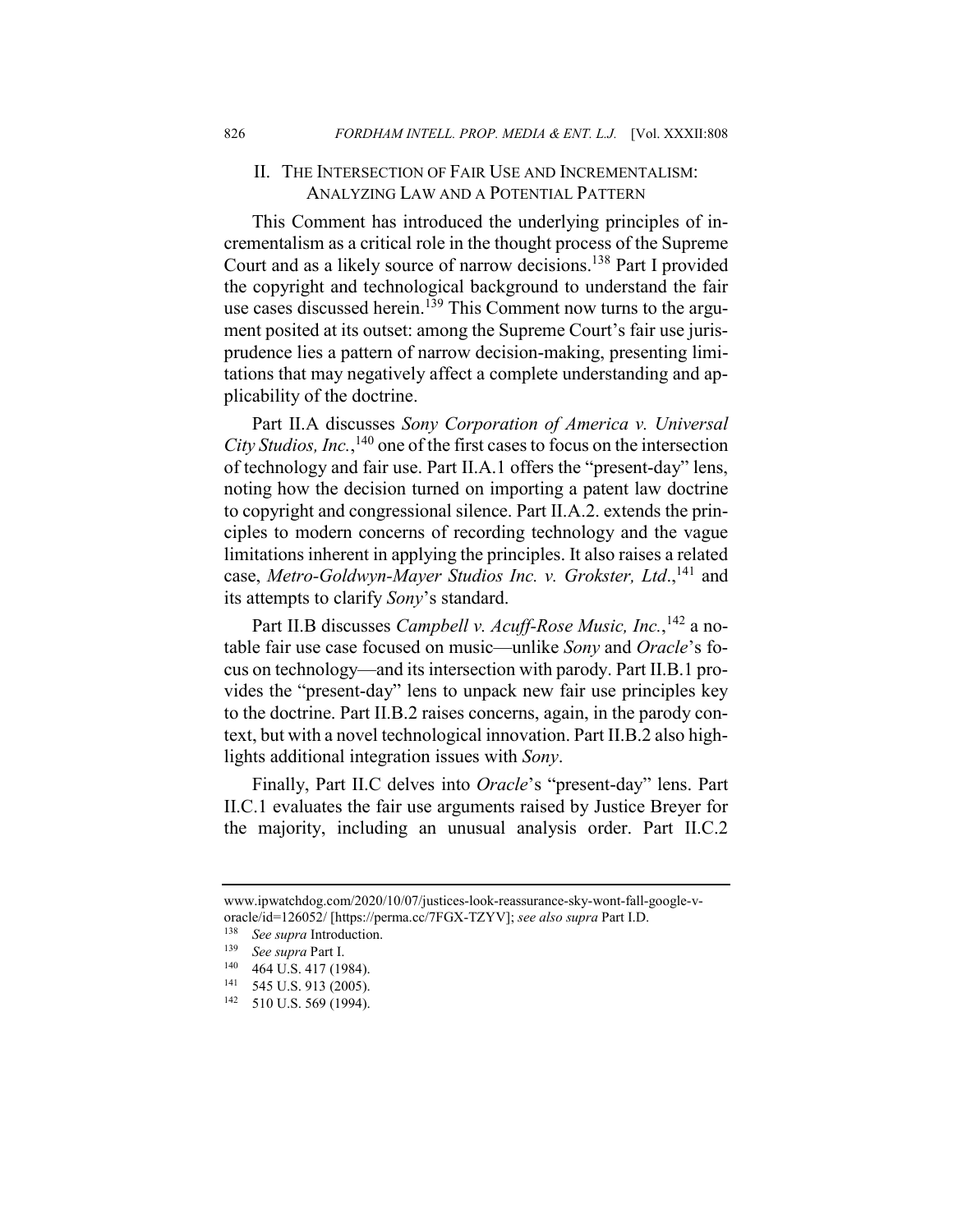## II. The Intersection of Fair Use and Incrementalism: Analyzing Law and a Potential Pattern

This Comment has introduced the underlying principles of incrementalism as a critical role in the thought process of the Supreme Court and as a likely source of narrow decisions.[138] Part I provided the copyright and technological background to understand the fair use cases discussed herein.[139] This Comment now turns to the argument posited at its outset: among the Supreme Court's fair use jurisprudence lies a pattern of narrow decision-making, presenting limitations that may negatively affect a complete understanding and applicability of the doctrine.

Part II.A discusses *Sony Corporation of America v. Universal City Studios, Inc.*,[140] one of the first cases to focus on the intersection of technology and fair use. Part II.A.1 offers the "present-day" lens, noting how the decision turned on importing a patent law doctrine to copyright and congressional silence. Part II.A.2. extends the principles to modern concerns of recording technology and the vague limitations inherent in applying the principles. It also raises a related case, *Metro-Goldwyn-Mayer Studios Inc. v. Grokster, Ltd*.,[141] and its attempts to clarify *Sony*'s standard.

Part II.B discusses *Campbell v. Acuff-Rose Music, Inc.*,[142] a notable fair use case focused on music—unlike *Sony* and *Oracle*'s focus on technology—and its intersection with parody. Part II.B.1 provides the "present-day" lens to unpack new fair use principles key to the doctrine. Part II.B.2 raises concerns, again, in the parody context, but with a novel technological innovation. Part II.B.2 also highlights additional integration issues with *Sony*.

Finally, Part II.C delves into *Oracle*'s "present-day" lens. Part II.C.1 evaluates the fair use arguments raised by Justice Breyer for the majority, including an unusual analysis order. Part II.C.2

---

www.ipwatchdog.com/2020/10/07/justices-look-reassurance-sky-wont-fall-google-v-oracle/id=126052/ [https://perma.cc/7FGX-TZYV]; *see also supra* Part I.D.

[138] *See supra* Introduction.

[139] *See supra* Part I.

[140] 464 U.S. 417 (1984).

[141] 545 U.S. 913 (2005).

[142] 510 U.S. 569 (1994).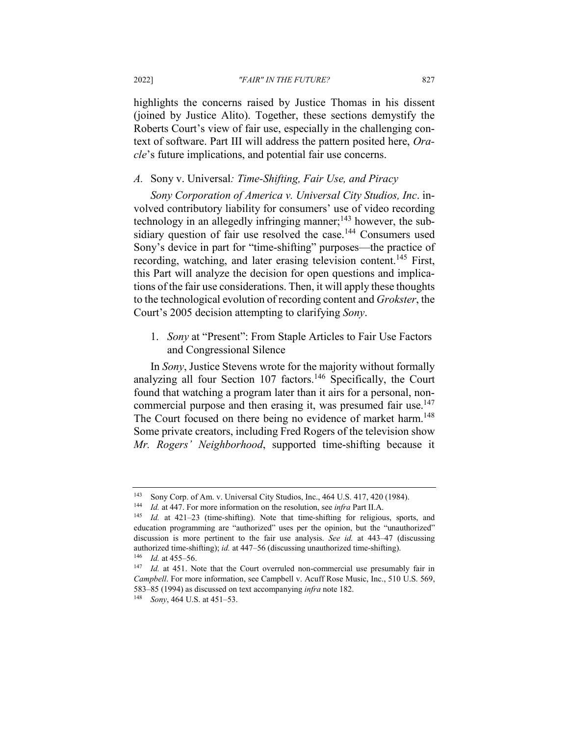highlights the concerns raised by Justice Thomas in his dissent (joined by Justice Alito). Together, these sections demystify the Roberts Court's view of fair use, especially in the challenging context of software. Part III will address the pattern posited here, *Oracle*'s future implications, and potential fair use concerns.

### *A.* Sony v. Universal*: Time-Shifting, Fair Use, and Piracy*

*Sony Corporation of America v. Universal City Studios, Inc*. involved contributory liability for consumers' use of video recording technology in an allegedly infringing manner;[143] however, the subsidiary question of fair use resolved the case.[144] Consumers used Sony's device in part for "time-shifting" purposes—the practice of recording, watching, and later erasing television content.[145] First, this Part will analyze the decision for open questions and implications of the fair use considerations. Then, it will apply these thoughts to the technological evolution of recording content and *Grokster*, the Court's 2005 decision attempting to clarifying *Sony*.

#### 1. *Sony* at "Present": From Staple Articles to Fair Use Factors and Congressional Silence

In *Sony*, Justice Stevens wrote for the majority without formally analyzing all four Section 107 factors.[146] Specifically, the Court found that watching a program later than it airs for a personal, non-commercial purpose and then erasing it, was presumed fair use.[147] The Court focused on there being no evidence of market harm.[148] Some private creators, including Fred Rogers of the television show *Mr. Rogers' Neighborhood*, supported time-shifting because it

---

[143] Sony Corp. of Am. v. Universal City Studios, Inc., 464 U.S. 417, 420 (1984).

[144] *Id.* at 447. For more information on the resolution, see *infra* Part II.A.

[145] *Id.* at 421–23 (time-shifting). Note that time-shifting for religious, sports, and education programming are "authorized" uses per the opinion, but the "unauthorized" discussion is more pertinent to the fair use analysis. *See id.* at 443–47 (discussing authorized time-shifting); *id.* at 447–56 (discussing unauthorized time-shifting).

[146] *Id.* at 455–56.

[147] *Id.* at 451. Note that the Court overruled non-commercial use presumably fair in *Campbell*. For more information, see Campbell v. Acuff Rose Music, Inc., 510 U.S. 569, 583–85 (1994) as discussed on text accompanying *infra* note 182.

[148] *Sony*, 464 U.S. at 451–53.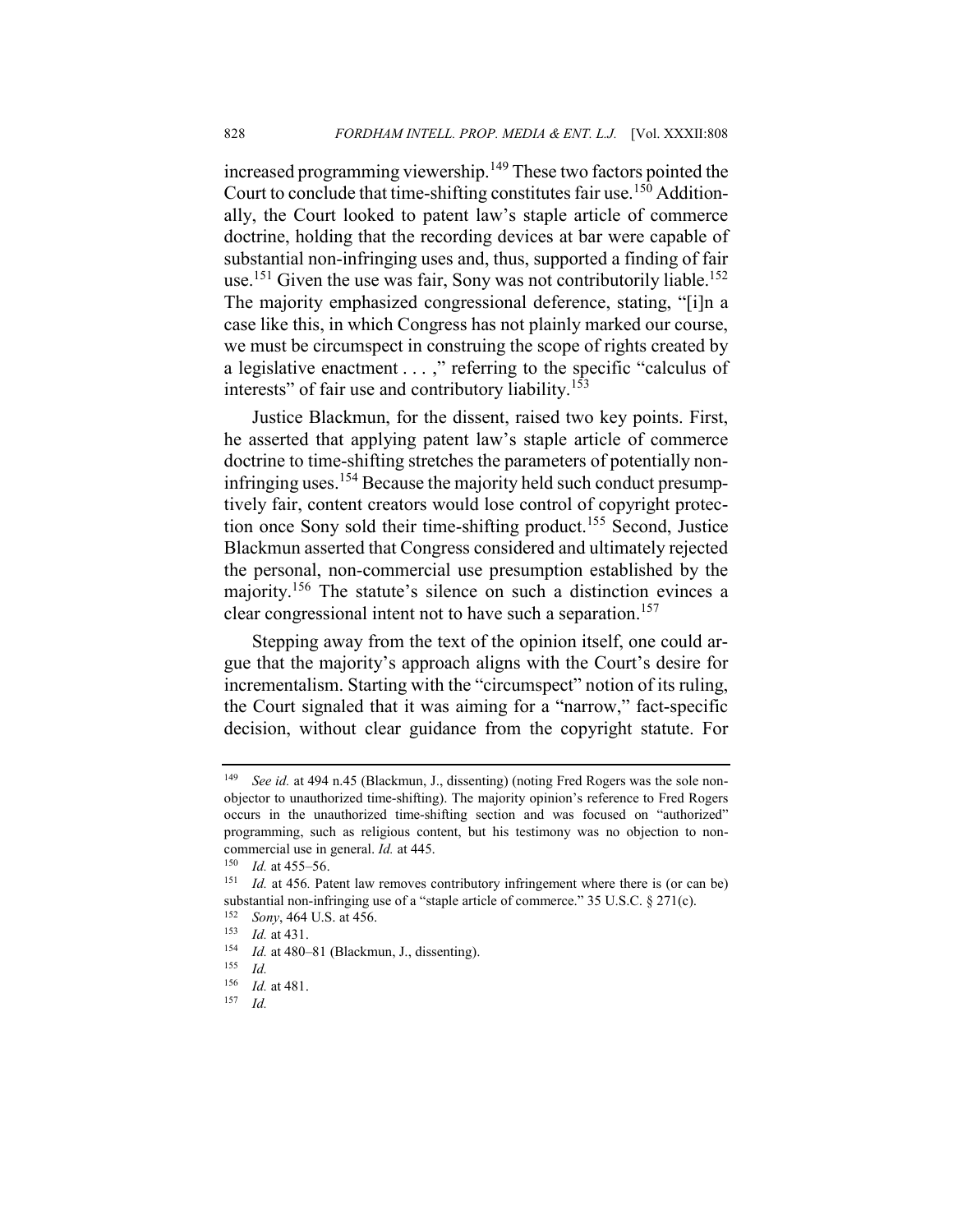increased programming viewership.[149] These two factors pointed the Court to conclude that time-shifting constitutes fair use.[150] Additionally, the Court looked to patent law's staple article of commerce doctrine, holding that the recording devices at bar were capable of substantial non-infringing uses and, thus, supported a finding of fair use.[151] Given the use was fair, Sony was not contributorily liable.[152] The majority emphasized congressional deference, stating, "[i]n a case like this, in which Congress has not plainly marked our course, we must be circumspect in construing the scope of rights created by a legislative enactment . . . ," referring to the specific "calculus of interests" of fair use and contributory liability.[153]

Justice Blackmun, for the dissent, raised two key points. First, he asserted that applying patent law's staple article of commerce doctrine to time-shifting stretches the parameters of potentially non-infringing uses.[154] Because the majority held such conduct presumptively fair, content creators would lose control of copyright protection once Sony sold their time-shifting product.[155] Second, Justice Blackmun asserted that Congress considered and ultimately rejected the personal, non-commercial use presumption established by the majority.[156] The statute's silence on such a distinction evinces a clear congressional intent not to have such a separation.[157]

Stepping away from the text of the opinion itself, one could argue that the majority's approach aligns with the Court's desire for incrementalism. Starting with the "circumspect" notion of its ruling, the Court signaled that it was aiming for a "narrow," fact-specific decision, without clear guidance from the copyright statute. For

---

[149] *See id.* at 494 n.45 (Blackmun, J., dissenting) (noting Fred Rogers was the sole non-objector to unauthorized time-shifting). The majority opinion's reference to Fred Rogers occurs in the unauthorized time-shifting section and was focused on "authorized" programming, such as religious content, but his testimony was no objection to non-commercial use in general. *Id.* at 445.

[150] *Id.* at 455–56.

[151] *Id.* at 456. Patent law removes contributory infringement where there is (or can be) substantial non-infringing use of a "staple article of commerce." 35 U.S.C. § 271(c).

[152] *Sony*, 464 U.S. at 456.

[153] *Id.* at 431.

[154] *Id.* at 480–81 (Blackmun, J., dissenting).

[155] *Id.*

[156] *Id.* at 481.

[157] *Id.*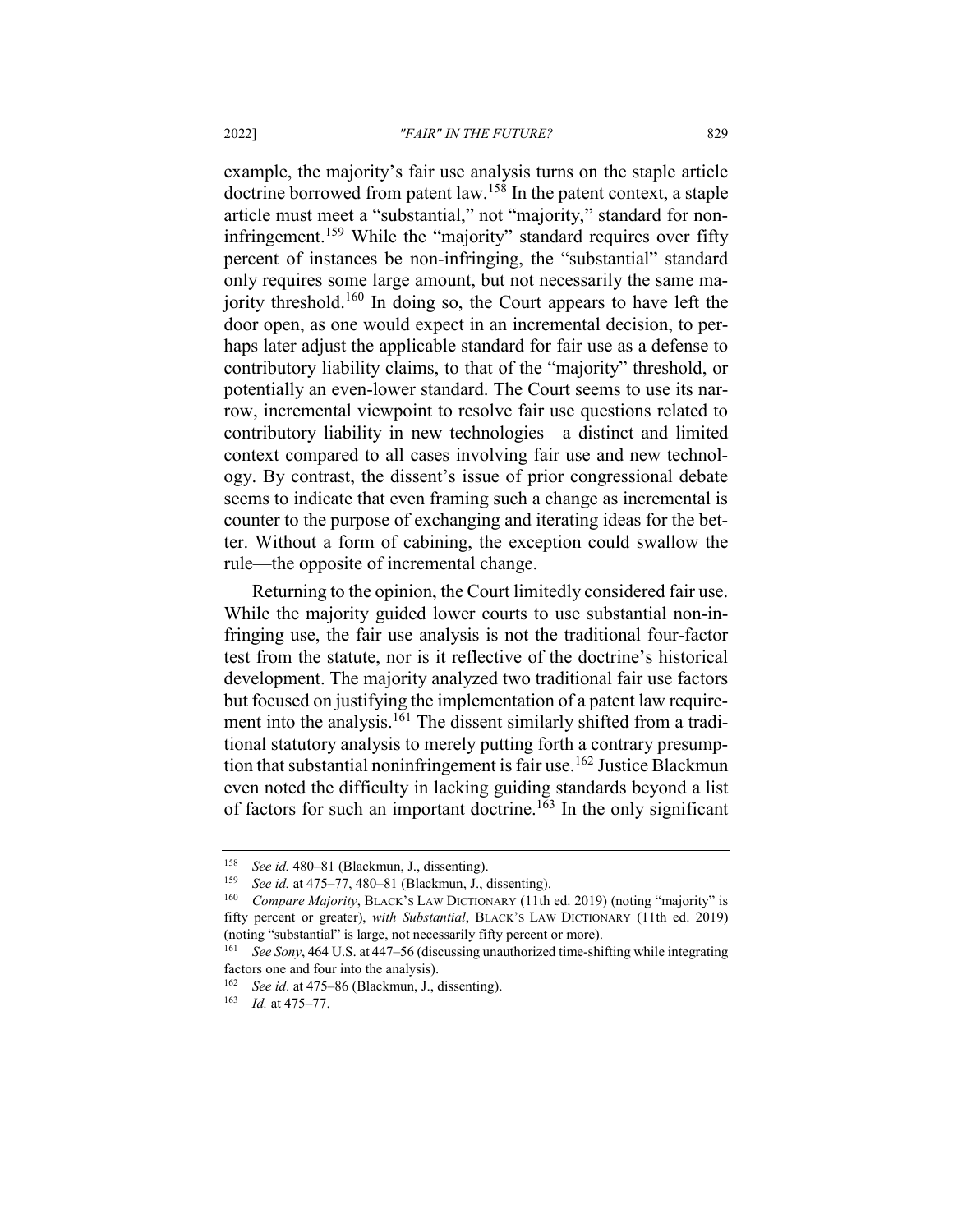example, the majority's fair use analysis turns on the staple article doctrine borrowed from patent law.[158] In the patent context, a staple article must meet a "substantial," not "majority," standard for non-infringement.[159] While the "majority" standard requires over fifty percent of instances be non-infringing, the "substantial" standard only requires some large amount, but not necessarily the same majority threshold.[160] In doing so, the Court appears to have left the door open, as one would expect in an incremental decision, to perhaps later adjust the applicable standard for fair use as a defense to contributory liability claims, to that of the "majority" threshold, or potentially an even-lower standard. The Court seems to use its narrow, incremental viewpoint to resolve fair use questions related to contributory liability in new technologies—a distinct and limited context compared to all cases involving fair use and new technology. By contrast, the dissent's issue of prior congressional debate seems to indicate that even framing such a change as incremental is counter to the purpose of exchanging and iterating ideas for the better. Without a form of cabining, the exception could swallow the rule—the opposite of incremental change.

Returning to the opinion, the Court limitedly considered fair use. While the majority guided lower courts to use substantial non-infringing use, the fair use analysis is not the traditional four-factor test from the statute, nor is it reflective of the doctrine's historical development. The majority analyzed two traditional fair use factors but focused on justifying the implementation of a patent law requirement into the analysis.[161] The dissent similarly shifted from a traditional statutory analysis to merely putting forth a contrary presumption that substantial noninfringement is fair use.[162] Justice Blackmun even noted the difficulty in lacking guiding standards beyond a list of factors for such an important doctrine.[163] In the only significant

---

[158] *See id.* 480–81 (Blackmun, J., dissenting).

[159] *See id.* at 475–77, 480–81 (Blackmun, J., dissenting).

[160] *Compare Majority*, BLACK'S LAW DICTIONARY (11th ed. 2019) (noting "majority" is fifty percent or greater), *with Substantial*, BLACK'S LAW DICTIONARY (11th ed. 2019) (noting "substantial" is large, not necessarily fifty percent or more).

[161] *See Sony*, 464 U.S. at 447–56 (discussing unauthorized time-shifting while integrating factors one and four into the analysis).

[162] *See id*. at 475–86 (Blackmun, J., dissenting).

[163] *Id.* at 475–77.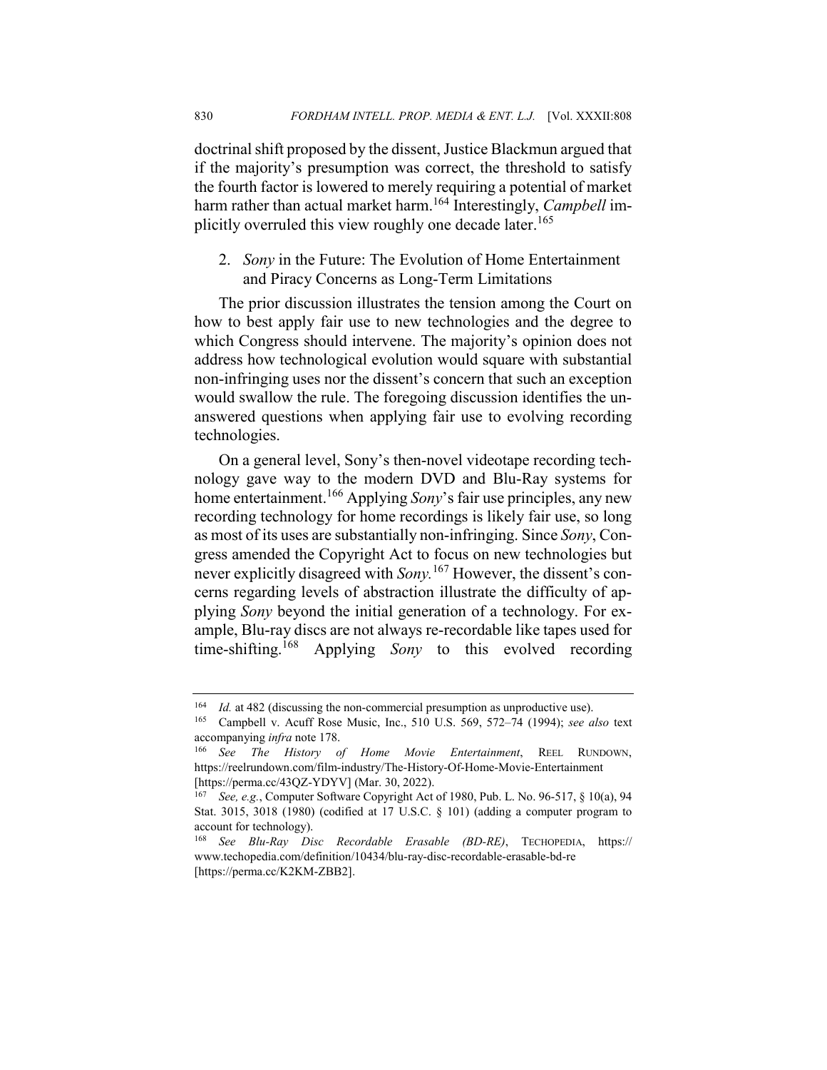doctrinal shift proposed by the dissent, Justice Blackmun argued that if the majority's presumption was correct, the threshold to satisfy the fourth factor is lowered to merely requiring a potential of market harm rather than actual market harm.[164] Interestingly, *Campbell* implicitly overruled this view roughly one decade later.[165]

### 2. *Sony* in the Future: The Evolution of Home Entertainment and Piracy Concerns as Long-Term Limitations

The prior discussion illustrates the tension among the Court on how to best apply fair use to new technologies and the degree to which Congress should intervene. The majority's opinion does not address how technological evolution would square with substantial non-infringing uses nor the dissent's concern that such an exception would swallow the rule. The foregoing discussion identifies the unanswered questions when applying fair use to evolving recording technologies.

On a general level, Sony's then-novel videotape recording technology gave way to the modern DVD and Blu-Ray systems for home entertainment.[166] Applying *Sony*'s fair use principles, any new recording technology for home recordings is likely fair use, so long as most of its uses are substantially non-infringing. Since *Sony*, Congress amended the Copyright Act to focus on new technologies but never explicitly disagreed with *Sony*.[167] However, the dissent's concerns regarding levels of abstraction illustrate the difficulty of applying *Sony* beyond the initial generation of a technology. For example, Blu-ray discs are not always re-recordable like tapes used for time-shifting.[168] Applying *Sony* to this evolved recording

---

[164] *Id.* at 482 (discussing the non-commercial presumption as unproductive use).

[165] Campbell v. Acuff Rose Music, Inc., 510 U.S. 569, 572–74 (1994); *see also* text accompanying *infra* note 178.

[166] *See The History of Home Movie Entertainment*, REEL RUNDOWN, https://reelrundown.com/film-industry/The-History-Of-Home-Movie-Entertainment [https://perma.cc/43QZ-YDYV] (Mar. 30, 2022).

[167] *See, e.g.*, Computer Software Copyright Act of 1980, Pub. L. No. 96-517, § 10(a), 94 Stat. 3015, 3018 (1980) (codified at 17 U.S.C. § 101) (adding a computer program to account for technology).

[168] *See Blu-Ray Disc Recordable Erasable (BD-RE)*, TECHOPEDIA, https://www.techopedia.com/definition/10434/blu-ray-disc-recordable-erasable-bd-re [https://perma.cc/K2KM-ZBB2].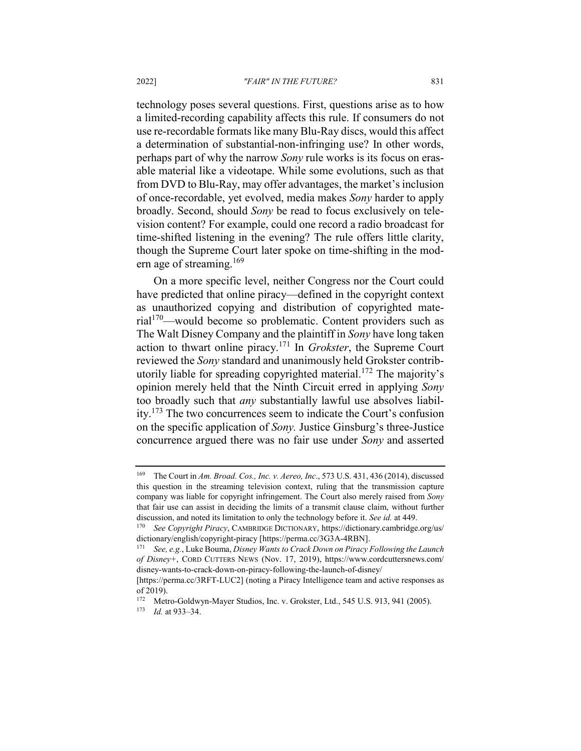technology poses several questions. First, questions arise as to how a limited-recording capability affects this rule. If consumers do not use re-recordable formats like many Blu-Ray discs, would this affect a determination of substantial-non-infringing use? In other words, perhaps part of why the narrow *Sony* rule works is its focus on erasable material like a videotape. While some evolutions, such as that from DVD to Blu-Ray, may offer advantages, the market's inclusion of once-recordable, yet evolved, media makes *Sony* harder to apply broadly. Second, should *Sony* be read to focus exclusively on television content? For example, could one record a radio broadcast for time-shifted listening in the evening? The rule offers little clarity, though the Supreme Court later spoke on time-shifting in the modern age of streaming.[169]

On a more specific level, neither Congress nor the Court could have predicted that online piracy—defined in the copyright context as unauthorized copying and distribution of copyrighted material[170]—would become so problematic. Content providers such as The Walt Disney Company and the plaintiff in *Sony* have long taken action to thwart online piracy.[171] In *Grokster*, the Supreme Court reviewed the *Sony* standard and unanimously held Grokster contributorily liable for spreading copyrighted material.[172] The majority's opinion merely held that the Ninth Circuit erred in applying *Sony* too broadly such that *any* substantially lawful use absolves liability.[173] The two concurrences seem to indicate the Court's confusion on the specific application of *Sony.* Justice Ginsburg's three-Justice concurrence argued there was no fair use under *Sony* and asserted

---

[169] The Court in *Am. Broad. Cos., Inc. v. Aereo, Inc*., 573 U.S. 431, 436 (2014), discussed this question in the streaming television context, ruling that the transmission capture company was liable for copyright infringement. The Court also merely raised from *Sony* that fair use can assist in deciding the limits of a transmit clause claim, without further discussion, and noted its limitation to only the technology before it. *See id.* at 449.

[170] *See Copyright Piracy*, CAMBRIDGE DICTIONARY, https://dictionary.cambridge.org/us/dictionary/english/copyright-piracy [https://perma.cc/3G3A-4RBN].

[171] *See, e.g.*, Luke Bouma, *Disney Wants to Crack Down on Piracy Following the Launch of Disney+*, CORD CUTTERS NEWS (Nov. 17, 2019), https://www.cordcuttersnews.com/disney-wants-to-crack-down-on-piracy-following-the-launch-of-disney/ [https://perma.cc/3RFT-LUC2] (noting a Piracy Intelligence team and active responses as of 2019).

[172] Metro-Goldwyn-Mayer Studios, Inc. v. Grokster, Ltd., 545 U.S. 913, 941 (2005).

[173] *Id.* at 933–34.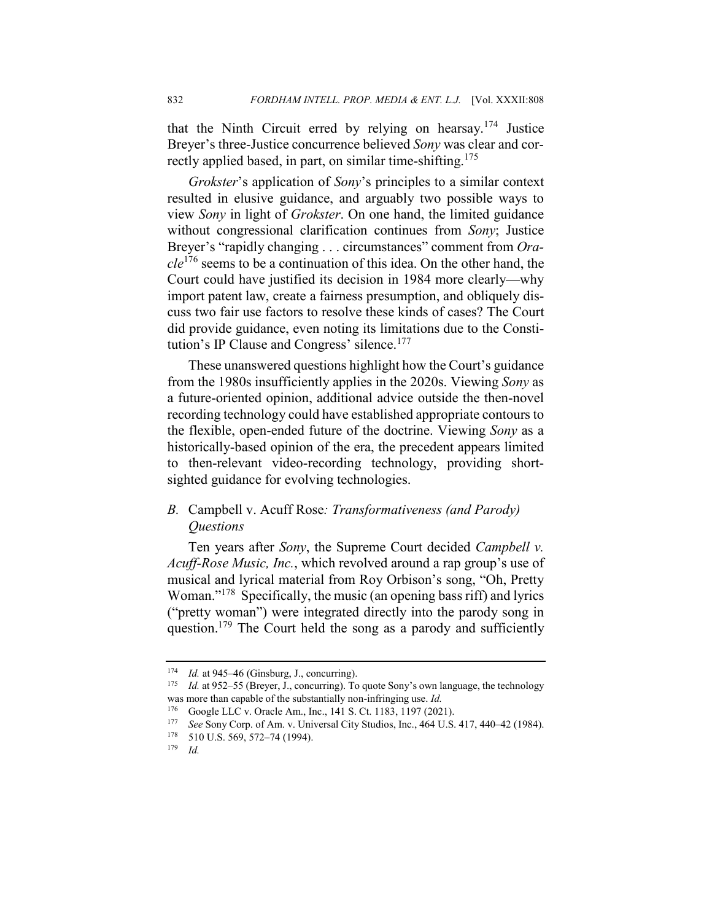that the Ninth Circuit erred by relying on hearsay.[174] Justice Breyer's three-Justice concurrence believed *Sony* was clear and correctly applied based, in part, on similar time-shifting.[175]

*Grokster*'s application of *Sony*'s principles to a similar context resulted in elusive guidance, and arguably two possible ways to view *Sony* in light of *Grokster*. On one hand, the limited guidance without congressional clarification continues from *Sony*; Justice Breyer's "rapidly changing . . . circumstances" comment from *Oracle*[176] seems to be a continuation of this idea. On the other hand, the Court could have justified its decision in 1984 more clearly—why import patent law, create a fairness presumption, and obliquely discuss two fair use factors to resolve these kinds of cases? The Court did provide guidance, even noting its limitations due to the Constitution's IP Clause and Congress' silence.[177]

These unanswered questions highlight how the Court's guidance from the 1980s insufficiently applies in the 2020s. Viewing *Sony* as a future-oriented opinion, additional advice outside the then-novel recording technology could have established appropriate contours to the flexible, open-ended future of the doctrine. Viewing *Sony* as a historically-based opinion of the era, the precedent appears limited to then-relevant video-recording technology, providing short-sighted guidance for evolving technologies.

### *B.* Campbell v. Acuff Rose*: Transformativeness (and Parody) Questions*

Ten years after *Sony*, the Supreme Court decided *Campbell v. Acuff-Rose Music, Inc.*, which revolved around a rap group's use of musical and lyrical material from Roy Orbison's song, "Oh, Pretty Woman."[178] Specifically, the music (an opening bass riff) and lyrics ("pretty woman") were integrated directly into the parody song in question.[179] The Court held the song as a parody and sufficiently

---

[174] *Id.* at 945–46 (Ginsburg, J., concurring).

[175] *Id.* at 952–55 (Breyer, J., concurring). To quote Sony's own language, the technology was more than capable of the substantially non-infringing use. *Id.*

[176] Google LLC v. Oracle Am., Inc., 141 S. Ct. 1183, 1197 (2021).

[177] *See* Sony Corp. of Am. v. Universal City Studios, Inc., 464 U.S. 417, 440–42 (1984).

[178] 510 U.S. 569, 572–74 (1994).

[179] *Id.*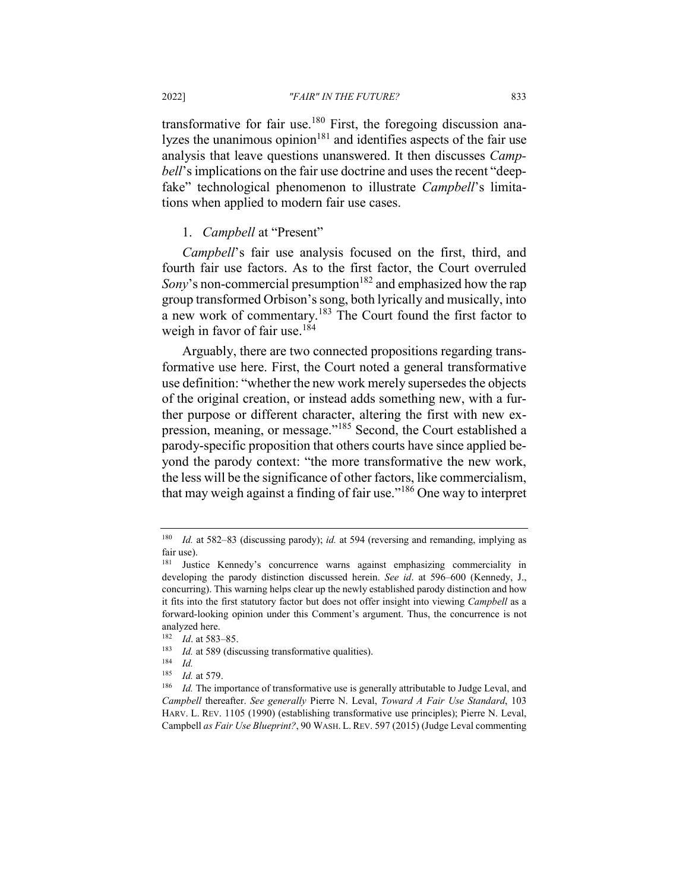transformative for fair use.[180] First, the foregoing discussion analyzes the unanimous opinion[181] and identifies aspects of the fair use analysis that leave questions unanswered. It then discusses *Campbell*'s implications on the fair use doctrine and uses the recent "deepfake" technological phenomenon to illustrate *Campbell*'s limitations when applied to modern fair use cases.

### 1. *Campbell* at "Present"

*Campbell*'s fair use analysis focused on the first, third, and fourth fair use factors. As to the first factor, the Court overruled *Sony*'s non-commercial presumption[182] and emphasized how the rap group transformed Orbison's song, both lyrically and musically, into a new work of commentary.[183] The Court found the first factor to weigh in favor of fair use.[184]

Arguably, there are two connected propositions regarding transformative use here. First, the Court noted a general transformative use definition: "whether the new work merely supersedes the objects of the original creation, or instead adds something new, with a further purpose or different character, altering the first with new expression, meaning, or message."[185] Second, the Court established a parody-specific proposition that others courts have since applied beyond the parody context: "the more transformative the new work, the less will be the significance of other factors, like commercialism, that may weigh against a finding of fair use."[186] One way to interpret

---

[180] *Id.* at 582–83 (discussing parody); *id.* at 594 (reversing and remanding, implying as fair use).

[181] Justice Kennedy's concurrence warns against emphasizing commerciality in developing the parody distinction discussed herein. *See id*. at 596–600 (Kennedy, J., concurring). This warning helps clear up the newly established parody distinction and how it fits into the first statutory factor but does not offer insight into viewing *Campbell* as a forward-looking opinion under this Comment's argument. Thus, the concurrence is not analyzed here.

[182] *Id*. at 583–85.

[183] *Id.* at 589 (discussing transformative qualities).

[184] *Id.*

[185] *Id.* at 579.

[186] *Id.* The importance of transformative use is generally attributable to Judge Leval, and *Campbell* thereafter. *See generally* Pierre N. Leval, *Toward A Fair Use Standard*, 103 HARV. L. REV. 1105 (1990) (establishing transformative use principles); Pierre N. Leval, Campbell *as Fair Use Blueprint?*, 90 WASH. L. REV. 597 (2015) (Judge Leval commenting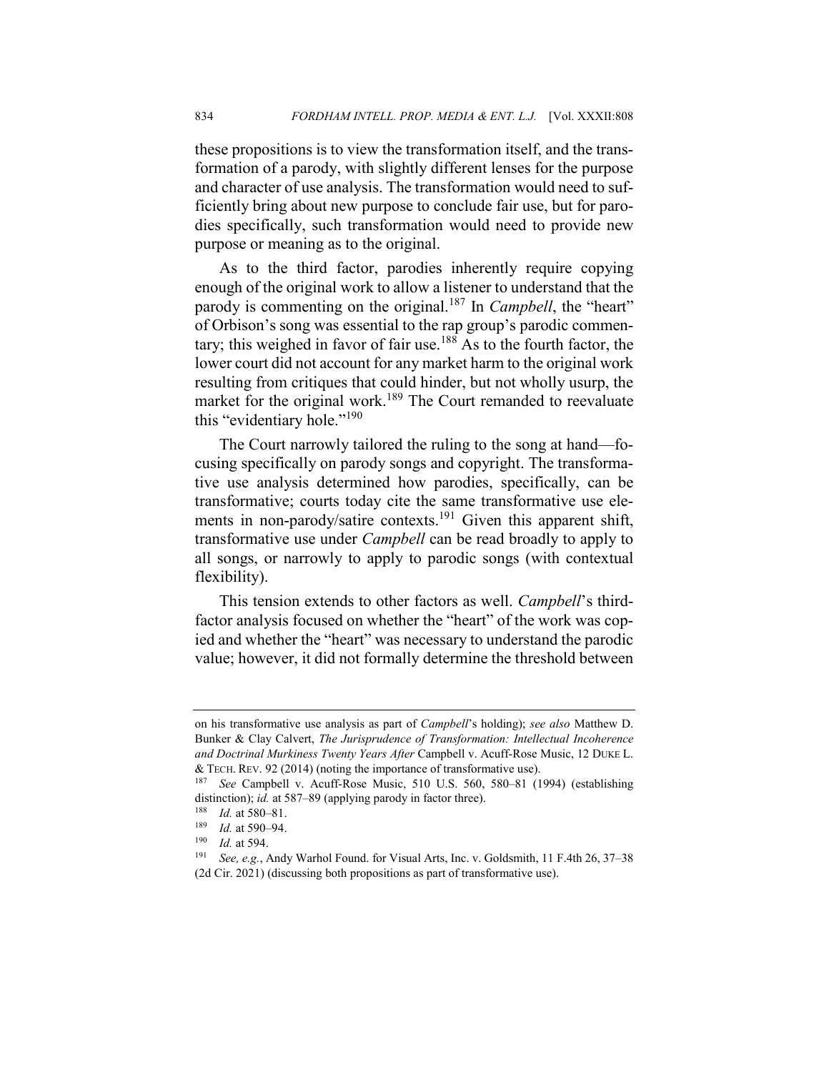these propositions is to view the transformation itself, and the transformation of a parody, with slightly different lenses for the purpose and character of use analysis. The transformation would need to sufficiently bring about new purpose to conclude fair use, but for parodies specifically, such transformation would need to provide new purpose or meaning as to the original.

As to the third factor, parodies inherently require copying enough of the original work to allow a listener to understand that the parody is commenting on the original.[187] In *Campbell*, the "heart" of Orbison's song was essential to the rap group's parodic commentary; this weighed in favor of fair use.[188] As to the fourth factor, the lower court did not account for any market harm to the original work resulting from critiques that could hinder, but not wholly usurp, the market for the original work.[189] The Court remanded to reevaluate this "evidentiary hole."[190]

The Court narrowly tailored the ruling to the song at hand—focusing specifically on parody songs and copyright. The transformative use analysis determined how parodies, specifically, can be transformative; courts today cite the same transformative use elements in non-parody/satire contexts.[191] Given this apparent shift, transformative use under *Campbell* can be read broadly to apply to all songs, or narrowly to apply to parodic songs (with contextual flexibility).

This tension extends to other factors as well. *Campbell*'s third-factor analysis focused on whether the "heart" of the work was copied and whether the "heart" was necessary to understand the parodic value; however, it did not formally determine the threshold between

---

on his transformative use analysis as part of *Campbell*'s holding); *see also* Matthew D. Bunker & Clay Calvert, *The Jurisprudence of Transformation: Intellectual Incoherence and Doctrinal Murkiness Twenty Years After* Campbell v. Acuff-Rose Music, 12 DUKE L. & TECH. REV. 92 (2014) (noting the importance of transformative use).

[187] *See* Campbell v. Acuff-Rose Music, 510 U.S. 560, 580–81 (1994) (establishing distinction); *id.* at 587–89 (applying parody in factor three).

[188] *Id.* at 580–81.

[189] *Id.* at 590–94.

[190] *Id.* at 594.

[191] *See, e.g.*, Andy Warhol Found. for Visual Arts, Inc. v. Goldsmith, 11 F.4th 26, 37–38 (2d Cir. 2021) (discussing both propositions as part of transformative use).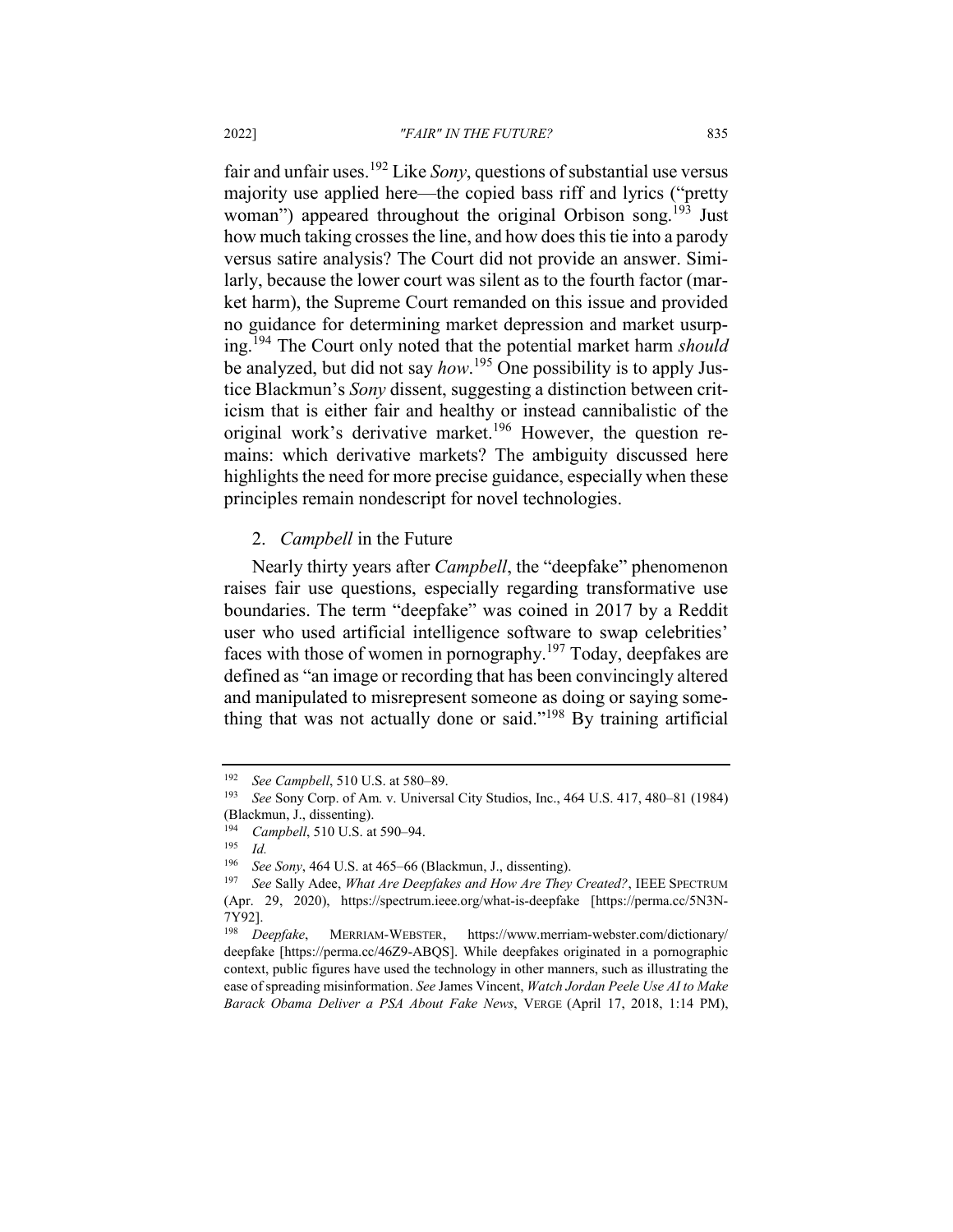fair and unfair uses.[192] Like *Sony*, questions of substantial use versus majority use applied here—the copied bass riff and lyrics ("pretty woman") appeared throughout the original Orbison song.[193] Just how much taking crosses the line, and how does this tie into a parody versus satire analysis? The Court did not provide an answer. Similarly, because the lower court was silent as to the fourth factor (market harm), the Supreme Court remanded on this issue and provided no guidance for determining market depression and market usurping.[194] The Court only noted that the potential market harm *should* be analyzed, but did not say *how*.[195] One possibility is to apply Justice Blackmun's *Sony* dissent, suggesting a distinction between criticism that is either fair and healthy or instead cannibalistic of the original work's derivative market.[196] However, the question remains: which derivative markets? The ambiguity discussed here highlights the need for more precise guidance, especially when these principles remain nondescript for novel technologies.

### 2. *Campbell* in the Future

Nearly thirty years after *Campbell*, the "deepfake" phenomenon raises fair use questions, especially regarding transformative use boundaries. The term "deepfake" was coined in 2017 by a Reddit user who used artificial intelligence software to swap celebrities' faces with those of women in pornography.[197] Today, deepfakes are defined as "an image or recording that has been convincingly altered and manipulated to misrepresent someone as doing or saying something that was not actually done or said."[198] By training artificial

---

[192] *See Campbell*, 510 U.S. at 580–89.

[193] *See* Sony Corp. of Am. v. Universal City Studios, Inc., 464 U.S. 417, 480–81 (1984) (Blackmun, J., dissenting).

[194] *Campbell*, 510 U.S. at 590–94.

[195] *Id.*

[196] *See Sony*, 464 U.S. at 465–66 (Blackmun, J., dissenting).

[197] *See* Sally Adee, *What Are Deepfakes and How Are They Created?*, IEEE SPECTRUM (Apr. 29, 2020), https://spectrum.ieee.org/what-is-deepfake [https://perma.cc/5N3N-7Y92].

[198] *Deepfake*, MERRIAM-WEBSTER, https://www.merriam-webster.com/dictionary/deepfake [https://perma.cc/46Z9-ABQS]. While deepfakes originated in a pornographic context, public figures have used the technology in other manners, such as illustrating the ease of spreading misinformation. *See* James Vincent, *Watch Jordan Peele Use AI to Make Barack Obama Deliver a PSA About Fake News*, VERGE (April 17, 2018, 1:14 PM),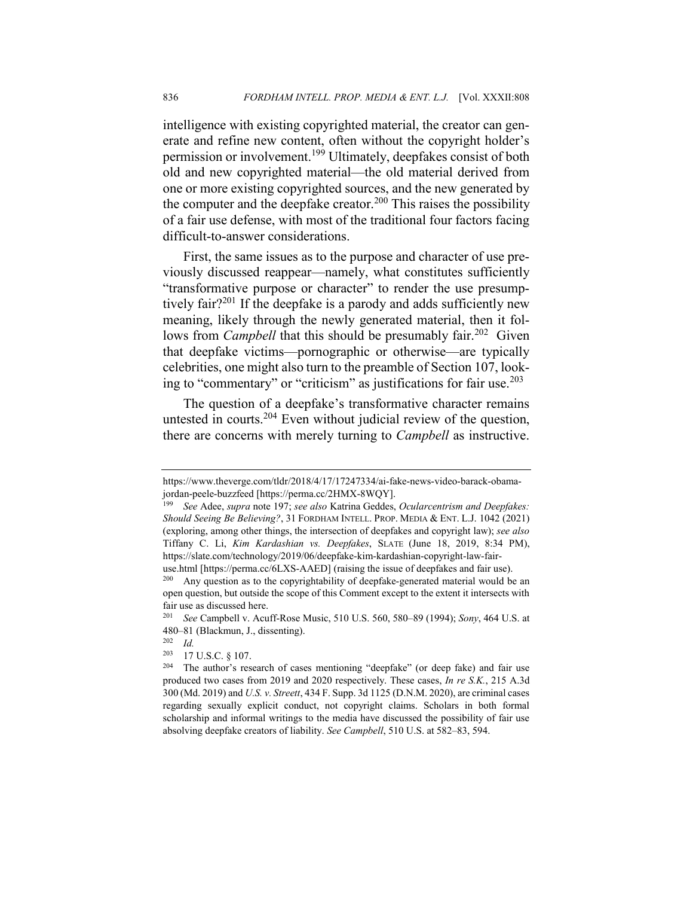intelligence with existing copyrighted material, the creator can generate and refine new content, often without the copyright holder's permission or involvement.[199] Ultimately, deepfakes consist of both old and new copyrighted material—the old material derived from one or more existing copyrighted sources, and the new generated by the computer and the deepfake creator.[200] This raises the possibility of a fair use defense, with most of the traditional four factors facing difficult-to-answer considerations.

First, the same issues as to the purpose and character of use previously discussed reappear—namely, what constitutes sufficiently "transformative purpose or character" to render the use presumptively fair?[201] If the deepfake is a parody and adds sufficiently new meaning, likely through the newly generated material, then it follows from *Campbell* that this should be presumably fair.[202] Given that deepfake victims—pornographic or otherwise—are typically celebrities, one might also turn to the preamble of Section 107, looking to "commentary" or "criticism" as justifications for fair use.[203]

The question of a deepfake's transformative character remains untested in courts.[204] Even without judicial review of the question, there are concerns with merely turning to *Campbell* as instructive.

---

https://www.theverge.com/tldr/2018/4/17/17247334/ai-fake-news-video-barack-obama-jordan-peele-buzzfeed [https://perma.cc/2HMX-8WQY].

[199] *See* Adee, *supra* note 197; *see also* Katrina Geddes, *Ocularcentrism and Deepfakes: Should Seeing Be Believing?*, 31 FORDHAM INTELL. PROP. MEDIA & ENT. L.J. 1042 (2021) (exploring, among other things, the intersection of deepfakes and copyright law); *see also* Tiffany C. Li, *Kim Kardashian vs. Deepfakes*, SLATE (June 18, 2019, 8:34 PM), https://slate.com/technology/2019/06/deepfake-kim-kardashian-copyright-law-fair-use.html [https://perma.cc/6LXS-AAED] (raising the issue of deepfakes and fair use).

[200] Any question as to the copyrightability of deepfake-generated material would be an open question, but outside the scope of this Comment except to the extent it intersects with fair use as discussed here.

[201] *See* Campbell v. Acuff-Rose Music, 510 U.S. 560, 580–89 (1994); *Sony*, 464 U.S. at 480–81 (Blackmun, J., dissenting).

[202] *Id.*

[203] 17 U.S.C. § 107.

[204] The author's research of cases mentioning "deepfake" (or deep fake) and fair use produced two cases from 2019 and 2020 respectively. These cases, *In re S.K.*, 215 A.3d 300 (Md. 2019) and *U.S. v. Streett*, 434 F. Supp. 3d 1125 (D.N.M. 2020), are criminal cases regarding sexually explicit conduct, not copyright claims. Scholars in both formal scholarship and informal writings to the media have discussed the possibility of fair use absolving deepfake creators of liability. *See Campbell*, 510 U.S. at 582–83, 594.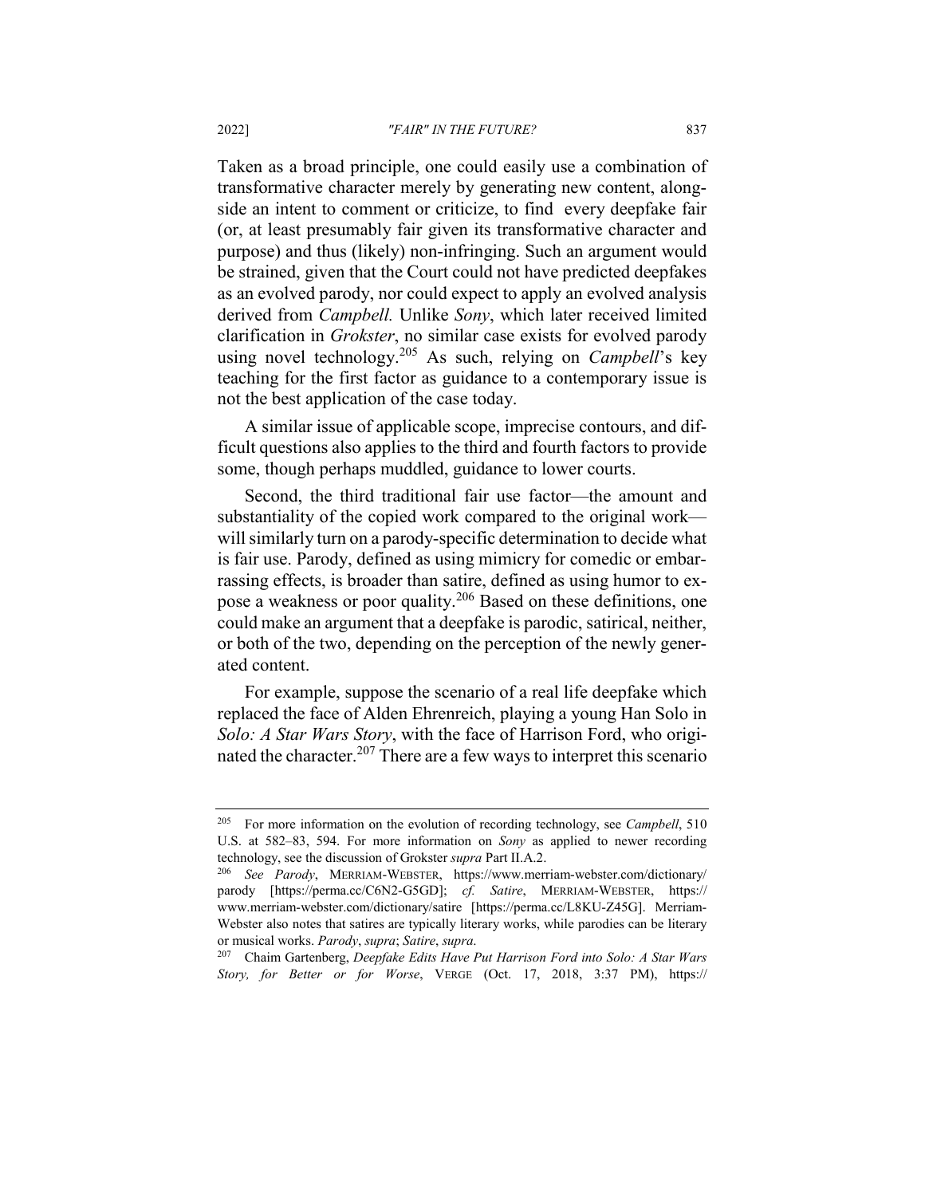Taken as a broad principle, one could easily use a combination of transformative character merely by generating new content, alongside an intent to comment or criticize, to find every deepfake fair (or, at least presumably fair given its transformative character and purpose) and thus (likely) non-infringing. Such an argument would be strained, given that the Court could not have predicted deepfakes as an evolved parody, nor could expect to apply an evolved analysis derived from *Campbell.* Unlike *Sony*, which later received limited clarification in *Grokster*, no similar case exists for evolved parody using novel technology.[205] As such, relying on *Campbell*'s key teaching for the first factor as guidance to a contemporary issue is not the best application of the case today.

A similar issue of applicable scope, imprecise contours, and difficult questions also applies to the third and fourth factors to provide some, though perhaps muddled, guidance to lower courts.

Second, the third traditional fair use factor—the amount and substantiality of the copied work compared to the original work—will similarly turn on a parody-specific determination to decide what is fair use. Parody, defined as using mimicry for comedic or embarrassing effects, is broader than satire, defined as using humor to expose a weakness or poor quality.[206] Based on these definitions, one could make an argument that a deepfake is parodic, satirical, neither, or both of the two, depending on the perception of the newly generated content.

For example, suppose the scenario of a real life deepfake which replaced the face of Alden Ehrenreich, playing a young Han Solo in *Solo: A Star Wars Story*, with the face of Harrison Ford, who originated the character.[207] There are a few ways to interpret this scenario

---

[205] For more information on the evolution of recording technology, see *Campbell*, 510 U.S. at 582–83, 594. For more information on *Sony* as applied to newer recording technology, see the discussion of Grokster *supra* Part II.A.2.

[206] *See Parody*, MERRIAM-WEBSTER, https://www.merriam-webster.com/dictionary/parody [https://perma.cc/C6N2-G5GD]; *cf. Satire*, MERRIAM-WEBSTER, https://www.merriam-webster.com/dictionary/satire [https://perma.cc/L8KU-Z45G]. Merriam-Webster also notes that satires are typically literary works, while parodies can be literary or musical works. *Parody*, *supra*; *Satire*, *supra*.

[207] Chaim Gartenberg, *Deepfake Edits Have Put Harrison Ford into Solo: A Star Wars Story, for Better or for Worse*, VERGE (Oct. 17, 2018, 3:37 PM), https://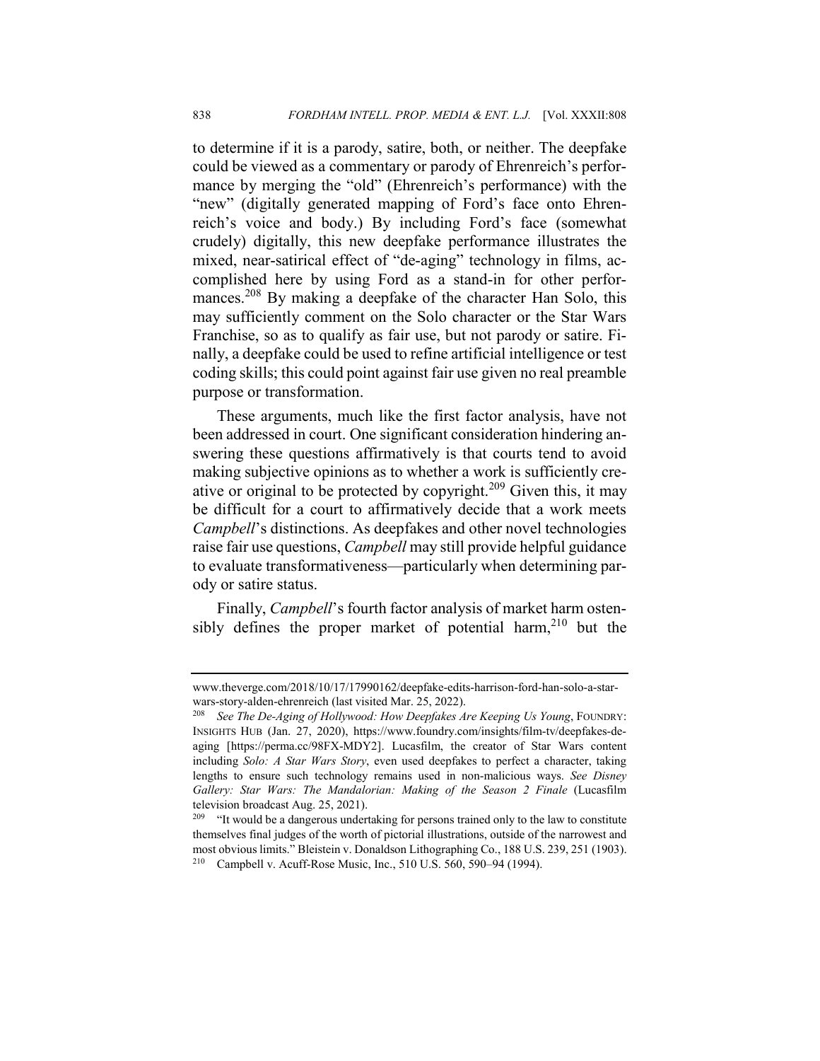to determine if it is a parody, satire, both, or neither. The deepfake could be viewed as a commentary or parody of Ehrenreich's performance by merging the "old" (Ehrenreich's performance) with the "new" (digitally generated mapping of Ford's face onto Ehrenreich's voice and body.) By including Ford's face (somewhat crudely) digitally, this new deepfake performance illustrates the mixed, near-satirical effect of "de-aging" technology in films, accomplished here by using Ford as a stand-in for other performances.[208] By making a deepfake of the character Han Solo, this may sufficiently comment on the Solo character or the Star Wars Franchise, so as to qualify as fair use, but not parody or satire. Finally, a deepfake could be used to refine artificial intelligence or test coding skills; this could point against fair use given no real preamble purpose or transformation.

These arguments, much like the first factor analysis, have not been addressed in court. One significant consideration hindering answering these questions affirmatively is that courts tend to avoid making subjective opinions as to whether a work is sufficiently creative or original to be protected by copyright.[209] Given this, it may be difficult for a court to affirmatively decide that a work meets *Campbell*'s distinctions. As deepfakes and other novel technologies raise fair use questions, *Campbell* may still provide helpful guidance to evaluate transformativeness—particularly when determining parody or satire status.

Finally, *Campbell*'s fourth factor analysis of market harm ostensibly defines the proper market of potential harm,[210] but the

---

www.theverge.com/2018/10/17/17990162/deepfake-edits-harrison-ford-han-solo-a-star-wars-story-alden-ehrenreich (last visited Mar. 25, 2022).

[208] *See The De-Aging of Hollywood: How Deepfakes Are Keeping Us Young*, FOUNDRY: INSIGHTS HUB (Jan. 27, 2020), https://www.foundry.com/insights/film-tv/deepfakes-de-aging [https://perma.cc/98FX-MDY2]. Lucasfilm, the creator of Star Wars content including *Solo: A Star Wars Story*, even used deepfakes to perfect a character, taking lengths to ensure such technology remains used in non-malicious ways. *See Disney Gallery: Star Wars: The Mandalorian: Making of the Season 2 Finale* (Lucasfilm television broadcast Aug. 25, 2021).

[209] "It would be a dangerous undertaking for persons trained only to the law to constitute themselves final judges of the worth of pictorial illustrations, outside of the narrowest and most obvious limits." Bleistein v. Donaldson Lithographing Co., 188 U.S. 239, 251 (1903).

[210] Campbell v. Acuff-Rose Music, Inc., 510 U.S. 560, 590–94 (1994).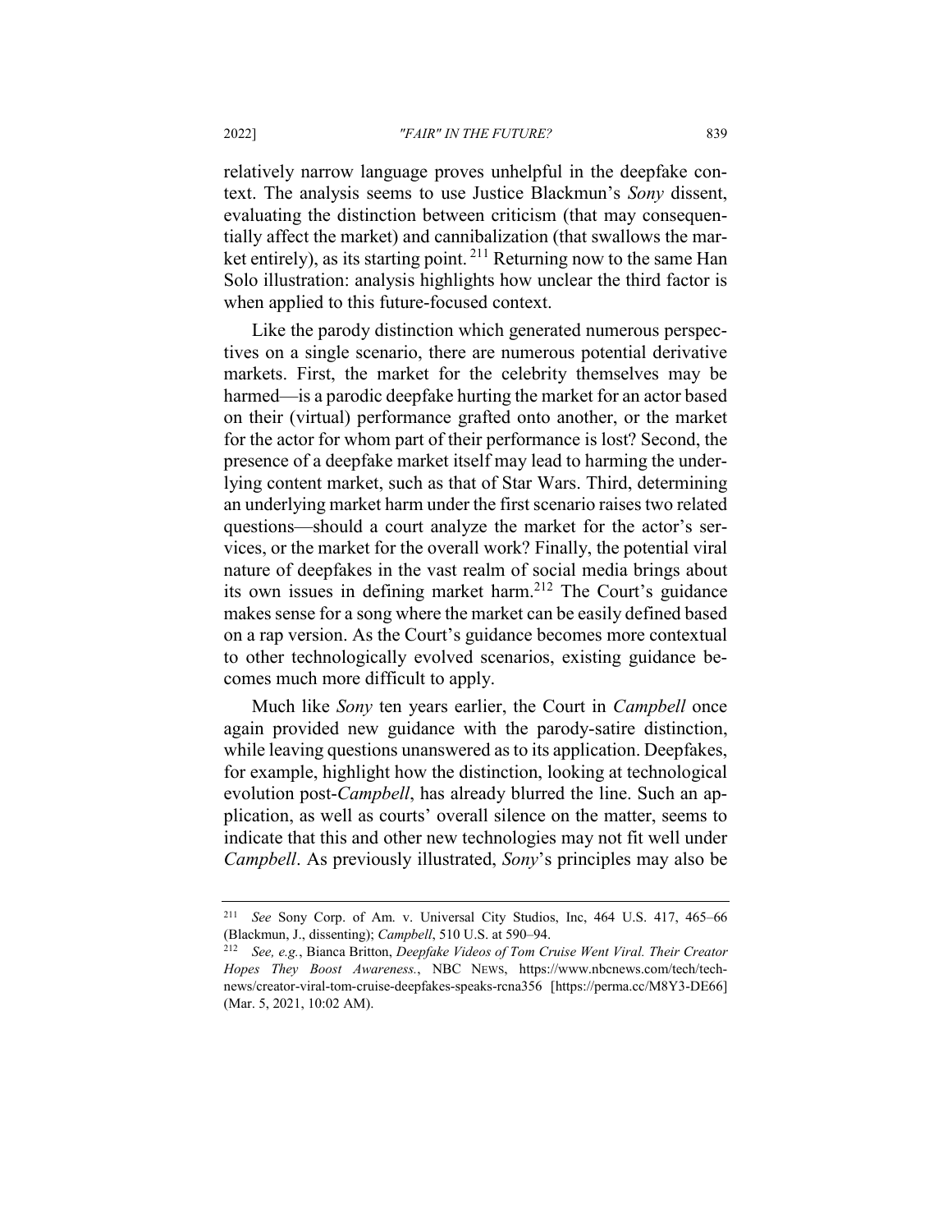relatively narrow language proves unhelpful in the deepfake context. The analysis seems to use Justice Blackmun's *Sony* dissent, evaluating the distinction between criticism (that may consequentially affect the market) and cannibalization (that swallows the market entirely), as its starting point. [211] Returning now to the same Han Solo illustration: analysis highlights how unclear the third factor is when applied to this future-focused context.

Like the parody distinction which generated numerous perspectives on a single scenario, there are numerous potential derivative markets. First, the market for the celebrity themselves may be harmed—is a parodic deepfake hurting the market for an actor based on their (virtual) performance grafted onto another, or the market for the actor for whom part of their performance is lost? Second, the presence of a deepfake market itself may lead to harming the underlying content market, such as that of Star Wars. Third, determining an underlying market harm under the first scenario raises two related questions—should a court analyze the market for the actor's services, or the market for the overall work? Finally, the potential viral nature of deepfakes in the vast realm of social media brings about its own issues in defining market harm.[212] The Court's guidance makes sense for a song where the market can be easily defined based on a rap version. As the Court's guidance becomes more contextual to other technologically evolved scenarios, existing guidance becomes much more difficult to apply.

Much like *Sony* ten years earlier, the Court in *Campbell* once again provided new guidance with the parody-satire distinction, while leaving questions unanswered as to its application. Deepfakes, for example, highlight how the distinction, looking at technological evolution post-*Campbell*, has already blurred the line. Such an application, as well as courts' overall silence on the matter, seems to indicate that this and other new technologies may not fit well under *Campbell*. As previously illustrated, *Sony*'s principles may also be

---

[211] *See* Sony Corp. of Am. v. Universal City Studios, Inc, 464 U.S. 417, 465–66 (Blackmun, J., dissenting); *Campbell*, 510 U.S. at 590–94.

[212] *See, e.g.*, Bianca Britton, *Deepfake Videos of Tom Cruise Went Viral. Their Creator Hopes They Boost Awareness.*, NBC NEWS, https://www.nbcnews.com/tech/tech-news/creator-viral-tom-cruise-deepfakes-speaks-rcna356 [https://perma.cc/M8Y3-DE66] (Mar. 5, 2021, 10:02 AM).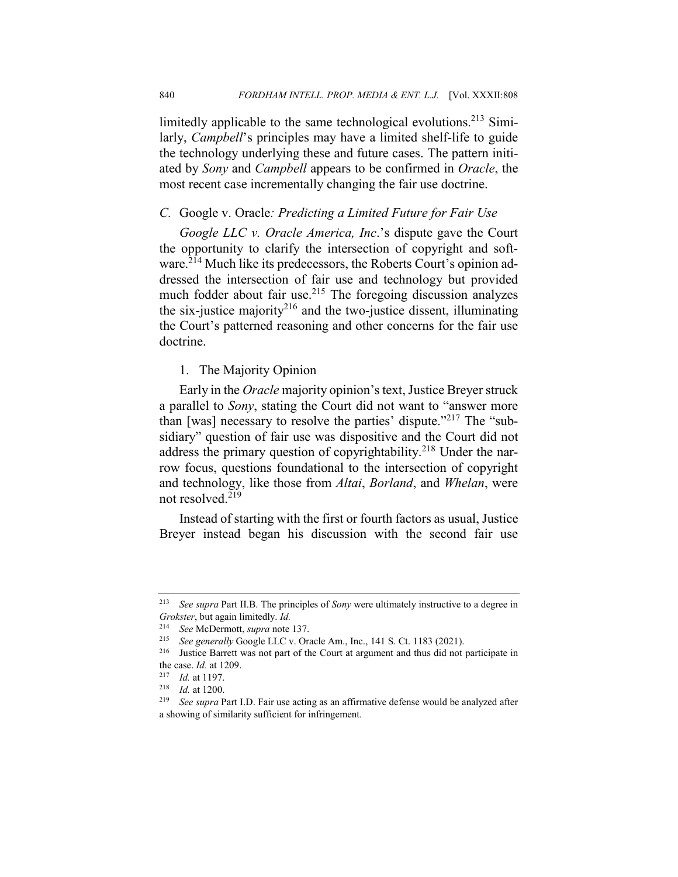limitedly applicable to the same technological evolutions.[213] Similarly, *Campbell*'s principles may have a limited shelf-life to guide the technology underlying these and future cases. The pattern initiated by *Sony* and *Campbell* appears to be confirmed in *Oracle*, the most recent case incrementally changing the fair use doctrine.

### *C.* Google v. Oracle*: Predicting a Limited Future for Fair Use*

*Google LLC v. Oracle America, Inc*.'s dispute gave the Court the opportunity to clarify the intersection of copyright and software.[214] Much like its predecessors, the Roberts Court's opinion addressed the intersection of fair use and technology but provided much fodder about fair use.[215] The foregoing discussion analyzes the six-justice majority[216] and the two-justice dissent, illuminating the Court's patterned reasoning and other concerns for the fair use doctrine.

#### 1. The Majority Opinion

Early in the *Oracle* majority opinion's text, Justice Breyer struck a parallel to *Sony*, stating the Court did not want to "answer more than [was] necessary to resolve the parties' dispute."[217] The "subsidiary" question of fair use was dispositive and the Court did not address the primary question of copyrightability.[218] Under the narrow focus, questions foundational to the intersection of copyright and technology, like those from *Altai*, *Borland*, and *Whelan*, were not resolved.[219]

Instead of starting with the first or fourth factors as usual, Justice Breyer instead began his discussion with the second fair use

---

[213] *See supra* Part II.B. The principles of *Sony* were ultimately instructive to a degree in *Grokster*, but again limitedly. *Id.*

[214] *See* McDermott, *supra* note 137.

[215] *See generally* Google LLC v. Oracle Am., Inc., 141 S. Ct. 1183 (2021).

[216] Justice Barrett was not part of the Court at argument and thus did not participate in the case. *Id.* at 1209.

[217] *Id.* at 1197.

[218] *Id.* at 1200.

[219] *See supra* Part I.D. Fair use acting as an affirmative defense would be analyzed after a showing of similarity sufficient for infringement.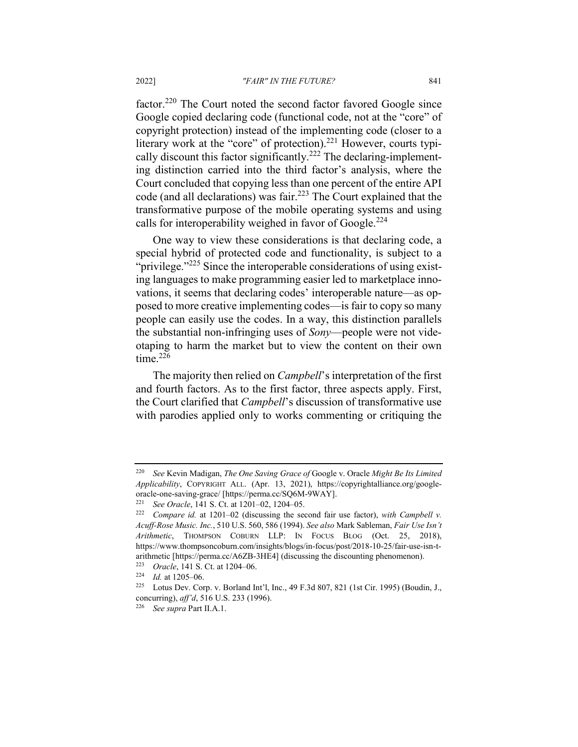factor.[220] The Court noted the second factor favored Google since Google copied declaring code (functional code, not at the "core" of copyright protection) instead of the implementing code (closer to a literary work at the "core" of protection).[221] However, courts typically discount this factor significantly.[222] The declaring-implementing distinction carried into the third factor's analysis, where the Court concluded that copying less than one percent of the entire API code (and all declarations) was fair.[223] The Court explained that the transformative purpose of the mobile operating systems and using calls for interoperability weighed in favor of Google.[224]

One way to view these considerations is that declaring code, a special hybrid of protected code and functionality, is subject to a "privilege."[225] Since the interoperable considerations of using existing languages to make programming easier led to marketplace innovations, it seems that declaring codes' interoperable nature—as opposed to more creative implementing codes—is fair to copy so many people can easily use the codes. In a way, this distinction parallels the substantial non-infringing uses of *Sony*—people were not videotaping to harm the market but to view the content on their own time.[226]

The majority then relied on *Campbell*'s interpretation of the first and fourth factors. As to the first factor, three aspects apply. First, the Court clarified that *Campbell*'s discussion of transformative use with parodies applied only to works commenting or critiquing the

---

[220] *See* Kevin Madigan, *The One Saving Grace of* Google v. Oracle *Might Be Its Limited Applicability*, COPYRIGHT ALL. (Apr. 13, 2021), https://copyrightalliance.org/google-oracle-one-saving-grace/ [https://perma.cc/SQ6M-9WAY].

[221] *See Oracle*, 141 S. Ct. at 1201–02, 1204–05.

[222] *Compare id.* at 1201–02 (discussing the second fair use factor), *with Campbell v. Acuff-Rose Music. Inc.*, 510 U.S. 560, 586 (1994). *See also* Mark Sableman, *Fair Use Isn't Arithmetic*, THOMPSON COBURN LLP: IN FOCUS BLOG (Oct. 25, 2018), https://www.thompsoncoburn.com/insights/blogs/in-focus/post/2018-10-25/fair-use-isn-t-arithmetic [https://perma.cc/A6ZB-3HE4] (discussing the discounting phenomenon).

[223] *Oracle*, 141 S. Ct. at 1204–06.

[224] *Id.* at 1205–06.

[225] Lotus Dev. Corp. v. Borland Int'l, Inc., 49 F.3d 807, 821 (1st Cir. 1995) (Boudin, J., concurring), *aff'd*, 516 U.S. 233 (1996).

[226] *See supra* Part II.A.1.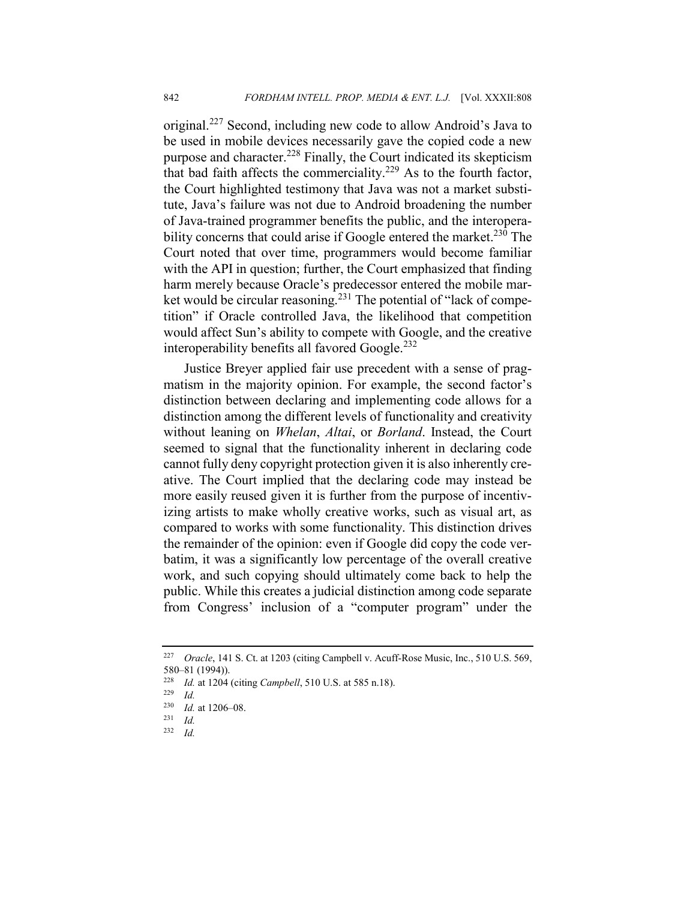original.[227] Second, including new code to allow Android's Java to be used in mobile devices necessarily gave the copied code a new purpose and character.[228] Finally, the Court indicated its skepticism that bad faith affects the commerciality.[229] As to the fourth factor, the Court highlighted testimony that Java was not a market substitute, Java's failure was not due to Android broadening the number of Java-trained programmer benefits the public, and the interoperability concerns that could arise if Google entered the market.[230] The Court noted that over time, programmers would become familiar with the API in question; further, the Court emphasized that finding harm merely because Oracle's predecessor entered the mobile market would be circular reasoning.[231] The potential of "lack of competition" if Oracle controlled Java, the likelihood that competition would affect Sun's ability to compete with Google, and the creative interoperability benefits all favored Google.[232]

Justice Breyer applied fair use precedent with a sense of pragmatism in the majority opinion. For example, the second factor's distinction between declaring and implementing code allows for a distinction among the different levels of functionality and creativity without leaning on *Whelan*, *Altai*, or *Borland*. Instead, the Court seemed to signal that the functionality inherent in declaring code cannot fully deny copyright protection given it is also inherently creative. The Court implied that the declaring code may instead be more easily reused given it is further from the purpose of incentivizing artists to make wholly creative works, such as visual art, as compared to works with some functionality. This distinction drives the remainder of the opinion: even if Google did copy the code verbatim, it was a significantly low percentage of the overall creative work, and such copying should ultimately come back to help the public. While this creates a judicial distinction among code separate from Congress' inclusion of a "computer program" under the

---

[227] *Oracle*, 141 S. Ct. at 1203 (citing Campbell v. Acuff-Rose Music, Inc., 510 U.S. 569, 580–81 (1994)).

[228] *Id.* at 1204 (citing *Campbell*, 510 U.S. at 585 n.18).

[229] *Id.*

[230] *Id.* at 1206–08.

[231] *Id.*

[232] *Id.*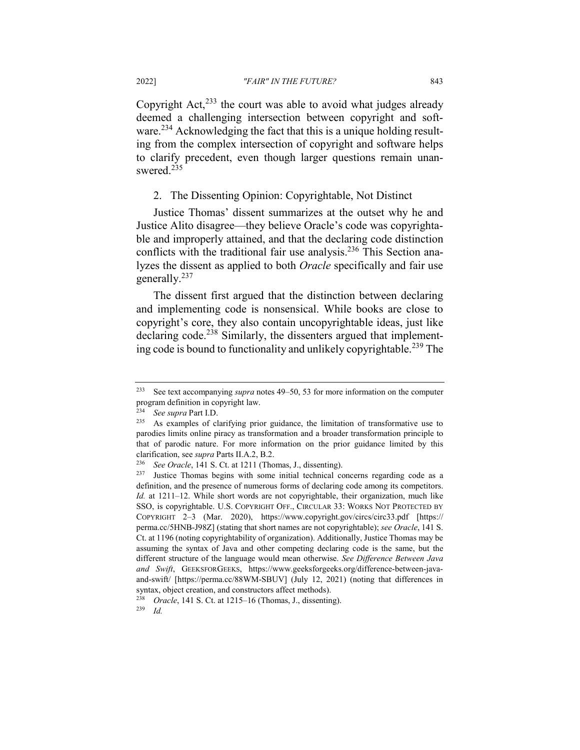Copyright Act,[233] the court was able to avoid what judges already deemed a challenging intersection between copyright and software.[234] Acknowledging the fact that this is a unique holding resulting from the complex intersection of copyright and software helps to clarify precedent, even though larger questions remain unanswered.[235]

2. The Dissenting Opinion: Copyrightable, Not Distinct

Justice Thomas' dissent summarizes at the outset why he and Justice Alito disagree—they believe Oracle's code was copyrightable and improperly attained, and that the declaring code distinction conflicts with the traditional fair use analysis.[236] This Section analyzes the dissent as applied to both *Oracle* specifically and fair use generally.[237]

The dissent first argued that the distinction between declaring and implementing code is nonsensical. While books are close to copyright's core, they also contain uncopyrightable ideas, just like declaring code.[238] Similarly, the dissenters argued that implementing code is bound to functionality and unlikely copyrightable.[239] The

---

[233] See text accompanying *supra* notes 49–50, 53 for more information on the computer program definition in copyright law.

[234] *See supra* Part I.D.

[235] As examples of clarifying prior guidance, the limitation of transformative use to parodies limits online piracy as transformation and a broader transformation principle to that of parodic nature. For more information on the prior guidance limited by this clarification, see *supra* Parts II.A.2, B.2.

[236] *See Oracle*, 141 S. Ct. at 1211 (Thomas, J., dissenting).

[237] Justice Thomas begins with some initial technical concerns regarding code as a definition, and the presence of numerous forms of declaring code among its competitors. *Id.* at 1211–12. While short words are not copyrightable, their organization, much like SSO, is copyrightable. U.S. COPYRIGHT OFF., CIRCULAR 33: WORKS NOT PROTECTED BY COPYRIGHT 2–3 (Mar. 2020), https://www.copyright.gov/circs/circ33.pdf [https://perma.cc/5HNB-J98Z] (stating that short names are not copyrightable); *see Oracle*, 141 S. Ct. at 1196 (noting copyrightability of organization). Additionally, Justice Thomas may be assuming the syntax of Java and other competing declaring code is the same, but the different structure of the language would mean otherwise. *See Difference Between Java and Swift*, GEEKSFORGEEKS, https://www.geeksforgeeks.org/difference-between-java-and-swift/ [https://perma.cc/88WM-SBUV] (July 12, 2021) (noting that differences in syntax, object creation, and constructors affect methods).

[238] *Oracle*, 141 S. Ct. at 1215–16 (Thomas, J., dissenting).

[239] *Id.*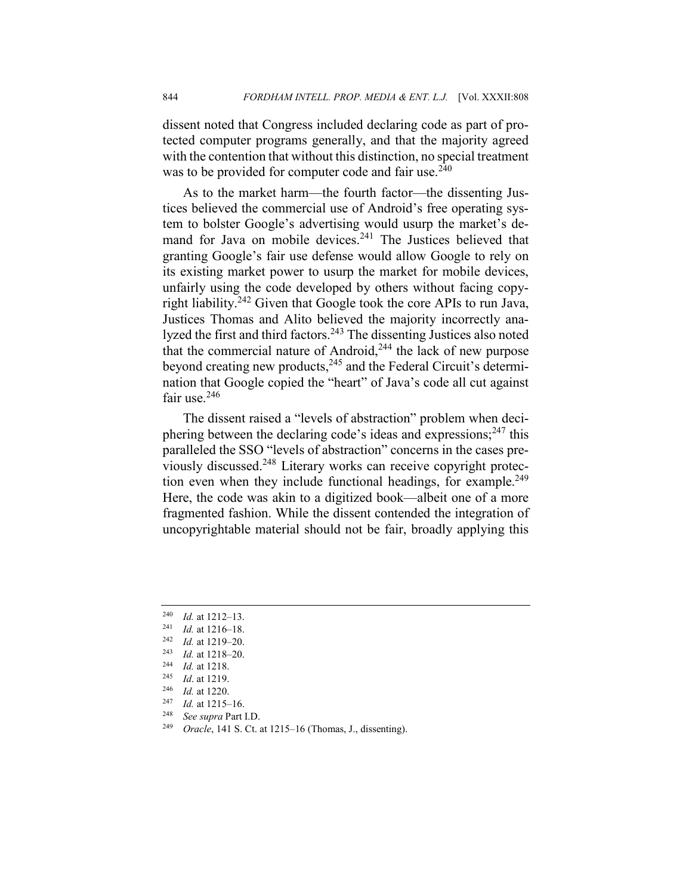dissent noted that Congress included declaring code as part of protected computer programs generally, and that the majority agreed with the contention that without this distinction, no special treatment was to be provided for computer code and fair use.[240]

As to the market harm—the fourth factor—the dissenting Justices believed the commercial use of Android's free operating system to bolster Google's advertising would usurp the market's demand for Java on mobile devices.[241] The Justices believed that granting Google's fair use defense would allow Google to rely on its existing market power to usurp the market for mobile devices, unfairly using the code developed by others without facing copyright liability.[242] Given that Google took the core APIs to run Java, Justices Thomas and Alito believed the majority incorrectly analyzed the first and third factors.[243] The dissenting Justices also noted that the commercial nature of Android,[244] the lack of new purpose beyond creating new products,[245] and the Federal Circuit's determination that Google copied the "heart" of Java's code all cut against fair use.[246]

The dissent raised a "levels of abstraction" problem when deciphering between the declaring code's ideas and expressions;[247] this paralleled the SSO "levels of abstraction" concerns in the cases previously discussed.[248] Literary works can receive copyright protection even when they include functional headings, for example.[249] Here, the code was akin to a digitized book—albeit one of a more fragmented fashion. While the dissent contended the integration of uncopyrightable material should not be fair, broadly applying this

---

[240] *Id.* at 1212–13.

[241] *Id.* at 1216–18.

[242] *Id.* at 1219–20.

[243] *Id.* at 1218–20.

[244] *Id.* at 1218.

[245] *Id*. at 1219.

[246] *Id.* at 1220.

[247] *Id.* at 1215–16.

[248] *See supra* Part I.D.

[249] *Oracle*, 141 S. Ct. at 1215–16 (Thomas, J., dissenting).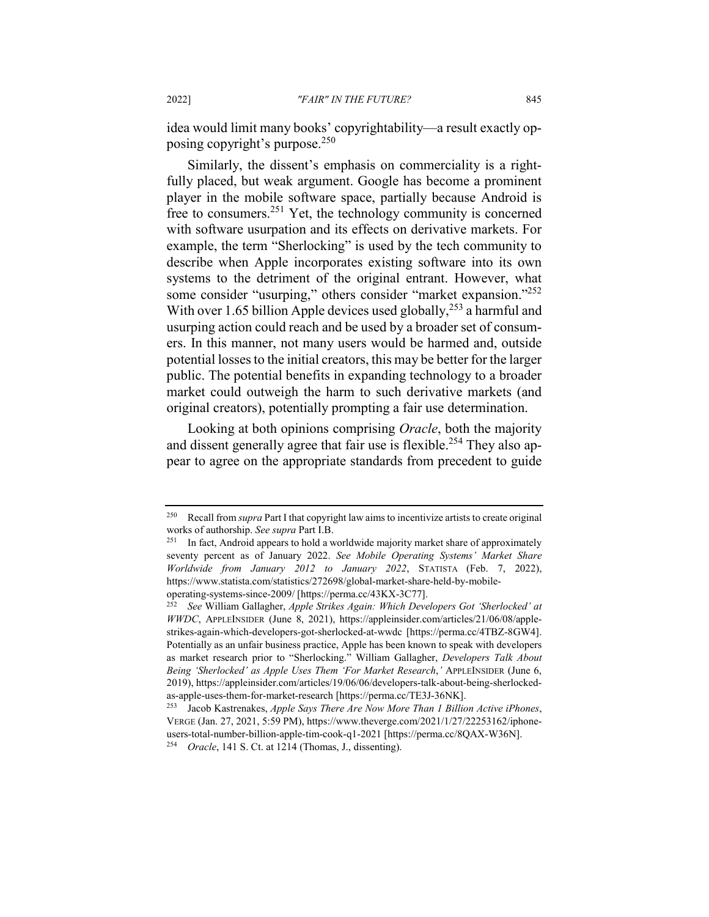idea would limit many books' copyrightability—a result exactly opposing copyright's purpose.[250]

Similarly, the dissent's emphasis on commerciality is a rightfully placed, but weak argument. Google has become a prominent player in the mobile software space, partially because Android is free to consumers.[251] Yet, the technology community is concerned with software usurpation and its effects on derivative markets. For example, the term "Sherlocking" is used by the tech community to describe when Apple incorporates existing software into its own systems to the detriment of the original entrant. However, what some consider "usurping," others consider "market expansion."[252] With over 1.65 billion Apple devices used globally,[253] a harmful and usurping action could reach and be used by a broader set of consumers. In this manner, not many users would be harmed and, outside potential losses to the initial creators, this may be better for the larger public. The potential benefits in expanding technology to a broader market could outweigh the harm to such derivative markets (and original creators), potentially prompting a fair use determination.

Looking at both opinions comprising *Oracle*, both the majority and dissent generally agree that fair use is flexible.[254] They also appear to agree on the appropriate standards from precedent to guide

---

[250] Recall from *supra* Part I that copyright law aims to incentivize artists to create original works of authorship. *See supra* Part I.B.

[251] In fact, Android appears to hold a worldwide majority market share of approximately seventy percent as of January 2022. *See Mobile Operating Systems' Market Share Worldwide from January 2012 to January 2022*, STATISTA (Feb. 7, 2022), https://www.statista.com/statistics/272698/global-market-share-held-by-mobile-operating-systems-since-2009/ [https://perma.cc/43KX-3C77].

[252] *See* William Gallagher, *Apple Strikes Again: Which Developers Got 'Sherlocked' at WWDC*, APPLEINSIDER (June 8, 2021), https://appleinsider.com/articles/21/06/08/apple-strikes-again-which-developers-got-sherlocked-at-wwdc [https://perma.cc/4TBZ-8GW4]. Potentially as an unfair business practice, Apple has been known to speak with developers as market research prior to "Sherlocking." William Gallagher, *Developers Talk About Being 'Sherlocked' as Apple Uses Them 'For Market Research*,*'* APPLEINSIDER (June 6, 2019), https://appleinsider.com/articles/19/06/06/developers-talk-about-being-sherlocked-as-apple-uses-them-for-market-research [https://perma.cc/TE3J-36NK].

[253] Jacob Kastrenakes, *Apple Says There Are Now More Than 1 Billion Active iPhones*, VERGE (Jan. 27, 2021, 5:59 PM), https://www.theverge.com/2021/1/27/22253162/iphone-users-total-number-billion-apple-tim-cook-q1-2021 [https://perma.cc/8QAX-W36N].

[254] *Oracle*, 141 S. Ct. at 1214 (Thomas, J., dissenting).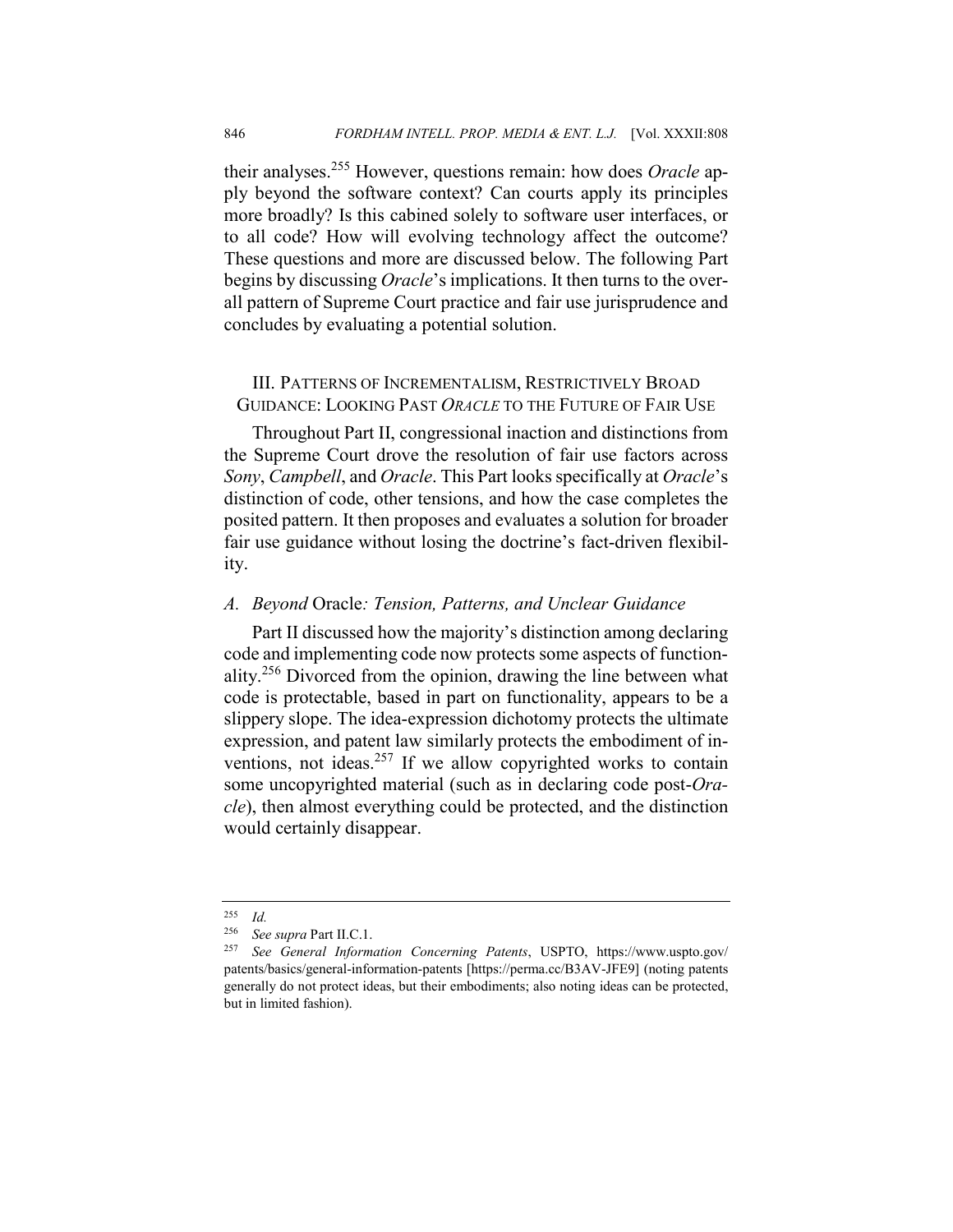their analyses.[255] However, questions remain: how does *Oracle* apply beyond the software context? Can courts apply its principles more broadly? Is this cabined solely to software user interfaces, or to all code? How will evolving technology affect the outcome? These questions and more are discussed below. The following Part begins by discussing *Oracle*'s implications. It then turns to the overall pattern of Supreme Court practice and fair use jurisprudence and concludes by evaluating a potential solution.

## III. PATTERNS OF INCREMENTALISM, RESTRICTIVELY BROAD GUIDANCE: LOOKING PAST *ORACLE* TO THE FUTURE OF FAIR USE

Throughout Part II, congressional inaction and distinctions from the Supreme Court drove the resolution of fair use factors across *Sony*, *Campbell*, and *Oracle*. This Part looks specifically at *Oracle*'s distinction of code, other tensions, and how the case completes the posited pattern. It then proposes and evaluates a solution for broader fair use guidance without losing the doctrine's fact-driven flexibility.

### *A. Beyond* Oracle*: Tension, Patterns, and Unclear Guidance*

Part II discussed how the majority's distinction among declaring code and implementing code now protects some aspects of functionality.[256] Divorced from the opinion, drawing the line between what code is protectable, based in part on functionality, appears to be a slippery slope. The idea-expression dichotomy protects the ultimate expression, and patent law similarly protects the embodiment of inventions, not ideas.[257] If we allow copyrighted works to contain some uncopyrighted material (such as in declaring code post-*Oracle*), then almost everything could be protected, and the distinction would certainly disappear.

---

[255] *Id.*

[256] *See supra* Part II.C.1.

[257] *See General Information Concerning Patents*, USPTO, https://www.uspto.gov/patents/basics/general-information-patents [https://perma.cc/B3AV-JFE9] (noting patents generally do not protect ideas, but their embodiments; also noting ideas can be protected, but in limited fashion).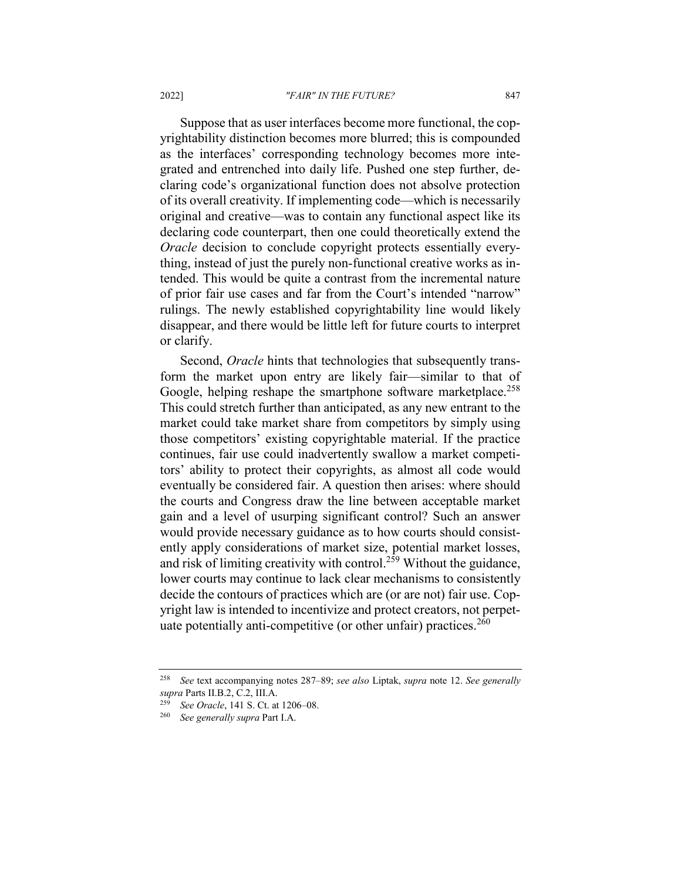Suppose that as user interfaces become more functional, the copyrightability distinction becomes more blurred; this is compounded as the interfaces' corresponding technology becomes more integrated and entrenched into daily life. Pushed one step further, declaring code's organizational function does not absolve protection of its overall creativity. If implementing code—which is necessarily original and creative—was to contain any functional aspect like its declaring code counterpart, then one could theoretically extend the *Oracle* decision to conclude copyright protects essentially everything, instead of just the purely non-functional creative works as intended. This would be quite a contrast from the incremental nature of prior fair use cases and far from the Court's intended "narrow" rulings. The newly established copyrightability line would likely disappear, and there would be little left for future courts to interpret or clarify.

Second, *Oracle* hints that technologies that subsequently transform the market upon entry are likely fair—similar to that of Google, helping reshape the smartphone software marketplace.[258] This could stretch further than anticipated, as any new entrant to the market could take market share from competitors by simply using those competitors' existing copyrightable material. If the practice continues, fair use could inadvertently swallow a market competitors' ability to protect their copyrights, as almost all code would eventually be considered fair. A question then arises: where should the courts and Congress draw the line between acceptable market gain and a level of usurping significant control? Such an answer would provide necessary guidance as to how courts should consistently apply considerations of market size, potential market losses, and risk of limiting creativity with control.[259] Without the guidance, lower courts may continue to lack clear mechanisms to consistently decide the contours of practices which are (or are not) fair use. Copyright law is intended to incentivize and protect creators, not perpetuate potentially anti-competitive (or other unfair) practices.[260]

---

[258] *See* text accompanying notes 287–89; *see also* Liptak, *supra* note 12. *See generally supra* Parts II.B.2, C.2, III.A.

[259] *See Oracle*, 141 S. Ct. at 1206–08.

[260] *See generally supra* Part I.A.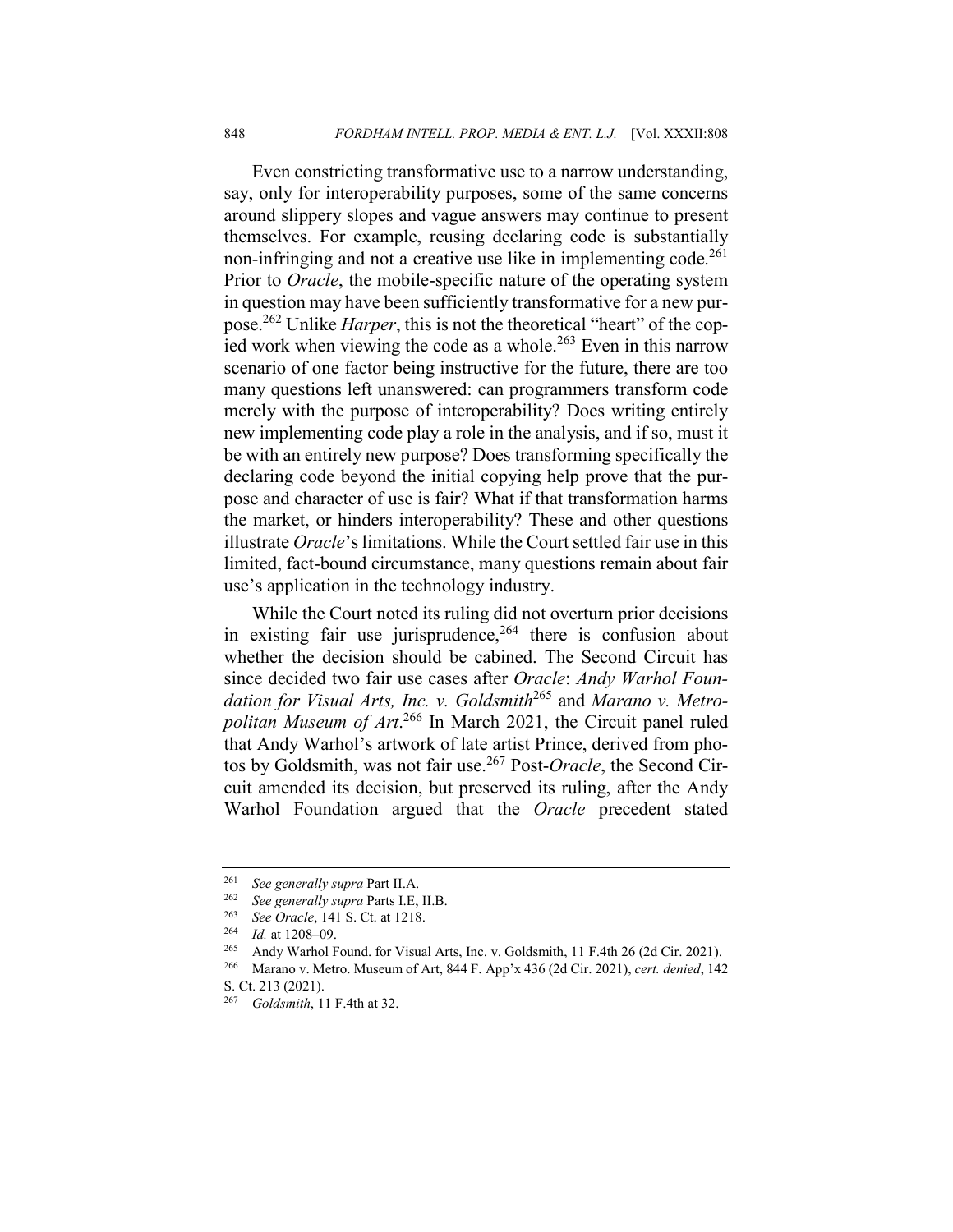Even constricting transformative use to a narrow understanding, say, only for interoperability purposes, some of the same concerns around slippery slopes and vague answers may continue to present themselves. For example, reusing declaring code is substantially non-infringing and not a creative use like in implementing code.[261] Prior to *Oracle*, the mobile-specific nature of the operating system in question may have been sufficiently transformative for a new purpose.[262] Unlike *Harper*, this is not the theoretical "heart" of the copied work when viewing the code as a whole.[263] Even in this narrow scenario of one factor being instructive for the future, there are too many questions left unanswered: can programmers transform code merely with the purpose of interoperability? Does writing entirely new implementing code play a role in the analysis, and if so, must it be with an entirely new purpose? Does transforming specifically the declaring code beyond the initial copying help prove that the purpose and character of use is fair? What if that transformation harms the market, or hinders interoperability? These and other questions illustrate *Oracle*'s limitations. While the Court settled fair use in this limited, fact-bound circumstance, many questions remain about fair use's application in the technology industry.

While the Court noted its ruling did not overturn prior decisions in existing fair use jurisprudence,[264] there is confusion about whether the decision should be cabined. The Second Circuit has since decided two fair use cases after *Oracle*: *Andy Warhol Foundation for Visual Arts, Inc. v. Goldsmith*[265] and *Marano v. Metropolitan Museum of Art*.[266] In March 2021, the Circuit panel ruled that Andy Warhol's artwork of late artist Prince, derived from photos by Goldsmith, was not fair use.[267] Post-*Oracle*, the Second Circuit amended its decision, but preserved its ruling, after the Andy Warhol Foundation argued that the *Oracle* precedent stated

---

[261] *See generally supra* Part II.A.

[262] *See generally supra* Parts I.E, II.B.

[263] *See Oracle*, 141 S. Ct. at 1218.

[264] *Id.* at 1208–09.

[265] Andy Warhol Found. for Visual Arts, Inc. v. Goldsmith, 11 F.4th 26 (2d Cir. 2021).

[266] Marano v. Metro. Museum of Art, 844 F. App'x 436 (2d Cir. 2021), *cert. denied*, 142 S. Ct. 213 (2021).

[267] *Goldsmith*, 11 F.4th at 32.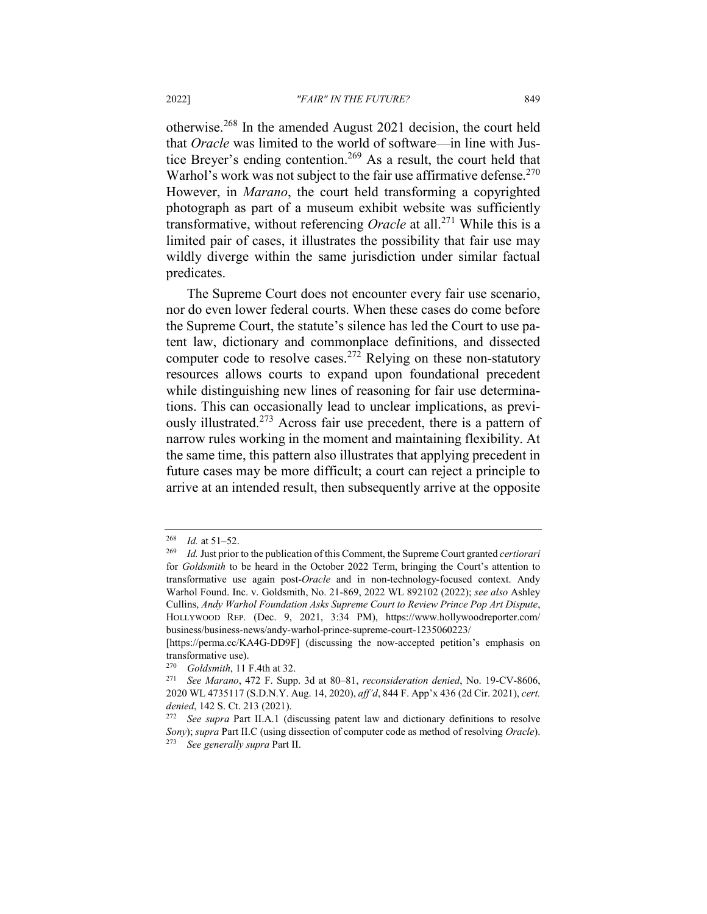otherwise.[268] In the amended August 2021 decision, the court held that *Oracle* was limited to the world of software—in line with Justice Breyer's ending contention.[269] As a result, the court held that Warhol's work was not subject to the fair use affirmative defense.[270] However, in *Marano*, the court held transforming a copyrighted photograph as part of a museum exhibit website was sufficiently transformative, without referencing *Oracle* at all.[271] While this is a limited pair of cases, it illustrates the possibility that fair use may wildly diverge within the same jurisdiction under similar factual predicates.

The Supreme Court does not encounter every fair use scenario, nor do even lower federal courts. When these cases do come before the Supreme Court, the statute's silence has led the Court to use patent law, dictionary and commonplace definitions, and dissected computer code to resolve cases.[272] Relying on these non-statutory resources allows courts to expand upon foundational precedent while distinguishing new lines of reasoning for fair use determinations. This can occasionally lead to unclear implications, as previously illustrated.[273] Across fair use precedent, there is a pattern of narrow rules working in the moment and maintaining flexibility. At the same time, this pattern also illustrates that applying precedent in future cases may be more difficult; a court can reject a principle to arrive at an intended result, then subsequently arrive at the opposite

---

[268] *Id.* at 51–52.

[269] *Id.* Just prior to the publication of this Comment, the Supreme Court granted *certiorari* for *Goldsmith* to be heard in the October 2022 Term, bringing the Court's attention to transformative use again post-*Oracle* and in non-technology-focused context. Andy Warhol Found. Inc. v. Goldsmith, No. 21-869, 2022 WL 892102 (2022); *see also* Ashley Cullins, *Andy Warhol Foundation Asks Supreme Court to Review Prince Pop Art Dispute*, HOLLYWOOD REP. (Dec. 9, 2021, 3:34 PM), https://www.hollywoodreporter.com/business/business-news/andy-warhol-prince-supreme-court-1235060223/ [https://perma.cc/KA4G-DD9F] (discussing the now-accepted petition's emphasis on transformative use).

[270] *Goldsmith*, 11 F.4th at 32.

[271] *See Marano*, 472 F. Supp. 3d at 80–81, *reconsideration denied*, No. 19-CV-8606, 2020 WL 4735117 (S.D.N.Y. Aug. 14, 2020), *aff'd*, 844 F. App'x 436 (2d Cir. 2021), *cert. denied*, 142 S. Ct. 213 (2021).

[272] *See supra* Part II.A.1 (discussing patent law and dictionary definitions to resolve *Sony*); *supra* Part II.C (using dissection of computer code as method of resolving *Oracle*).

[273] *See generally supra* Part II.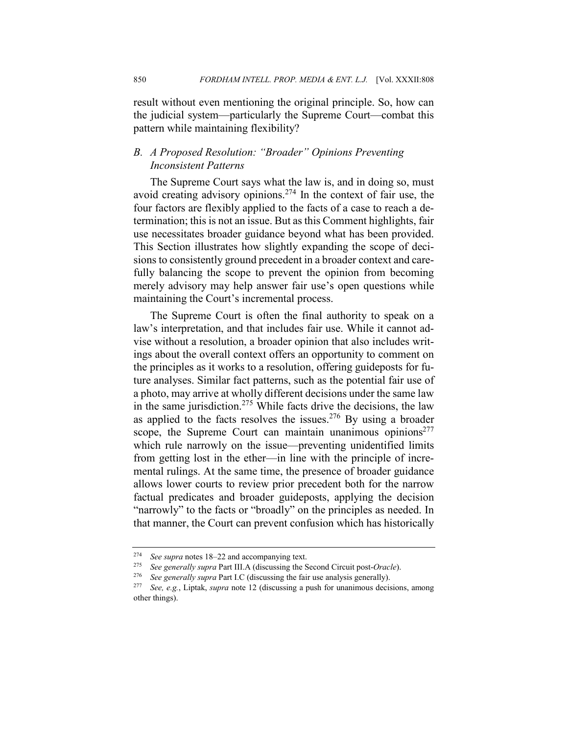result without even mentioning the original principle. So, how can the judicial system—particularly the Supreme Court—combat this pattern while maintaining flexibility?

### *B. A Proposed Resolution: "Broader" Opinions Preventing Inconsistent Patterns*

The Supreme Court says what the law is, and in doing so, must avoid creating advisory opinions.[274] In the context of fair use, the four factors are flexibly applied to the facts of a case to reach a determination; this is not an issue. But as this Comment highlights, fair use necessitates broader guidance beyond what has been provided. This Section illustrates how slightly expanding the scope of decisions to consistently ground precedent in a broader context and carefully balancing the scope to prevent the opinion from becoming merely advisory may help answer fair use's open questions while maintaining the Court's incremental process.

The Supreme Court is often the final authority to speak on a law's interpretation, and that includes fair use. While it cannot advise without a resolution, a broader opinion that also includes writings about the overall context offers an opportunity to comment on the principles as it works to a resolution, offering guideposts for future analyses. Similar fact patterns, such as the potential fair use of a photo, may arrive at wholly different decisions under the same law in the same jurisdiction.[275] While facts drive the decisions, the law as applied to the facts resolves the issues.[276] By using a broader scope, the Supreme Court can maintain unanimous opinions[277] which rule narrowly on the issue—preventing unidentified limits from getting lost in the ether—in line with the principle of incremental rulings. At the same time, the presence of broader guidance allows lower courts to review prior precedent both for the narrow factual predicates and broader guideposts, applying the decision "narrowly" to the facts or "broadly" on the principles as needed. In that manner, the Court can prevent confusion which has historically

---

[274] *See supra* notes 18–22 and accompanying text.

[275] *See generally supra* Part III.A (discussing the Second Circuit post-*Oracle*).

[276] *See generally supra* Part I.C (discussing the fair use analysis generally).

[277] *See, e.g.*, Liptak, *supra* note 12 (discussing a push for unanimous decisions, among other things).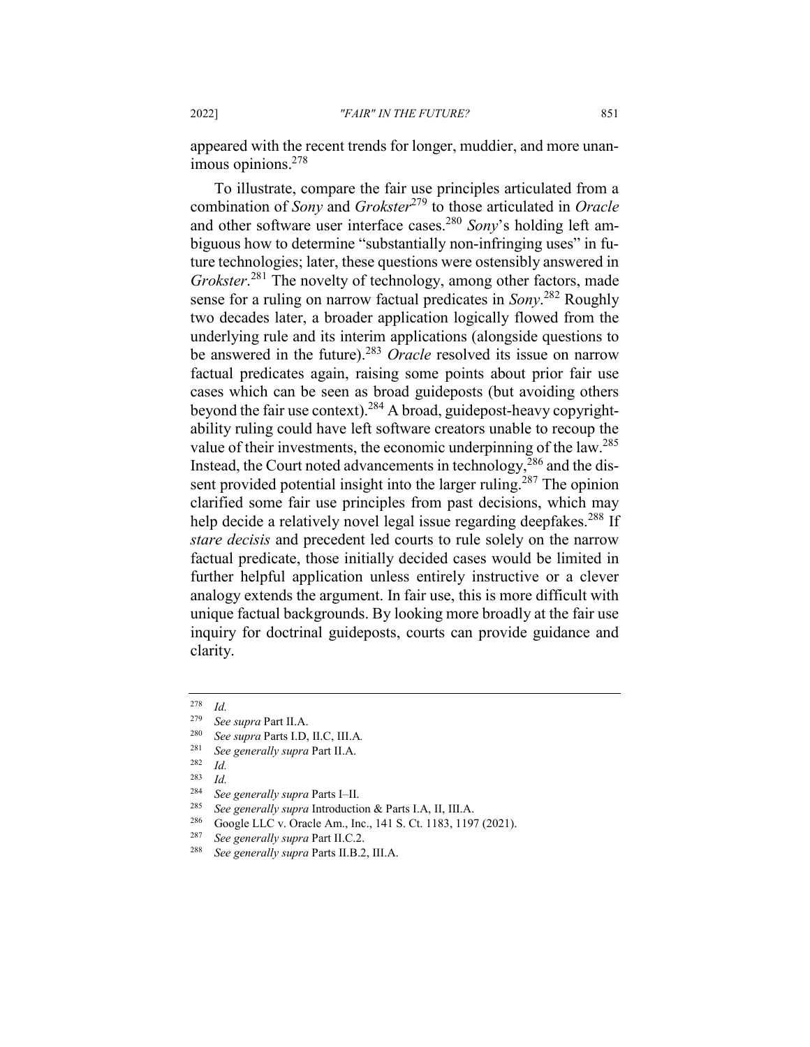appeared with the recent trends for longer, muddier, and more unanimous opinions.[278]

To illustrate, compare the fair use principles articulated from a combination of *Sony* and *Grokster*[279] to those articulated in *Oracle* and other software user interface cases.[280] *Sony*'s holding left ambiguous how to determine "substantially non-infringing uses" in future technologies; later, these questions were ostensibly answered in *Grokster*.[281] The novelty of technology, among other factors, made sense for a ruling on narrow factual predicates in *Sony*.[282] Roughly two decades later, a broader application logically flowed from the underlying rule and its interim applications (alongside questions to be answered in the future).[283] *Oracle* resolved its issue on narrow factual predicates again, raising some points about prior fair use cases which can be seen as broad guideposts (but avoiding others beyond the fair use context).[284] A broad, guidepost-heavy copyrightability ruling could have left software creators unable to recoup the value of their investments, the economic underpinning of the law.[285] Instead, the Court noted advancements in technology,[286] and the dissent provided potential insight into the larger ruling.[287] The opinion clarified some fair use principles from past decisions, which may help decide a relatively novel legal issue regarding deepfakes.[288] If *stare decisis* and precedent led courts to rule solely on the narrow factual predicate, those initially decided cases would be limited in further helpful application unless entirely instructive or a clever analogy extends the argument. In fair use, this is more difficult with unique factual backgrounds. By looking more broadly at the fair use inquiry for doctrinal guideposts, courts can provide guidance and clarity.

---

[278] *Id.*

[279] *See supra* Part II.A.

[280] *See supra* Parts I.D, II.C, III.A.

[281] *See generally supra* Part II.A.

[282] *Id.*

[283] *Id.*

[284] *See generally supra* Parts I–II.

[285] *See generally supra* Introduction & Parts I.A, II, III.A.

[286] Google LLC v. Oracle Am., Inc., 141 S. Ct. 1183, 1197 (2021).

[287] *See generally supra* Part II.C.2.

[288] *See generally supra* Parts II.B.2, III.A.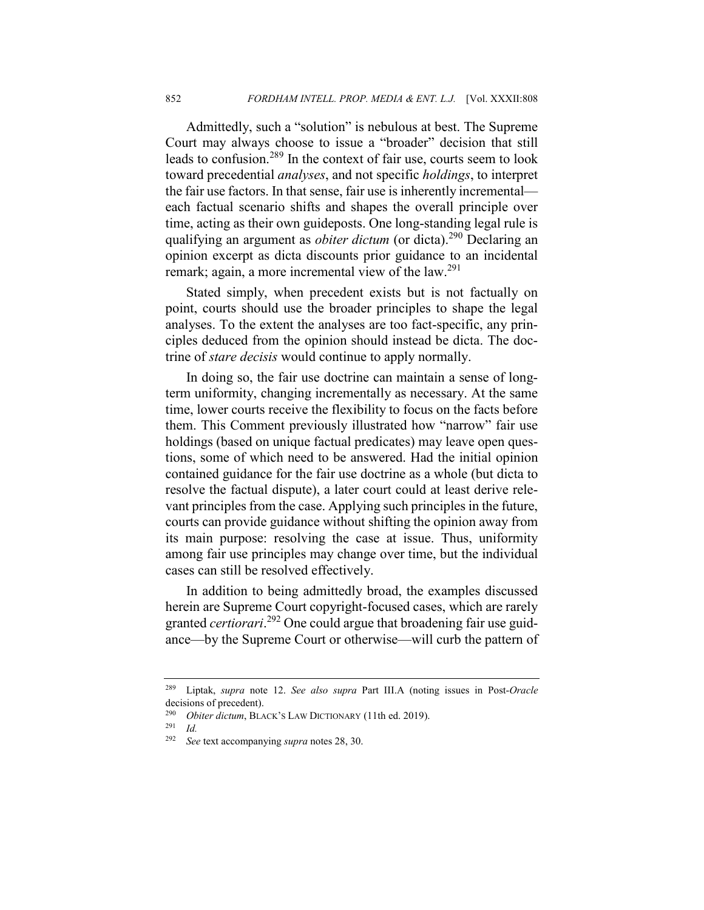Admittedly, such a "solution" is nebulous at best. The Supreme Court may always choose to issue a "broader" decision that still leads to confusion.[289] In the context of fair use, courts seem to look toward precedential *analyses*, and not specific *holdings*, to interpret the fair use factors. In that sense, fair use is inherently incremental—each factual scenario shifts and shapes the overall principle over time, acting as their own guideposts. One long-standing legal rule is qualifying an argument as *obiter dictum* (or dicta).[290] Declaring an opinion excerpt as dicta discounts prior guidance to an incidental remark; again, a more incremental view of the law.[291]

Stated simply, when precedent exists but is not factually on point, courts should use the broader principles to shape the legal analyses. To the extent the analyses are too fact-specific, any principles deduced from the opinion should instead be dicta. The doctrine of *stare decisis* would continue to apply normally.

In doing so, the fair use doctrine can maintain a sense of long-term uniformity, changing incrementally as necessary. At the same time, lower courts receive the flexibility to focus on the facts before them. This Comment previously illustrated how "narrow" fair use holdings (based on unique factual predicates) may leave open questions, some of which need to be answered. Had the initial opinion contained guidance for the fair use doctrine as a whole (but dicta to resolve the factual dispute), a later court could at least derive relevant principles from the case. Applying such principles in the future, courts can provide guidance without shifting the opinion away from its main purpose: resolving the case at issue. Thus, uniformity among fair use principles may change over time, but the individual cases can still be resolved effectively.

In addition to being admittedly broad, the examples discussed herein are Supreme Court copyright-focused cases, which are rarely granted *certiorari*.[292] One could argue that broadening fair use guidance—by the Supreme Court or otherwise—will curb the pattern of

---

[289] Liptak, *supra* note 12. *See also supra* Part III.A (noting issues in Post-*Oracle* decisions of precedent).

[290] *Obiter dictum*, BLACK'S LAW DICTIONARY (11th ed. 2019).

[291] *Id.*

[292] *See* text accompanying *supra* notes 28, 30.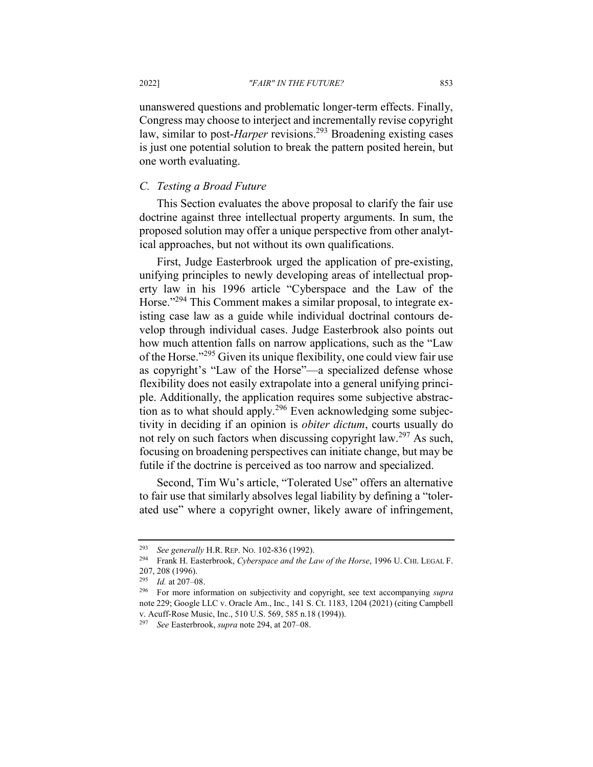unanswered questions and problematic longer-term effects. Finally, Congress may choose to interject and incrementally revise copyright law, similar to post-*Harper* revisions.[293] Broadening existing cases is just one potential solution to break the pattern posited herein, but one worth evaluating.

### *C. Testing a Broad Future*

This Section evaluates the above proposal to clarify the fair use doctrine against three intellectual property arguments. In sum, the proposed solution may offer a unique perspective from other analytical approaches, but not without its own qualifications.

First, Judge Easterbrook urged the application of pre-existing, unifying principles to newly developing areas of intellectual property law in his 1996 article "Cyberspace and the Law of the Horse."[294] This Comment makes a similar proposal, to integrate existing case law as a guide while individual doctrinal contours develop through individual cases. Judge Easterbrook also points out how much attention falls on narrow applications, such as the "Law of the Horse."[295] Given its unique flexibility, one could view fair use as copyright's "Law of the Horse"—a specialized defense whose flexibility does not easily extrapolate into a general unifying principle. Additionally, the application requires some subjective abstraction as to what should apply.[296] Even acknowledging some subjectivity in deciding if an opinion is *obiter dictum*, courts usually do not rely on such factors when discussing copyright law.[297] As such, focusing on broadening perspectives can initiate change, but may be futile if the doctrine is perceived as too narrow and specialized.

Second, Tim Wu's article, "Tolerated Use" offers an alternative to fair use that similarly absolves legal liability by defining a "tolerated use" where a copyright owner, likely aware of infringement,

---

[293] *See generally* H.R. REP. NO. 102-836 (1992).

[294] Frank H. Easterbrook, *Cyberspace and the Law of the Horse*, 1996 U. CHI. LEGAL F. 207, 208 (1996).

[295] *Id.* at 207–08.

[296] For more information on subjectivity and copyright, see text accompanying *supra* note 229; Google LLC v. Oracle Am., Inc., 141 S. Ct. 1183, 1204 (2021) (citing Campbell v. Acuff-Rose Music, Inc., 510 U.S. 569, 585 n.18 (1994)).

[297] *See* Easterbrook, *supra* note 294, at 207–08.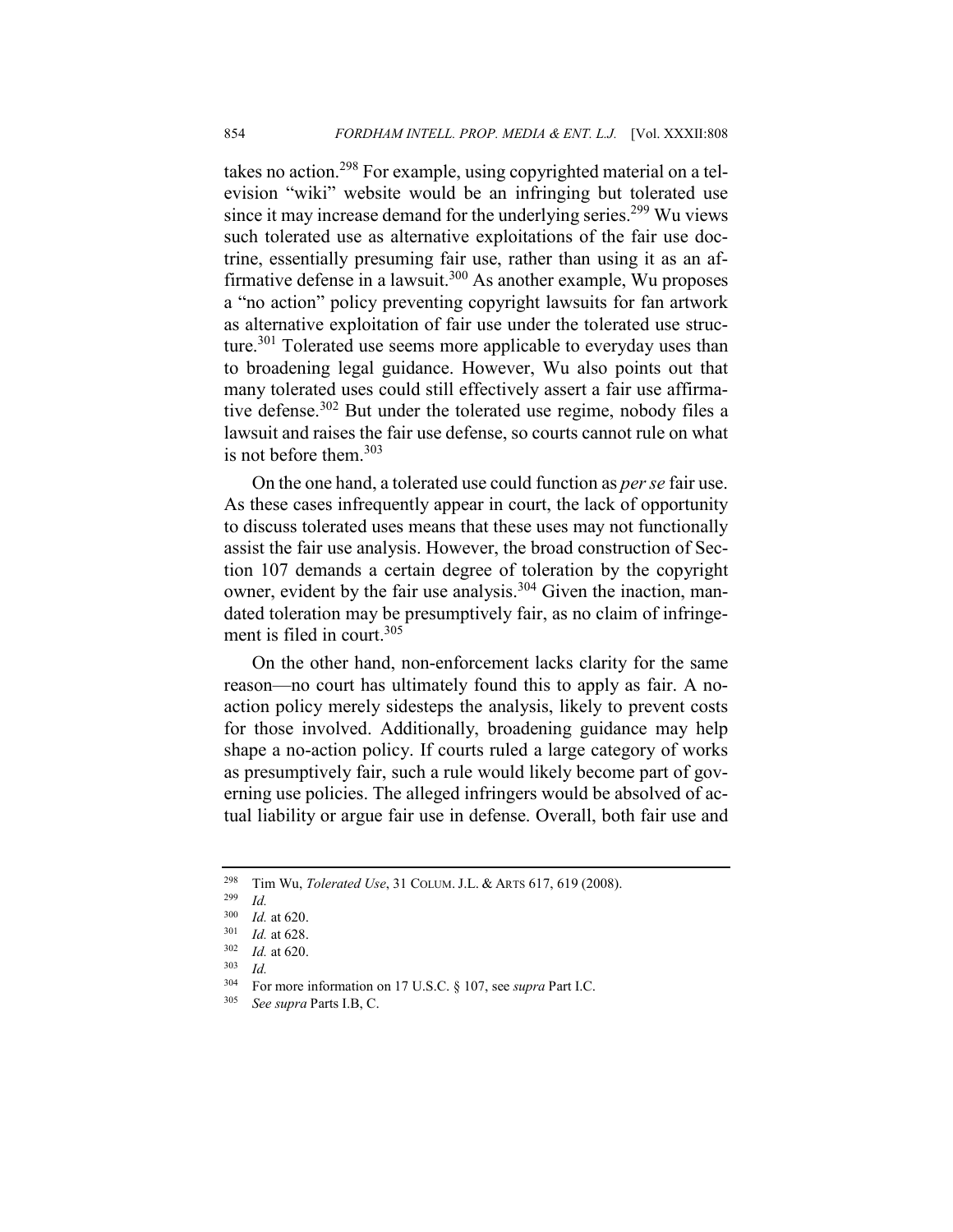takes no action.[298] For example, using copyrighted material on a television "wiki" website would be an infringing but tolerated use since it may increase demand for the underlying series.[299] Wu views such tolerated use as alternative exploitations of the fair use doctrine, essentially presuming fair use, rather than using it as an affirmative defense in a lawsuit.[300] As another example, Wu proposes a "no action" policy preventing copyright lawsuits for fan artwork as alternative exploitation of fair use under the tolerated use structure.[301] Tolerated use seems more applicable to everyday uses than to broadening legal guidance. However, Wu also points out that many tolerated uses could still effectively assert a fair use affirmative defense.[302] But under the tolerated use regime, nobody files a lawsuit and raises the fair use defense, so courts cannot rule on what is not before them.[303]

On the one hand, a tolerated use could function as *per se* fair use. As these cases infrequently appear in court, the lack of opportunity to discuss tolerated uses means that these uses may not functionally assist the fair use analysis. However, the broad construction of Section 107 demands a certain degree of toleration by the copyright owner, evident by the fair use analysis.[304] Given the inaction, mandated toleration may be presumptively fair, as no claim of infringement is filed in court.[305]

On the other hand, non-enforcement lacks clarity for the same reason—no court has ultimately found this to apply as fair. A no-action policy merely sidesteps the analysis, likely to prevent costs for those involved. Additionally, broadening guidance may help shape a no-action policy. If courts ruled a large category of works as presumptively fair, such a rule would likely become part of governing use policies. The alleged infringers would be absolved of actual liability or argue fair use in defense. Overall, both fair use and

---

[298] Tim Wu, *Tolerated Use*, 31 COLUM. J.L. & ARTS 617, 619 (2008).

[299] *Id.*

[300] *Id.* at 620.

[301] *Id.* at 628.

[302] *Id.* at 620.

[303] *Id.*

[304] For more information on 17 U.S.C. § 107, see *supra* Part I.C.

[305] *See supra* Parts I.B, C.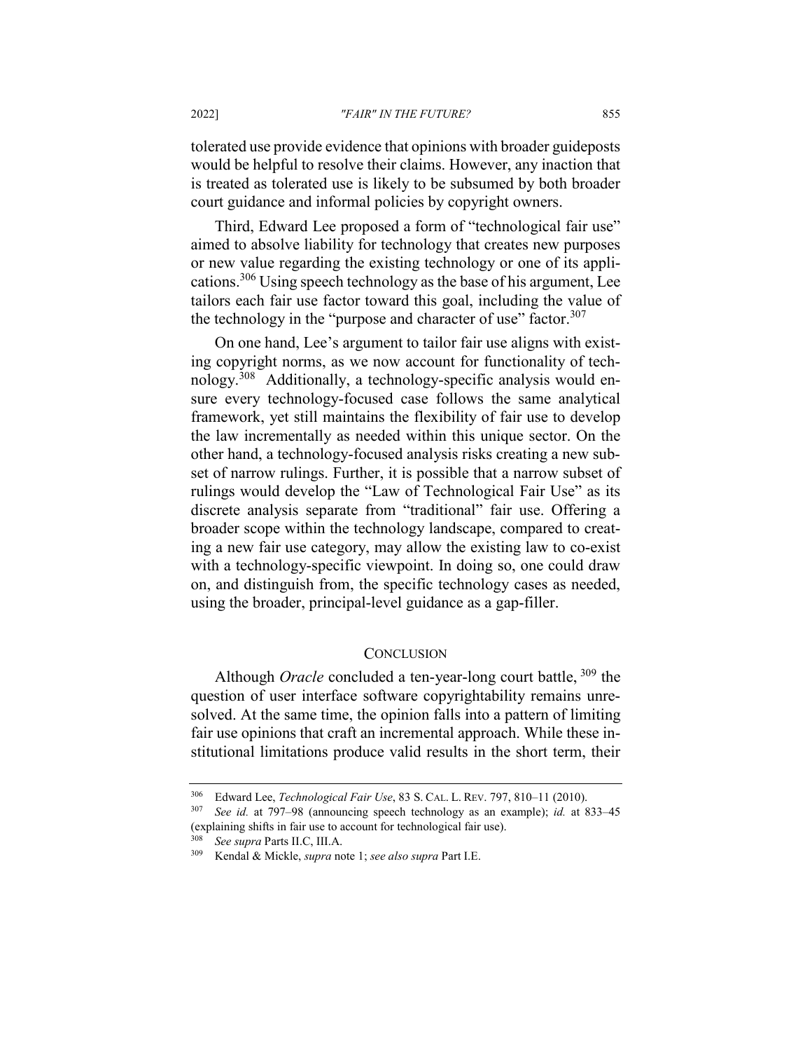tolerated use provide evidence that opinions with broader guideposts would be helpful to resolve their claims. However, any inaction that is treated as tolerated use is likely to be subsumed by both broader court guidance and informal policies by copyright owners.

Third, Edward Lee proposed a form of "technological fair use" aimed to absolve liability for technology that creates new purposes or new value regarding the existing technology or one of its applications.[306] Using speech technology as the base of his argument, Lee tailors each fair use factor toward this goal, including the value of the technology in the "purpose and character of use" factor.[307]

On one hand, Lee's argument to tailor fair use aligns with existing copyright norms, as we now account for functionality of technology.[308] Additionally, a technology-specific analysis would ensure every technology-focused case follows the same analytical framework, yet still maintains the flexibility of fair use to develop the law incrementally as needed within this unique sector. On the other hand, a technology-focused analysis risks creating a new subset of narrow rulings. Further, it is possible that a narrow subset of rulings would develop the "Law of Technological Fair Use" as its discrete analysis separate from "traditional" fair use. Offering a broader scope within the technology landscape, compared to creating a new fair use category, may allow the existing law to co-exist with a technology-specific viewpoint. In doing so, one could draw on, and distinguish from, the specific technology cases as needed, using the broader, principal-level guidance as a gap-filler.

## CONCLUSION

Although *Oracle* concluded a ten-year-long court battle,[309] the question of user interface software copyrightability remains unresolved. At the same time, the opinion falls into a pattern of limiting fair use opinions that craft an incremental approach. While these institutional limitations produce valid results in the short term, their

---

[306] Edward Lee, *Technological Fair Use*, 83 S. CAL. L. REV. 797, 810–11 (2010).

[307] *See id.* at 797–98 (announcing speech technology as an example); *id.* at 833–45 (explaining shifts in fair use to account for technological fair use).

[308] *See supra* Parts II.C, III.A.

[309] Kendal & Mickle, *supra* note 1; *see also supra* Part I.E.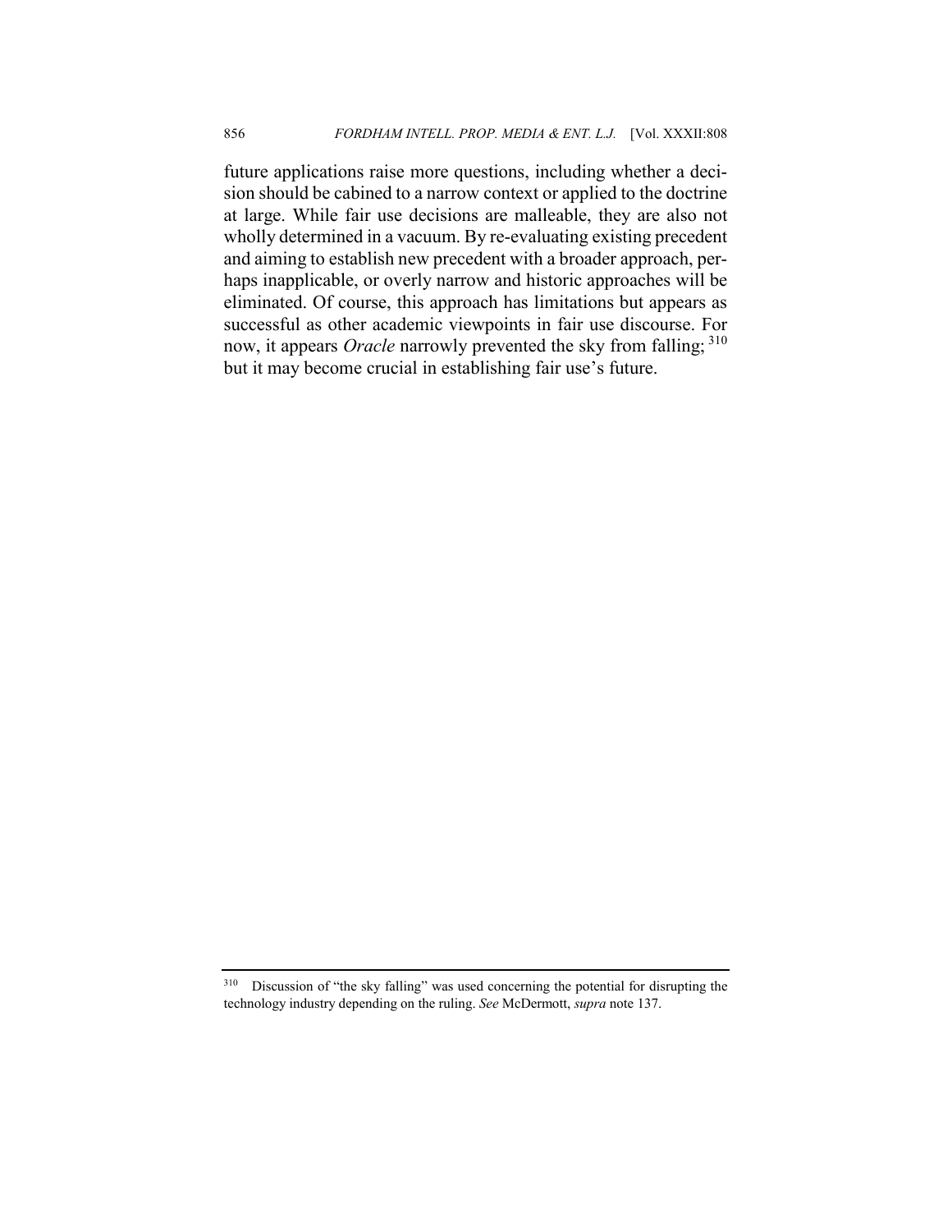future applications raise more questions, including whether a decision should be cabined to a narrow context or applied to the doctrine at large. While fair use decisions are malleable, they are also not wholly determined in a vacuum. By re-evaluating existing precedent and aiming to establish new precedent with a broader approach, perhaps inapplicable, or overly narrow and historic approaches will be eliminated. Of course, this approach has limitations but appears as successful as other academic viewpoints in fair use discourse. For now, it appears *Oracle* narrowly prevented the sky from falling; [310] but it may become crucial in establishing fair use's future.

---

[310] Discussion of "the sky falling" was used concerning the potential for disrupting the technology industry depending on the ruling. *See* McDermott, *supra* note 137.